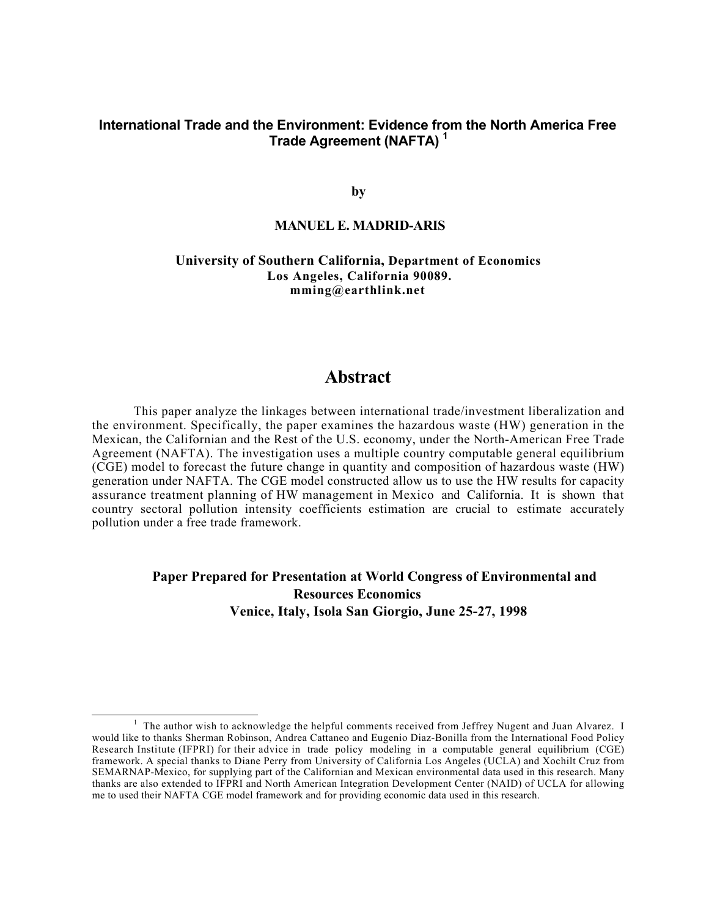# International Trade and the Environment: Evidence from the North America Free Trade Agreement (NAFTA) [1]

**by**

**MANUEL E. MADRID-ARIS**

**University of Southern California, Department of Economics**
**Los Angeles, California 90089.**
**mming@earthlink.net**

## Abstract

This paper analyze the linkages between international trade/investment liberalization and the environment. Specifically, the paper examines the hazardous waste (HW) generation in the Mexican, the Californian and the Rest of the U.S. economy, under the North-American Free Trade Agreement (NAFTA). The investigation uses a multiple country computable general equilibrium (CGE) model to forecast the future change in quantity and composition of hazardous waste (HW) generation under NAFTA. The CGE model constructed allow us to use the HW results for capacity assurance treatment planning of HW management in Mexico and California. It is shown that country sectoral pollution intensity coefficients estimation are crucial to estimate accurately pollution under a free trade framework.

**Paper Prepared for Presentation at World Congress of Environmental and Resources Economics**
**Venice, Italy, Isola San Giorgio, June 25-27, 1998**

---

[1] The author wish to acknowledge the helpful comments received from Jeffrey Nugent and Juan Alvarez. I would like to thanks Sherman Robinson, Andrea Cattaneo and Eugenio Diaz-Bonilla from the International Food Policy Research Institute (IFPRI) for their advice in trade policy modeling in a computable general equilibrium (CGE) framework. A special thanks to Diane Perry from University of California Los Angeles (UCLA) and Xochilt Cruz from SEMARNAP-Mexico, for supplying part of the Californian and Mexican environmental data used in this research. Many thanks are also extended to IFPRI and North American Integration Development Center (NAID) of UCLA for allowing me to used their NAFTA CGE model framework and for providing economic data used in this research.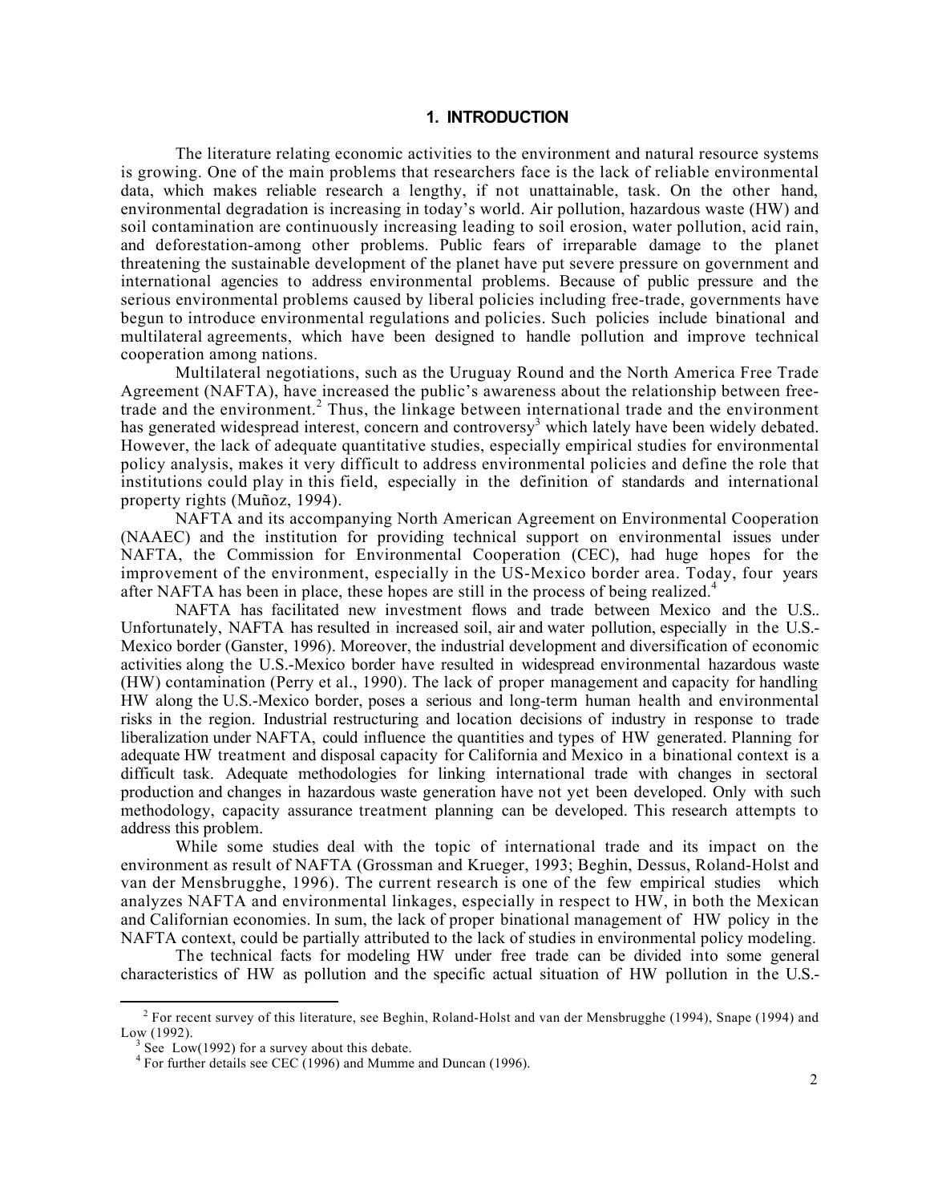# 1. INTRODUCTION

The literature relating economic activities to the environment and natural resource systems is growing. One of the main problems that researchers face is the lack of reliable environmental data, which makes reliable research a lengthy, if not unattainable, task. On the other hand, environmental degradation is increasing in today's world. Air pollution, hazardous waste (HW) and soil contamination are continuously increasing leading to soil erosion, water pollution, acid rain, and deforestation-among other problems. Public fears of irreparable damage to the planet threatening the sustainable development of the planet have put severe pressure on government and international agencies to address environmental problems. Because of public pressure and the serious environmental problems caused by liberal policies including free-trade, governments have begun to introduce environmental regulations and policies. Such policies include binational and multilateral agreements, which have been designed to handle pollution and improve technical cooperation among nations.

Multilateral negotiations, such as the Uruguay Round and the North America Free Trade Agreement (NAFTA), have increased the public's awareness about the relationship between free-trade and the environment.[2] Thus, the linkage between international trade and the environment has generated widespread interest, concern and controversy[3] which lately have been widely debated. However, the lack of adequate quantitative studies, especially empirical studies for environmental policy analysis, makes it very difficult to address environmental policies and define the role that institutions could play in this field, especially in the definition of standards and international property rights (Muñoz, 1994).

NAFTA and its accompanying North American Agreement on Environmental Cooperation (NAAEC) and the institution for providing technical support on environmental issues under NAFTA, the Commission for Environmental Cooperation (CEC), had huge hopes for the improvement of the environment, especially in the US-Mexico border area. Today, four years after NAFTA has been in place, these hopes are still in the process of being realized.[4]

NAFTA has facilitated new investment flows and trade between Mexico and the U.S.. Unfortunately, NAFTA has resulted in increased soil, air and water pollution, especially in the U.S.-Mexico border (Ganster, 1996). Moreover, the industrial development and diversification of economic activities along the U.S.-Mexico border have resulted in widespread environmental hazardous waste (HW) contamination (Perry et al., 1990). The lack of proper management and capacity for handling HW along the U.S.-Mexico border, poses a serious and long-term human health and environmental risks in the region. Industrial restructuring and location decisions of industry in response to trade liberalization under NAFTA, could influence the quantities and types of HW generated. Planning for adequate HW treatment and disposal capacity for California and Mexico in a binational context is a difficult task. Adequate methodologies for linking international trade with changes in sectoral production and changes in hazardous waste generation have not yet been developed. Only with such methodology, capacity assurance treatment planning can be developed. This research attempts to address this problem.

While some studies deal with the topic of international trade and its impact on the environment as result of NAFTA (Grossman and Krueger, 1993; Beghin, Dessus, Roland-Holst and van der Mensbrugghe, 1996). The current research is one of the few empirical studies which analyzes NAFTA and environmental linkages, especially in respect to HW, in both the Mexican and Californian economies. In sum, the lack of proper binational management of HW policy in the NAFTA context, could be partially attributed to the lack of studies in environmental policy modeling.

The technical facts for modeling HW under free trade can be divided into some general characteristics of HW as pollution and the specific actual situation of HW pollution in the U.S.-

---

[2] For recent survey of this literature, see Beghin, Roland-Holst and van der Mensbrugghe (1994), Snape (1994) and Low (1992).

[3] See Low(1992) for a survey about this debate.

[4] For further details see CEC (1996) and Mumme and Duncan (1996).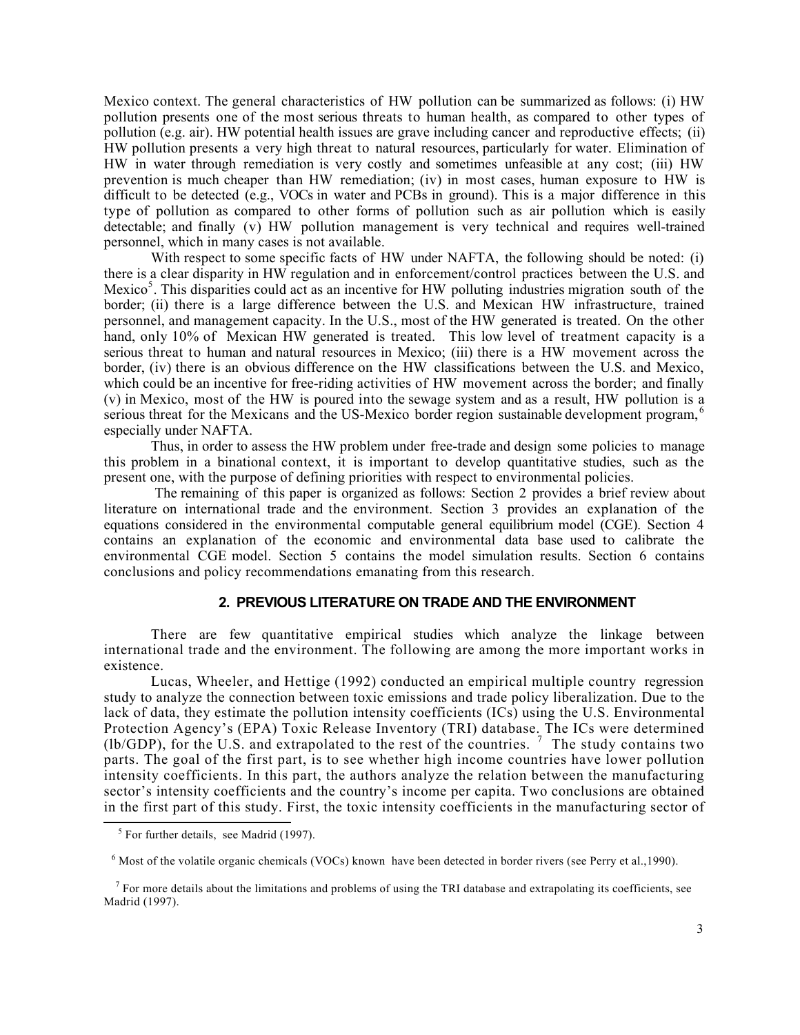Mexico context. The general characteristics of HW pollution can be summarized as follows: (i) HW pollution presents one of the most serious threats to human health, as compared to other types of pollution (e.g. air). HW potential health issues are grave including cancer and reproductive effects; (ii) HW pollution presents a very high threat to natural resources, particularly for water. Elimination of HW in water through remediation is very costly and sometimes unfeasible at any cost; (iii) HW prevention is much cheaper than HW remediation; (iv) in most cases, human exposure to HW is difficult to be detected (e.g., VOCs in water and PCBs in ground). This is a major difference in this type of pollution as compared to other forms of pollution such as air pollution which is easily detectable; and finally (v) HW pollution management is very technical and requires well-trained personnel, which in many cases is not available.

With respect to some specific facts of HW under NAFTA, the following should be noted: (i) there is a clear disparity in HW regulation and in enforcement/control practices between the U.S. and Mexico[5]. This disparities could act as an incentive for HW polluting industries migration south of the border; (ii) there is a large difference between the U.S. and Mexican HW infrastructure, trained personnel, and management capacity. In the U.S., most of the HW generated is treated. On the other hand, only 10% of Mexican HW generated is treated. This low level of treatment capacity is a serious threat to human and natural resources in Mexico; (iii) there is a HW movement across the border, (iv) there is an obvious difference on the HW classifications between the U.S. and Mexico, which could be an incentive for free-riding activities of HW movement across the border; and finally (v) in Mexico, most of the HW is poured into the sewage system and as a result, HW pollution is a serious threat for the Mexicans and the US-Mexico border region sustainable development program,[6] especially under NAFTA.

Thus, in order to assess the HW problem under free-trade and design some policies to manage this problem in a binational context, it is important to develop quantitative studies, such as the present one, with the purpose of defining priorities with respect to environmental policies.

The remaining of this paper is organized as follows: Section 2 provides a brief review about literature on international trade and the environment. Section 3 provides an explanation of the equations considered in the environmental computable general equilibrium model (CGE). Section 4 contains an explanation of the economic and environmental data base used to calibrate the environmental CGE model. Section 5 contains the model simulation results. Section 6 contains conclusions and policy recommendations emanating from this research.

## 2. PREVIOUS LITERATURE ON TRADE AND THE ENVIRONMENT

There are few quantitative empirical studies which analyze the linkage between international trade and the environment. The following are among the more important works in existence.

Lucas, Wheeler, and Hettige (1992) conducted an empirical multiple country regression study to analyze the connection between toxic emissions and trade policy liberalization. Due to the lack of data, they estimate the pollution intensity coefficients (ICs) using the U.S. Environmental Protection Agency's (EPA) Toxic Release Inventory (TRI) database. The ICs were determined (lb/GDP), for the U.S. and extrapolated to the rest of the countries. [7] The study contains two parts. The goal of the first part, is to see whether high income countries have lower pollution intensity coefficients. In this part, the authors analyze the relation between the manufacturing sector's intensity coefficients and the country's income per capita. Two conclusions are obtained in the first part of this study. First, the toxic intensity coefficients in the manufacturing sector of

[5] For further details, see Madrid (1997).

[6] Most of the volatile organic chemicals (VOCs) known have been detected in border rivers (see Perry et al.,1990).

[7] For more details about the limitations and problems of using the TRI database and extrapolating its coefficients, see Madrid (1997).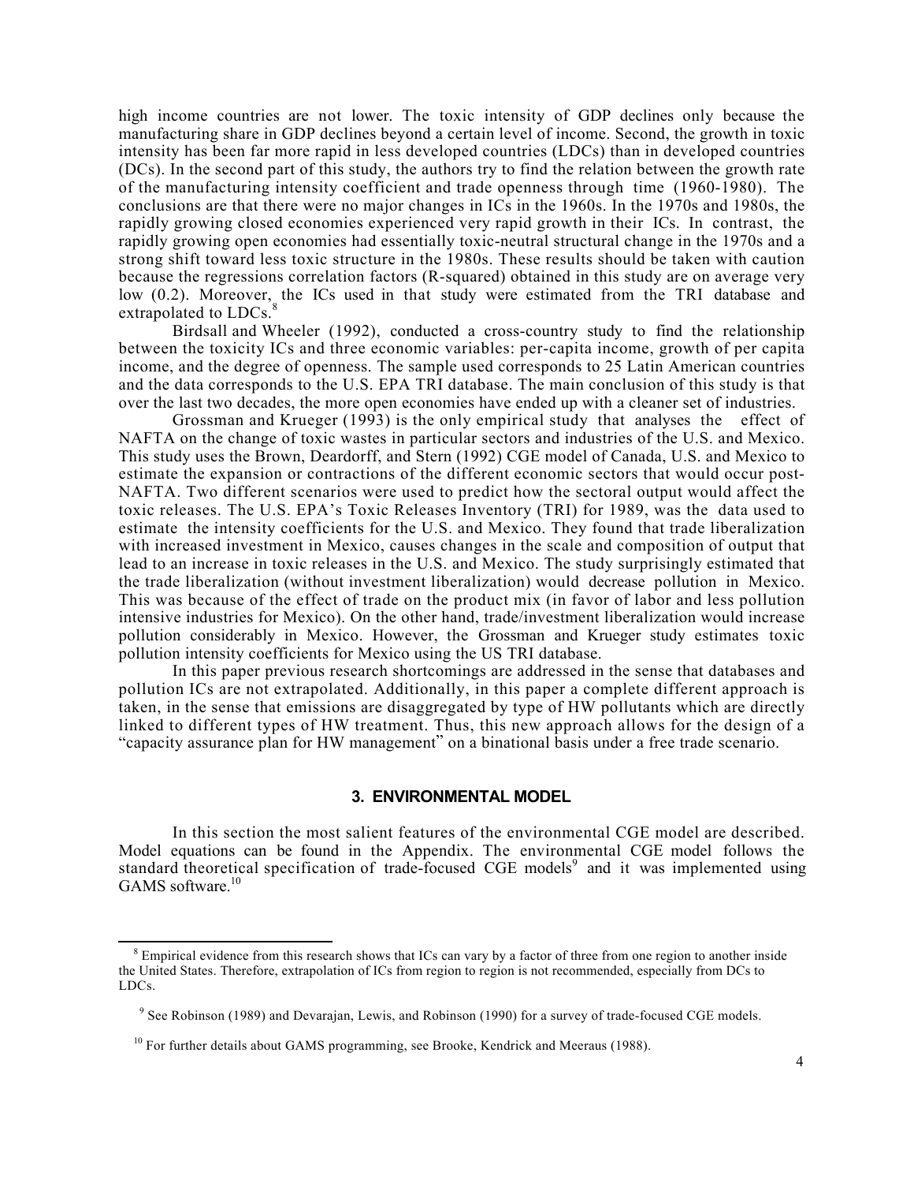high income countries are not lower. The toxic intensity of GDP declines only because the manufacturing share in GDP declines beyond a certain level of income. Second, the growth in toxic intensity has been far more rapid in less developed countries (LDCs) than in developed countries (DCs). In the second part of this study, the authors try to find the relation between the growth rate of the manufacturing intensity coefficient and trade openness through time (1960-1980). The conclusions are that there were no major changes in ICs in the 1960s. In the 1970s and 1980s, the rapidly growing closed economies experienced very rapid growth in their ICs. In contrast, the rapidly growing open economies had essentially toxic-neutral structural change in the 1970s and a strong shift toward less toxic structure in the 1980s. These results should be taken with caution because the regressions correlation factors (R-squared) obtained in this study are on average very low (0.2). Moreover, the ICs used in that study were estimated from the TRI database and extrapolated to LDCs.[8]

Birdsall and Wheeler (1992), conducted a cross-country study to find the relationship between the toxicity ICs and three economic variables: per-capita income, growth of per capita income, and the degree of openness. The sample used corresponds to 25 Latin American countries and the data corresponds to the U.S. EPA TRI database. The main conclusion of this study is that over the last two decades, the more open economies have ended up with a cleaner set of industries.

Grossman and Krueger (1993) is the only empirical study that analyses the effect of NAFTA on the change of toxic wastes in particular sectors and industries of the U.S. and Mexico. This study uses the Brown, Deardorff, and Stern (1992) CGE model of Canada, U.S. and Mexico to estimate the expansion or contractions of the different economic sectors that would occur post-NAFTA. Two different scenarios were used to predict how the sectoral output would affect the toxic releases. The U.S. EPA's Toxic Releases Inventory (TRI) for 1989, was the data used to estimate the intensity coefficients for the U.S. and Mexico. They found that trade liberalization with increased investment in Mexico, causes changes in the scale and composition of output that lead to an increase in toxic releases in the U.S. and Mexico. The study surprisingly estimated that the trade liberalization (without investment liberalization) would decrease pollution in Mexico. This was because of the effect of trade on the product mix (in favor of labor and less pollution intensive industries for Mexico). On the other hand, trade/investment liberalization would increase pollution considerably in Mexico. However, the Grossman and Krueger study estimates toxic pollution intensity coefficients for Mexico using the US TRI database.

In this paper previous research shortcomings are addressed in the sense that databases and pollution ICs are not extrapolated. Additionally, in this paper a complete different approach is taken, in the sense that emissions are disaggregated by type of HW pollutants which are directly linked to different types of HW treatment. Thus, this new approach allows for the design of a "capacity assurance plan for HW management" on a binational basis under a free trade scenario.

## 3. ENVIRONMENTAL MODEL

In this section the most salient features of the environmental CGE model are described. Model equations can be found in the Appendix. The environmental CGE model follows the standard theoretical specification of trade-focused CGE models[9] and it was implemented using GAMS software.[10]

---

[8] Empirical evidence from this research shows that ICs can vary by a factor of three from one region to another inside the United States. Therefore, extrapolation of ICs from region to region is not recommended, especially from DCs to LDCs.

[9] See Robinson (1989) and Devarajan, Lewis, and Robinson (1990) for a survey of trade-focused CGE models.

[10] For further details about GAMS programming, see Brooke, Kendrick and Meeraus (1988).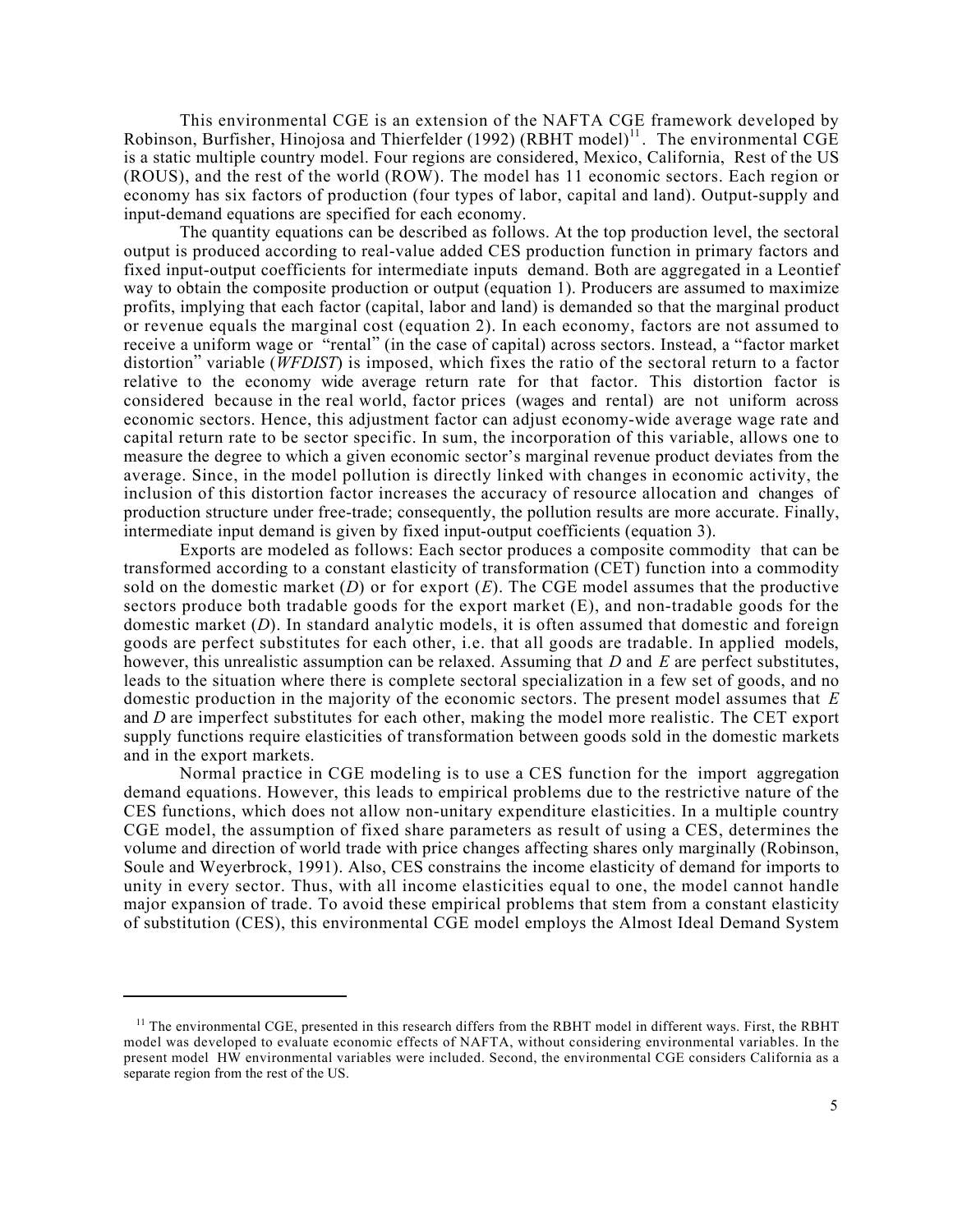This environmental CGE is an extension of the NAFTA CGE framework developed by Robinson, Burfisher, Hinojosa and Thierfelder (1992) (RBHT model)[11]. The environmental CGE is a static multiple country model. Four regions are considered, Mexico, California, Rest of the US (ROUS), and the rest of the world (ROW). The model has 11 economic sectors. Each region or economy has six factors of production (four types of labor, capital and land). Output-supply and input-demand equations are specified for each economy.

The quantity equations can be described as follows. At the top production level, the sectoral output is produced according to real-value added CES production function in primary factors and fixed input-output coefficients for intermediate inputs demand. Both are aggregated in a Leontief way to obtain the composite production or output (equation 1). Producers are assumed to maximize profits, implying that each factor (capital, labor and land) is demanded so that the marginal product or revenue equals the marginal cost (equation 2). In each economy, factors are not assumed to receive a uniform wage or "rental" (in the case of capital) across sectors. Instead, a "factor market distortion" variable (*WFDIST*) is imposed, which fixes the ratio of the sectoral return to a factor relative to the economy wide average return rate for that factor. This distortion factor is considered because in the real world, factor prices (wages and rental) are not uniform across economic sectors. Hence, this adjustment factor can adjust economy-wide average wage rate and capital return rate to be sector specific. In sum, the incorporation of this variable, allows one to measure the degree to which a given economic sector's marginal revenue product deviates from the average. Since, in the model pollution is directly linked with changes in economic activity, the inclusion of this distortion factor increases the accuracy of resource allocation and changes of production structure under free-trade; consequently, the pollution results are more accurate. Finally, intermediate input demand is given by fixed input-output coefficients (equation 3).

Exports are modeled as follows: Each sector produces a composite commodity that can be transformed according to a constant elasticity of transformation (CET) function into a commodity sold on the domestic market ($D$) or for export ($E$). The CGE model assumes that the productive sectors produce both tradable goods for the export market (E), and non-tradable goods for the domestic market ($D$). In standard analytic models, it is often assumed that domestic and foreign goods are perfect substitutes for each other, i.e. that all goods are tradable. In applied models, however, this unrealistic assumption can be relaxed. Assuming that $D$ and $E$ are perfect substitutes, leads to the situation where there is complete sectoral specialization in a few set of goods, and no domestic production in the majority of the economic sectors. The present model assumes that $E$ and $D$ are imperfect substitutes for each other, making the model more realistic. The CET export supply functions require elasticities of transformation between goods sold in the domestic markets and in the export markets.

Normal practice in CGE modeling is to use a CES function for the import aggregation demand equations. However, this leads to empirical problems due to the restrictive nature of the CES functions, which does not allow non-unitary expenditure elasticities. In a multiple country CGE model, the assumption of fixed share parameters as result of using a CES, determines the volume and direction of world trade with price changes affecting shares only marginally (Robinson, Soule and Weyerbrock, 1991). Also, CES constrains the income elasticity of demand for imports to unity in every sector. Thus, with all income elasticities equal to one, the model cannot handle major expansion of trade. To avoid these empirical problems that stem from a constant elasticity of substitution (CES), this environmental CGE model employs the Almost Ideal Demand System

[11] The environmental CGE, presented in this research differs from the RBHT model in different ways. First, the RBHT model was developed to evaluate economic effects of NAFTA, without considering environmental variables. In the present model HW environmental variables were included. Second, the environmental CGE considers California as a separate region from the rest of the US.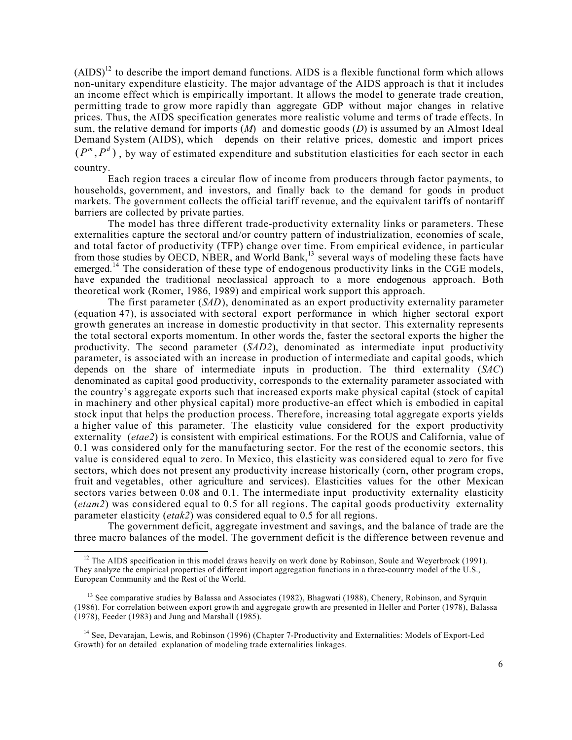(AIDS)[12] to describe the import demand functions. AIDS is a flexible functional form which allows non-unitary expenditure elasticity. The major advantage of the AIDS approach is that it includes an income effect which is empirically important. It allows the model to generate trade creation, permitting trade to grow more rapidly than aggregate GDP without major changes in relative prices. Thus, the AIDS specification generates more realistic volume and terms of trade effects. In sum, the relative demand for imports (*M*) and domestic goods (*D*) is assumed by an Almost Ideal Demand System (AIDS), which depends on their relative prices, domestic and import prices $(P^m, P^d)$, by way of estimated expenditure and substitution elasticities for each sector in each country.

Each region traces a circular flow of income from producers through factor payments, to households, government, and investors, and finally back to the demand for goods in product markets. The government collects the official tariff revenue, and the equivalent tariffs of nontariff barriers are collected by private parties.

The model has three different trade-productivity externality links or parameters. These externalities capture the sectoral and/or country pattern of industrialization, economies of scale, and total factor of productivity (TFP) change over time. From empirical evidence, in particular from those studies by OECD, NBER, and World Bank,[13] several ways of modeling these facts have emerged.[14] The consideration of these type of endogenous productivity links in the CGE models, have expanded the traditional neoclassical approach to a more endogenous approach. Both theoretical work (Romer, 1986, 1989) and empirical work support this approach.

The first parameter (*SAD*), denominated as an export productivity externality parameter (equation 47), is associated with sectoral export performance in which higher sectoral export growth generates an increase in domestic productivity in that sector. This externality represents the total sectoral exports momentum. In other words the, faster the sectoral exports the higher the productivity. The second parameter (*SAD2*), denominated as intermediate input productivity parameter, is associated with an increase in production of intermediate and capital goods, which depends on the share of intermediate inputs in production. The third externality (*SAC*) denominated as capital good productivity, corresponds to the externality parameter associated with the country's aggregate exports such that increased exports make physical capital (stock of capital in machinery and other physical capital) more productive-an effect which is embodied in capital stock input that helps the production process. Therefore, increasing total aggregate exports yields a higher value of this parameter. The elasticity value considered for the export productivity externality (*etae2*) is consistent with empirical estimations. For the ROUS and California, value of 0.1 was considered only for the manufacturing sector. For the rest of the economic sectors, this value is considered equal to zero. In Mexico, this elasticity was considered equal to zero for five sectors, which does not present any productivity increase historically (corn, other program crops, fruit and vegetables, other agriculture and services). Elasticities values for the other Mexican sectors varies between 0.08 and 0.1. The intermediate input productivity externality elasticity (*etam2*) was considered equal to 0.5 for all regions. The capital goods productivity externality parameter elasticity (*etak2*) was considered equal to 0.5 for all regions.

The government deficit, aggregate investment and savings, and the balance of trade are the three macro balances of the model. The government deficit is the difference between revenue and

---

[12] The AIDS specification in this model draws heavily on work done by Robinson, Soule and Weyerbrock (1991). They analyze the empirical properties of different import aggregation functions in a three-country model of the U.S., European Community and the Rest of the World.

[13] See comparative studies by Balassa and Associates (1982), Bhagwati (1988), Chenery, Robinson, and Syrquin (1986). For correlation between export growth and aggregate growth are presented in Heller and Porter (1978), Balassa (1978), Feeder (1983) and Jung and Marshall (1985).

[14] See, Devarajan, Lewis, and Robinson (1996) (Chapter 7-Productivity and Externalities: Models of Export-Led Growth) for an detailed explanation of modeling trade externalities linkages.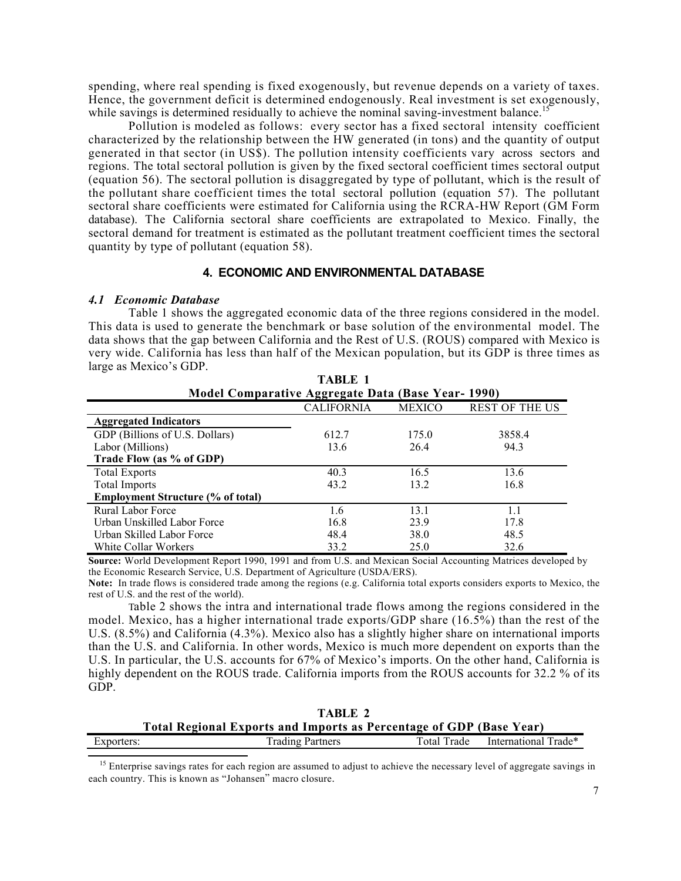spending, where real spending is fixed exogenously, but revenue depends on a variety of taxes. Hence, the government deficit is determined endogenously. Real investment is set exogenously, while savings is determined residually to achieve the nominal saving-investment balance.[15]

Pollution is modeled as follows: every sector has a fixed sectoral intensity coefficient characterized by the relationship between the HW generated (in tons) and the quantity of output generated in that sector (in US$). The pollution intensity coefficients vary across sectors and regions. The total sectoral pollution is given by the fixed sectoral coefficient times sectoral output (equation 56). The sectoral pollution is disaggregated by type of pollutant, which is the result of the pollutant share coefficient times the total sectoral pollution (equation 57). The pollutant sectoral share coefficients were estimated for California using the RCRA-HW Report (GM Form database). The California sectoral share coefficients are extrapolated to Mexico. Finally, the sectoral demand for treatment is estimated as the pollutant treatment coefficient times the sectoral quantity by type of pollutant (equation 58).

## 4. ECONOMIC AND ENVIRONMENTAL DATABASE

### *4.1 Economic Database*

Table 1 shows the aggregated economic data of the three regions considered in the model. This data is used to generate the benchmark or base solution of the environmental model. The data shows that the gap between California and the Rest of U.S. (ROUS) compared with Mexico is very wide. California has less than half of the Mexican population, but its GDP is three times as large as Mexico's GDP.

**TABLE 1**
**Model Comparative Aggregate Data (Base Year- 1990)**

| | CALIFORNIA | MEXICO | REST OF THE US |
|---|---|---|---|
| **Aggregated Indicators** | | | |
| GDP (Billions of U.S. Dollars) | 612.7 | 175.0 | 3858.4 |
| Labor (Millions) | 13.6 | 26.4 | 94.3 |
| **Trade Flow (as % of GDP)** | | | |
| Total Exports | 40.3 | 16.5 | 13.6 |
| Total Imports | 43.2 | 13.2 | 16.8 |
| **Employment Structure (% of total)** | | | |
| Rural Labor Force | 1.6 | 13.1 | 1.1 |
| Urban Unskilled Labor Force | 16.8 | 23.9 | 17.8 |
| Urban Skilled Labor Force | 48.4 | 38.0 | 48.5 |
| White Collar Workers | 33.2 | 25.0 | 32.6 |

**Source:** World Development Report 1990, 1991 and from U.S. and Mexican Social Accounting Matrices developed by the Economic Research Service, U.S. Department of Agriculture (USDA/ERS).

**Note:** In trade flows is considered trade among the regions (e.g. California total exports considers exports to Mexico, the rest of U.S. and the rest of the world).

Table 2 shows the intra and international trade flows among the regions considered in the model. Mexico, has a higher international trade exports/GDP share (16.5%) than the rest of the U.S. (8.5%) and California (4.3%). Mexico also has a slightly higher share on international imports than the U.S. and California. In other words, Mexico is much more dependent on exports than the U.S. In particular, the U.S. accounts for 67% of Mexico's imports. On the other hand, California is highly dependent on the ROUS trade. California imports from the ROUS accounts for 32.2 % of its GDP.

**TABLE 2**
**Total Regional Exports and Imports as Percentage of GDP (Base Year)**

| Exporters: | Trading Partners | Total Trade | International Trade* |
|---|---|---|---|

[15] Enterprise savings rates for each region are assumed to adjust to achieve the necessary level of aggregate savings in each country. This is known as "Johansen" macro closure.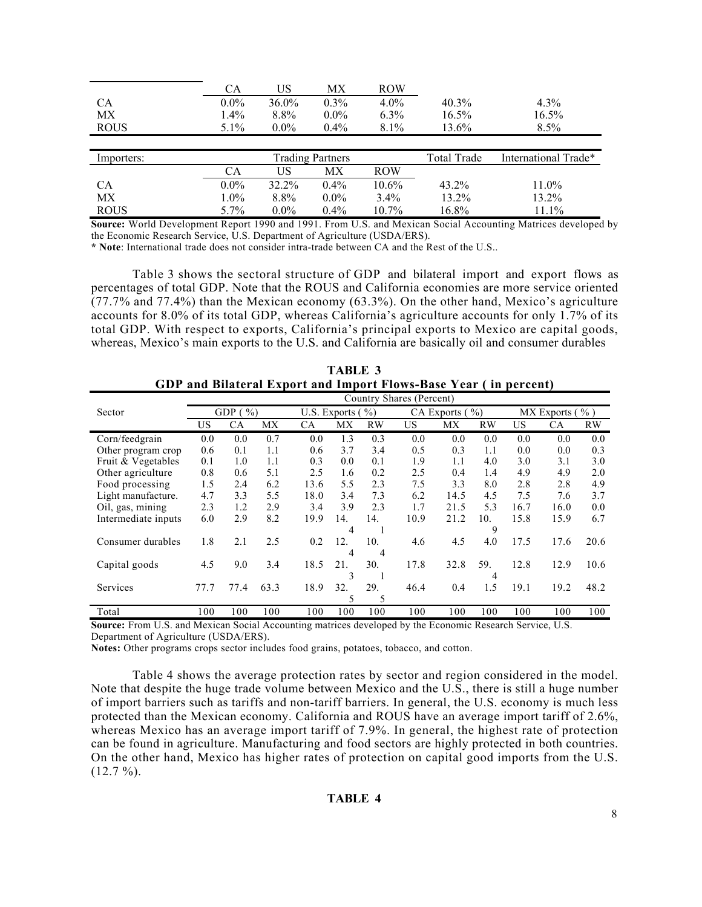| | CA | US | MX | ROW | | |
|---|---|---|---|---|---|---|
| CA | 0.0% | 36.0% | 0.3% | 4.0% | 40.3% | 4.3% |
| MX | 1.4% | 8.8% | 0.0% | 6.3% | 16.5% | 16.5% |
| ROUS | 5.1% | 0.0% | 0.4% | 8.1% | 13.6% | 8.5% |

| Importers: | Trading Partners | | | | Total Trade | International Trade* |
|---|---|---|---|---|---|---|
| | CA | US | MX | ROW | | |
| CA | 0.0% | 32.2% | 0.4% | 10.6% | 43.2% | 11.0% |
| MX | 1.0% | 8.8% | 0.0% | 3.4% | 13.2% | 13.2% |
| ROUS | 5.7% | 0.0% | 0.4% | 10.7% | 16.8% | 11.1% |

**Source:** World Development Report 1990 and 1991. From U.S. and Mexican Social Accounting Matrices developed by the Economic Research Service, U.S. Department of Agriculture (USDA/ERS).

**\* Note**: International trade does not consider intra-trade between CA and the Rest of the U.S..

Table 3 shows the sectoral structure of GDP and bilateral import and export flows as percentages of total GDP. Note that the ROUS and California economies are more service oriented (77.7% and 77.4%) than the Mexican economy (63.3%). On the other hand, Mexico's agriculture accounts for 8.0% of its total GDP, whereas California's agriculture accounts for only 1.7% of its total GDP. With respect to exports, California's principal exports to Mexico are capital goods, whereas, Mexico's main exports to the U.S. and California are basically oil and consumer durables

**TABLE 3**
**GDP and Bilateral Export and Import Flows-Base Year ( in percent)**

| | Country Shares (Percent) | | | | | | | | | | | |
|---|---|---|---|---|---|---|---|---|---|---|---|---|
| Sector | GDP ( %) | | | U.S. Exports ( %) | | | CA Exports ( %) | | | MX Exports ( % ) | | |
| | US | CA | MX | CA | MX | RW | US | MX | RW | US | CA | RW |
| Corn/feedgrain | 0.0 | 0.0 | 0.7 | 0.0 | 1.3 | 0.3 | 0.0 | 0.0 | 0.0 | 0.0 | 0.0 | 0.0 |
| Other program crop | 0.6 | 0.1 | 1.1 | 0.6 | 3.7 | 3.4 | 0.5 | 0.3 | 1.1 | 0.0 | 0.0 | 0.3 |
| Fruit & Vegetables | 0.1 | 1.0 | 1.1 | 0.3 | 0.0 | 0.1 | 1.9 | 1.1 | 4.0 | 3.0 | 3.1 | 3.0 |
| Other agriculture | 0.8 | 0.6 | 5.1 | 2.5 | 1.6 | 0.2 | 2.5 | 0.4 | 1.4 | 4.9 | 4.9 | 2.0 |
| Food processing | 1.5 | 2.4 | 6.2 | 13.6 | 5.5 | 2.3 | 7.5 | 3.3 | 8.0 | 2.8 | 2.8 | 4.9 |
| Light manufacture. | 4.7 | 3.3 | 5.5 | 18.0 | 3.4 | 7.3 | 6.2 | 14.5 | 4.5 | 7.5 | 7.6 | 3.7 |
| Oil, gas, mining | 2.3 | 1.2 | 2.9 | 3.4 | 3.9 | 2.3 | 1.7 | 21.5 | 5.3 | 16.7 | 16.0 | 0.0 |
| Intermediate inputs | 6.0 | 2.9 | 8.2 | 19.9 | 14.4 | 14.1 | 10.9 | 21.2 | 10.9 | 15.8 | 15.9 | 6.7 |
| Consumer durables | 1.8 | 2.1 | 2.5 | 0.2 | 12.4 | 10.4 | 4.6 | 4.5 | 4.0 | 17.5 | 17.6 | 20.6 |
| Capital goods | 4.5 | 9.0 | 3.4 | 18.5 | 21.3 | 30.1 | 17.8 | 32.8 | 59.4 | 12.8 | 12.9 | 10.6 |
| Services | 77.7 | 77.4 | 63.3 | 18.9 | 32.5 | 29.5 | 46.4 | 0.4 | 1.5 | 19.1 | 19.2 | 48.2 |
| Total | 100 | 100 | 100 | 100 | 100 | 100 | 100 | 100 | 100 | 100 | 100 | 100 |

**Source:** From U.S. and Mexican Social Accounting matrices developed by the Economic Research Service, U.S. Department of Agriculture (USDA/ERS).

**Notes:** Other programs crops sector includes food grains, potatoes, tobacco, and cotton.

Table 4 shows the average protection rates by sector and region considered in the model. Note that despite the huge trade volume between Mexico and the U.S., there is still a huge number of import barriers such as tariffs and non-tariff barriers. In general, the U.S. economy is much less protected than the Mexican economy. California and ROUS have an average import tariff of 2.6%, whereas Mexico has an average import tariff of 7.9%. In general, the highest rate of protection can be found in agriculture. Manufacturing and food sectors are highly protected in both countries. On the other hand, Mexico has higher rates of protection on capital good imports from the U.S. (12.7 %).

**TABLE 4**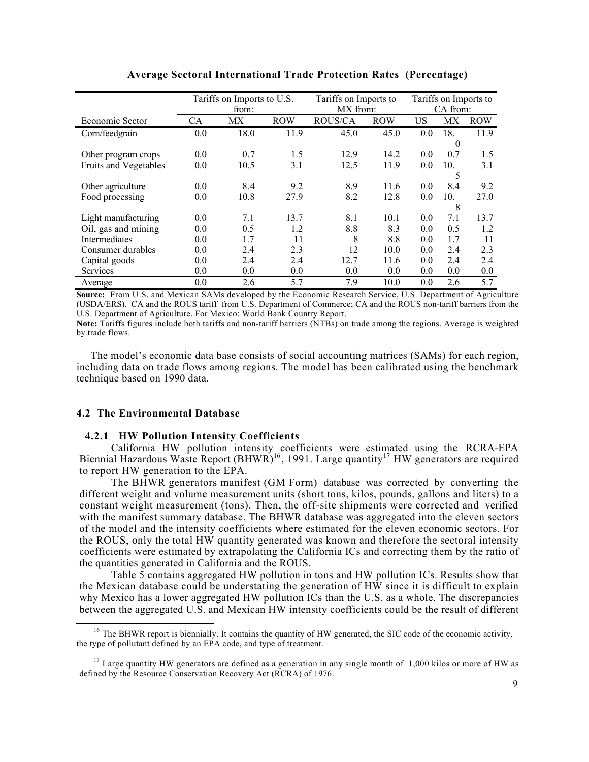**Average Sectoral International Trade Protection Rates (Percentage)**

| | Tariffs on Imports to U.S. from: | | | Tariffs on Imports to MX from: | | Tariffs on Imports to CA from: | | |
|---|---|---|---|---|---|---|---|---|
| Economic Sector | CA | MX | ROW | ROUS/CA | ROW | US | MX | ROW |
| Corn/feedgrain | 0.0 | 18.0 | 11.9 | 45.0 | 45.0 | 0.0 | 18.0 | 11.9 |
| Other program crops | 0.0 | 0.7 | 1.5 | 12.9 | 14.2 | 0.0 | 0.7 | 1.5 |
| Fruits and Vegetables | 0.0 | 10.5 | 3.1 | 12.5 | 11.9 | 0.0 | 10.5 | 3.1 |
| Other agriculture | 0.0 | 8.4 | 9.2 | 8.9 | 11.6 | 0.0 | 8.4 | 9.2 |
| Food processing | 0.0 | 10.8 | 27.9 | 8.2 | 12.8 | 0.0 | 10.8 | 27.0 |
| Light manufacturing | 0.0 | 7.1 | 13.7 | 8.1 | 10.1 | 0.0 | 7.1 | 13.7 |
| Oil, gas and mining | 0.0 | 0.5 | 1.2 | 8.8 | 8.3 | 0.0 | 0.5 | 1.2 |
| Intermediates | 0.0 | 1.7 | 11 | 8 | 8.8 | 0.0 | 1.7 | 11 |
| Consumer durables | 0.0 | 2.4 | 2.3 | 12 | 10.0 | 0.0 | 2.4 | 2.3 |
| Capital goods | 0.0 | 2.4 | 2.4 | 12.7 | 11.6 | 0.0 | 2.4 | 2.4 |
| Services | 0.0 | 0.0 | 0.0 | 0.0 | 0.0 | 0.0 | 0.0 | 0.0 |
| Average | 0.0 | 2.6 | 5.7 | 7.9 | 10.0 | 0.0 | 2.6 | 5.7 |

**Source:** From U.S. and Mexican SAMs developed by the Economic Research Service, U.S. Department of Agriculture (USDA/ERS). CA and the ROUS tariff from U.S. Department of Commerce; CA and the ROUS non-tariff barriers from the U.S. Department of Agriculture. For Mexico: World Bank Country Report.

**Note:** Tariffs figures include both tariffs and non-tariff barriers (NTBs) on trade among the regions. Average is weighted by trade flows.

The model's economic data base consists of social accounting matrices (SAMs) for each region, including data on trade flows among regions. The model has been calibrated using the benchmark technique based on 1990 data.

### 4.2 The Environmental Database

#### 4.2.1 HW Pollution Intensity Coefficients

California HW pollution intensity coefficients were estimated using the RCRA-EPA Biennial Hazardous Waste Report (BHWR)[16], 1991. Large quantity[17] HW generators are required to report HW generation to the EPA.

The BHWR generators manifest (GM Form) database was corrected by converting the different weight and volume measurement units (short tons, kilos, pounds, gallons and liters) to a constant weight measurement (tons). Then, the off-site shipments were corrected and verified with the manifest summary database. The BHWR database was aggregated into the eleven sectors of the model and the intensity coefficients where estimated for the eleven economic sectors. For the ROUS, only the total HW quantity generated was known and therefore the sectoral intensity coefficients were estimated by extrapolating the California ICs and correcting them by the ratio of the quantities generated in California and the ROUS.

Table 5 contains aggregated HW pollution in tons and HW pollution ICs. Results show that the Mexican database could be understating the generation of HW since it is difficult to explain why Mexico has a lower aggregated HW pollution ICs than the U.S. as a whole. The discrepancies between the aggregated U.S. and Mexican HW intensity coefficients could be the result of different

---

[16] The BHWR report is biennially. It contains the quantity of HW generated, the SIC code of the economic activity, the type of pollutant defined by an EPA code, and type of treatment.

[17] Large quantity HW generators are defined as a generation in any single month of 1,000 kilos or more of HW as defined by the Resource Conservation Recovery Act (RCRA) of 1976.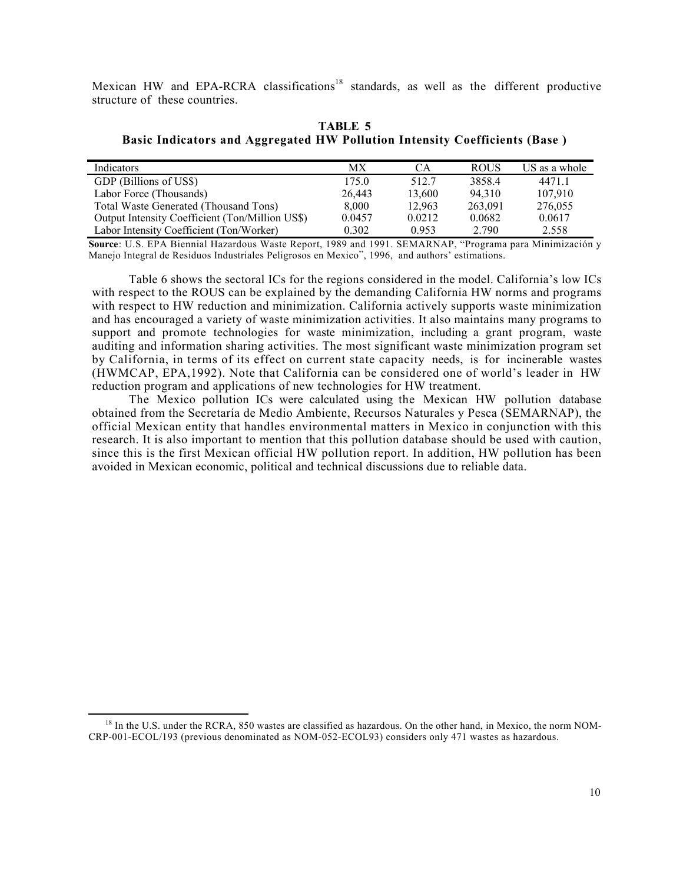Mexican HW and EPA-RCRA classifications[18] standards, as well as the different productive structure of these countries.

**TABLE 5**
**Basic Indicators and Aggregated HW Pollution Intensity Coefficients (Base )**

| Indicators | MX | CA | ROUS | US as a whole |
|---|---|---|---|---|
| GDP (Billions of US$) | 175.0 | 512.7 | 3858.4 | 4471.1 |
| Labor Force (Thousands) | 26,443 | 13,600 | 94,310 | 107,910 |
| Total Waste Generated (Thousand Tons) | 8,000 | 12,963 | 263,091 | 276,055 |
| Output Intensity Coefficient (Ton/Million US$) | 0.0457 | 0.0212 | 0.0682 | 0.0617 |
| Labor Intensity Coefficient (Ton/Worker) | 0.302 | 0.953 | 2.790 | 2.558 |

**Source**: U.S. EPA Biennial Hazardous Waste Report, 1989 and 1991. SEMARNAP, "Programa para Minimización y Manejo Integral de Residuos Industriales Peligrosos en Mexico", 1996, and authors' estimations.

Table 6 shows the sectoral ICs for the regions considered in the model. California's low ICs with respect to the ROUS can be explained by the demanding California HW norms and programs with respect to HW reduction and minimization. California actively supports waste minimization and has encouraged a variety of waste minimization activities. It also maintains many programs to support and promote technologies for waste minimization, including a grant program, waste auditing and information sharing activities. The most significant waste minimization program set by California, in terms of its effect on current state capacity needs, is for incinerable wastes (HWMCAP, EPA,1992). Note that California can be considered one of world's leader in HW reduction program and applications of new technologies for HW treatment.

The Mexico pollution ICs were calculated using the Mexican HW pollution database obtained from the Secretaría de Medio Ambiente, Recursos Naturales y Pesca (SEMARNAP), the official Mexican entity that handles environmental matters in Mexico in conjunction with this research. It is also important to mention that this pollution database should be used with caution, since this is the first Mexican official HW pollution report. In addition, HW pollution has been avoided in Mexican economic, political and technical discussions due to reliable data.

[18] In the U.S. under the RCRA, 850 wastes are classified as hazardous. On the other hand, in Mexico, the norm NOM-CRP-001-ECOL/193 (previous denominated as NOM-052-ECOL93) considers only 471 wastes as hazardous.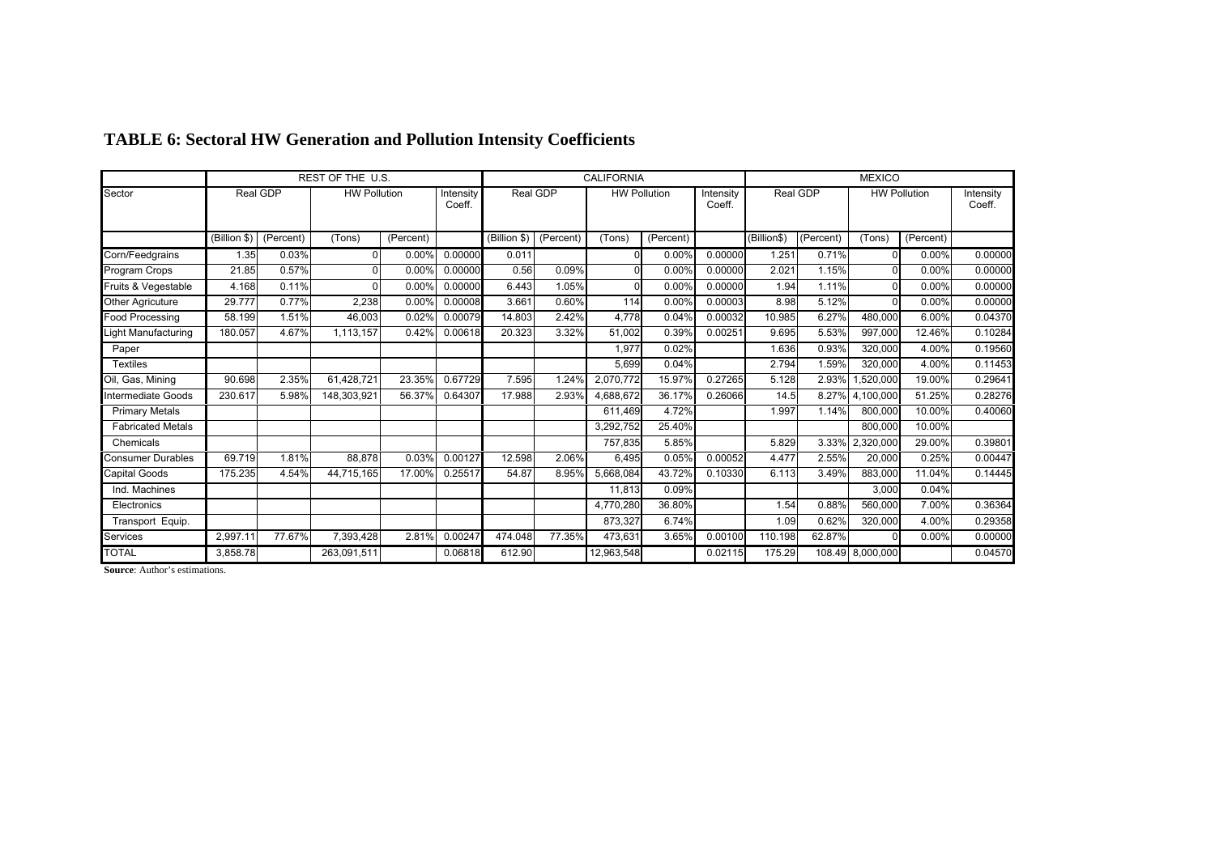# TABLE 6: Sectoral HW Generation and Pollution Intensity Coefficients

| | REST OF THE U.S. | | | | | CALIFORNIA | | | | | MEXICO | | | | |
|---|---|---|---|---|---|---|---|---|---|---|---|---|---|---|---|
| Sector | Real GDP | | HW Pollution | | Intensity Coeff. | Real GDP | | HW Pollution | | Intensity Coeff. | Real GDP | | HW Pollution | | Intensity Coeff. |
| | (Billion $) | (Percent) | (Tons) | (Percent) | | (Billion $) | (Percent) | (Tons) | (Percent) | | (Billion$) | (Percent) | (Tons) | (Percent) | |
| Corn/Feedgrains | 1.35 | 0.03% | 0 | 0.00% | 0.00000 | 0.011 | | 0 | 0.00% | 0.00000 | 1.251 | 0.71% | 0 | 0.00% | 0.00000 |
| Program Crops | 21.85 | 0.57% | 0 | 0.00% | 0.00000 | 0.56 | 0.09% | 0 | 0.00% | 0.00000 | 2.021 | 1.15% | 0 | 0.00% | 0.00000 |
| Fruits & Vegestable | 4.168 | 0.11% | 0 | 0.00% | 0.00000 | 6.443 | 1.05% | 0 | 0.00% | 0.00000 | 1.94 | 1.11% | 0 | 0.00% | 0.00000 |
| Other Agricuture | 29.777 | 0.77% | 2,238 | 0.00% | 0.00008 | 3.661 | 0.60% | 114 | 0.00% | 0.00003 | 8.98 | 5.12% | 0 | 0.00% | 0.00000 |
| Food Processing | 58.199 | 1.51% | 46,003 | 0.02% | 0.00079 | 14.803 | 2.42% | 4,778 | 0.04% | 0.00032 | 10.985 | 6.27% | 480,000 | 6.00% | 0.04370 |
| Light Manufacturing | 180.057 | 4.67% | 1,113,157 | 0.42% | 0.00618 | 20.323 | 3.32% | 51,002 | 0.39% | 0.00251 | 9.695 | 5.53% | 997,000 | 12.46% | 0.10284 |
| Paper | | | | | | | | 1,977 | 0.02% | | 1.636 | 0.93% | 320,000 | 4.00% | 0.19560 |
| Textiles | | | | | | | | 5,699 | 0.04% | | 2.794 | 1.59% | 320,000 | 4.00% | 0.11453 |
| Oil, Gas, Mining | 90.698 | 2.35% | 61,428,721 | 23.35% | 0.67729 | 7.595 | 1.24% | 2,070,772 | 15.97% | 0.27265 | 5.128 | 2.93% | 1,520,000 | 19.00% | 0.29641 |
| Intermediate Goods | 230.617 | 5.98% | 148,303,921 | 56.37% | 0.64307 | 17.988 | 2.93% | 4,688,672 | 36.17% | 0.26066 | 14.5 | 8.27% | 4,100,000 | 51.25% | 0.28276 |
| Primary Metals | | | | | | | | 611,469 | 4.72% | | 1.997 | 1.14% | 800,000 | 10.00% | 0.40060 |
| Fabricated Metals | | | | | | | | 3,292,752 | 25.40% | | | | 800,000 | 10.00% | |
| Chemicals | | | | | | | | 757,835 | 5.85% | | 5.829 | 3.33% | 2,320,000 | 29.00% | 0.39801 |
| Consumer Durables | 69.719 | 1.81% | 88,878 | 0.03% | 0.00127 | 12.598 | 2.06% | 6,495 | 0.05% | 0.00052 | 4.477 | 2.55% | 20,000 | 0.25% | 0.00447 |
| Capital Goods | 175.235 | 4.54% | 44,715,165 | 17.00% | 0.25517 | 54.87 | 8.95% | 5,668,084 | 43.72% | 0.10330 | 6.113 | 3.49% | 883,000 | 11.04% | 0.14445 |
| Ind. Machines | | | | | | | | 11,813 | 0.09% | | | | 3,000 | 0.04% | |
| Electronics | | | | | | | | 4,770,280 | 36.80% | | 1.54 | 0.88% | 560,000 | 7.00% | 0.36364 |
| Transport Equip. | | | | | | | | 873,327 | 6.74% | | 1.09 | 0.62% | 320,000 | 4.00% | 0.29358 |
| Services | 2,997.11 | 77.67% | 7,393,428 | 2.81% | 0.00247 | 474.048 | 77.35% | 473,631 | 3.65% | 0.00100 | 110.198 | 62.87% | 0 | 0.00% | 0.00000 |
| TOTAL | 3,858.78 | | 263,091,511 | | 0.06818 | 612.90 | | 12,963,548 | | 0.02115 | 175.29 | 108.49 | 8,000,000 | | 0.04570 |

**Source**: Author's estimations.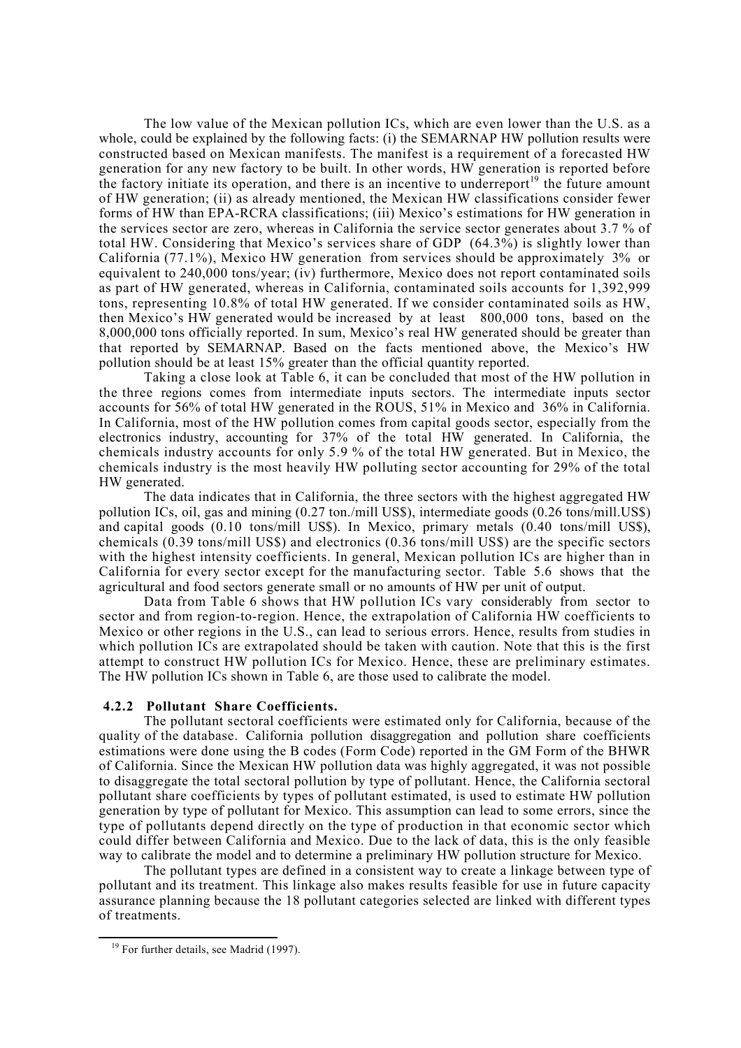The low value of the Mexican pollution ICs, which are even lower than the U.S. as a whole, could be explained by the following facts: (i) the SEMARNAP HW pollution results were constructed based on Mexican manifests. The manifest is a requirement of a forecasted HW generation for any new factory to be built. In other words, HW generation is reported before the factory initiate its operation, and there is an incentive to underreport[19] the future amount of HW generation; (ii) as already mentioned, the Mexican HW classifications consider fewer forms of HW than EPA-RCRA classifications; (iii) Mexico's estimations for HW generation in the services sector are zero, whereas in California the service sector generates about 3.7 % of total HW. Considering that Mexico's services share of GDP (64.3%) is slightly lower than California (77.1%), Mexico HW generation from services should be approximately 3% or equivalent to 240,000 tons/year; (iv) furthermore, Mexico does not report contaminated soils as part of HW generated, whereas in California, contaminated soils accounts for 1,392,999 tons, representing 10.8% of total HW generated. If we consider contaminated soils as HW, then Mexico's HW generated would be increased by at least 800,000 tons, based on the 8,000,000 tons officially reported. In sum, Mexico's real HW generated should be greater than that reported by SEMARNAP. Based on the facts mentioned above, the Mexico's HW pollution should be at least 15% greater than the official quantity reported.

Taking a close look at Table 6, it can be concluded that most of the HW pollution in the three regions comes from intermediate inputs sectors. The intermediate inputs sector accounts for 56% of total HW generated in the ROUS, 51% in Mexico and 36% in California. In California, most of the HW pollution comes from capital goods sector, especially from the electronics industry, accounting for 37% of the total HW generated. In California, the chemicals industry accounts for only 5.9 % of the total HW generated. But in Mexico, the chemicals industry is the most heavily HW polluting sector accounting for 29% of the total HW generated.

The data indicates that in California, the three sectors with the highest aggregated HW pollution ICs, oil, gas and mining (0.27 ton./mill US$), intermediate goods (0.26 tons/mill.US$) and capital goods (0.10 tons/mill US$). In Mexico, primary metals (0.40 tons/mill US$), chemicals (0.39 tons/mill US$) and electronics (0.36 tons/mill US$) are the specific sectors with the highest intensity coefficients. In general, Mexican pollution ICs are higher than in California for every sector except for the manufacturing sector. Table 5.6 shows that the agricultural and food sectors generate small or no amounts of HW per unit of output.

Data from Table 6 shows that HW pollution ICs vary considerably from sector to sector and from region-to-region. Hence, the extrapolation of California HW coefficients to Mexico or other regions in the U.S., can lead to serious errors. Hence, results from studies in which pollution ICs are extrapolated should be taken with caution. Note that this is the first attempt to construct HW pollution ICs for Mexico. Hence, these are preliminary estimates. The HW pollution ICs shown in Table 6, are those used to calibrate the model.

### 4.2.2 Pollutant Share Coefficients.

The pollutant sectoral coefficients were estimated only for California, because of the quality of the database. California pollution disaggregation and pollution share coefficients estimations were done using the B codes (Form Code) reported in the GM Form of the BHWR of California. Since the Mexican HW pollution data was highly aggregated, it was not possible to disaggregate the total sectoral pollution by type of pollutant. Hence, the California sectoral pollutant share coefficients by types of pollutant estimated, is used to estimate HW pollution generation by type of pollutant for Mexico. This assumption can lead to some errors, since the type of pollutants depend directly on the type of production in that economic sector which could differ between California and Mexico. Due to the lack of data, this is the only feasible way to calibrate the model and to determine a preliminary HW pollution structure for Mexico.

The pollutant types are defined in a consistent way to create a linkage between type of pollutant and its treatment. This linkage also makes results feasible for use in future capacity assurance planning because the 18 pollutant categories selected are linked with different types of treatments.

[19] For further details, see Madrid (1997).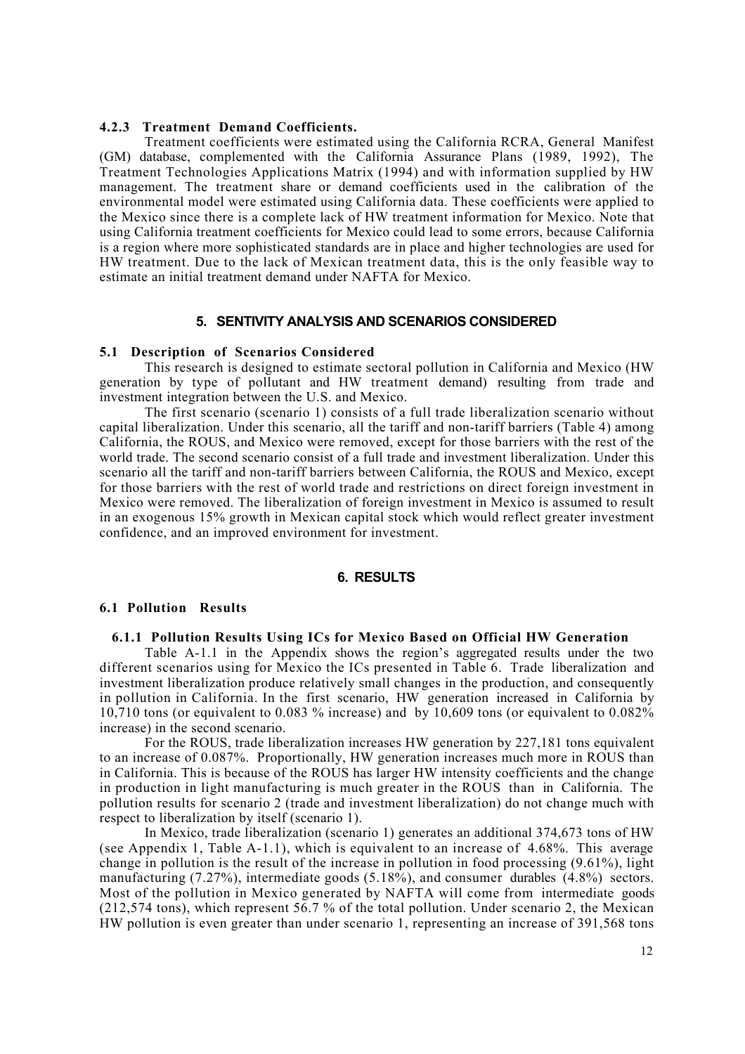#### 4.2.3 Treatment Demand Coefficients.

Treatment coefficients were estimated using the California RCRA, General Manifest (GM) database, complemented with the California Assurance Plans (1989, 1992), The Treatment Technologies Applications Matrix (1994) and with information supplied by HW management. The treatment share or demand coefficients used in the calibration of the environmental model were estimated using California data. These coefficients were applied to the Mexico since there is a complete lack of HW treatment information for Mexico. Note that using California treatment coefficients for Mexico could lead to some errors, because California is a region where more sophisticated standards are in place and higher technologies are used for HW treatment. Due to the lack of Mexican treatment data, this is the only feasible way to estimate an initial treatment demand under NAFTA for Mexico.

## 5. SENTIVITY ANALYSIS AND SCENARIOS CONSIDERED

### 5.1 Description of Scenarios Considered

This research is designed to estimate sectoral pollution in California and Mexico (HW generation by type of pollutant and HW treatment demand) resulting from trade and investment integration between the U.S. and Mexico.

The first scenario (scenario 1) consists of a full trade liberalization scenario without capital liberalization. Under this scenario, all the tariff and non-tariff barriers (Table 4) among California, the ROUS, and Mexico were removed, except for those barriers with the rest of the world trade. The second scenario consist of a full trade and investment liberalization. Under this scenario all the tariff and non-tariff barriers between California, the ROUS and Mexico, except for those barriers with the rest of world trade and restrictions on direct foreign investment in Mexico were removed. The liberalization of foreign investment in Mexico is assumed to result in an exogenous 15% growth in Mexican capital stock which would reflect greater investment confidence, and an improved environment for investment.

## 6. RESULTS

### 6.1 Pollution Results

#### 6.1.1 Pollution Results Using ICs for Mexico Based on Official HW Generation

Table A-1.1 in the Appendix shows the region's aggregated results under the two different scenarios using for Mexico the ICs presented in Table 6. Trade liberalization and investment liberalization produce relatively small changes in the production, and consequently in pollution in California. In the first scenario, HW generation increased in California by 10,710 tons (or equivalent to 0.083 % increase) and by 10,609 tons (or equivalent to 0.082% increase) in the second scenario.

For the ROUS, trade liberalization increases HW generation by 227,181 tons equivalent to an increase of 0.087%. Proportionally, HW generation increases much more in ROUS than in California. This is because of the ROUS has larger HW intensity coefficients and the change in production in light manufacturing is much greater in the ROUS than in California. The pollution results for scenario 2 (trade and investment liberalization) do not change much with respect to liberalization by itself (scenario 1).

In Mexico, trade liberalization (scenario 1) generates an additional 374,673 tons of HW (see Appendix 1, Table A-1.1), which is equivalent to an increase of 4.68%. This average change in pollution is the result of the increase in pollution in food processing (9.61%), light manufacturing (7.27%), intermediate goods (5.18%), and consumer durables (4.8%) sectors. Most of the pollution in Mexico generated by NAFTA will come from intermediate goods (212,574 tons), which represent 56.7 % of the total pollution. Under scenario 2, the Mexican HW pollution is even greater than under scenario 1, representing an increase of 391,568 tons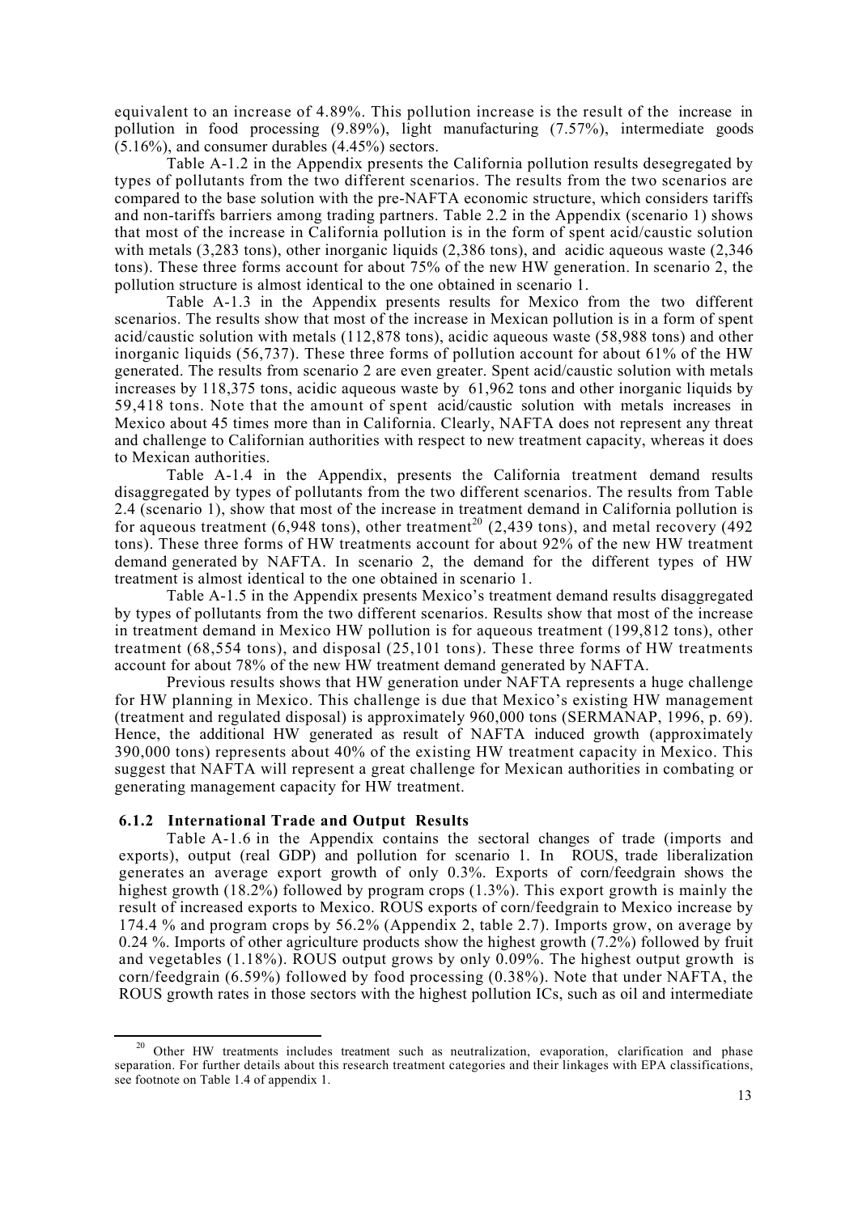equivalent to an increase of 4.89%. This pollution increase is the result of the increase in pollution in food processing (9.89%), light manufacturing (7.57%), intermediate goods (5.16%), and consumer durables (4.45%) sectors.

Table A-1.2 in the Appendix presents the California pollution results desegregated by types of pollutants from the two different scenarios. The results from the two scenarios are compared to the base solution with the pre-NAFTA economic structure, which considers tariffs and non-tariffs barriers among trading partners. Table 2.2 in the Appendix (scenario 1) shows that most of the increase in California pollution is in the form of spent acid/caustic solution with metals (3,283 tons), other inorganic liquids (2,386 tons), and acidic aqueous waste (2,346 tons). These three forms account for about 75% of the new HW generation. In scenario 2, the pollution structure is almost identical to the one obtained in scenario 1.

Table A-1.3 in the Appendix presents results for Mexico from the two different scenarios. The results show that most of the increase in Mexican pollution is in a form of spent acid/caustic solution with metals (112,878 tons), acidic aqueous waste (58,988 tons) and other inorganic liquids (56,737). These three forms of pollution account for about 61% of the HW generated. The results from scenario 2 are even greater. Spent acid/caustic solution with metals increases by 118,375 tons, acidic aqueous waste by 61,962 tons and other inorganic liquids by 59,418 tons. Note that the amount of spent acid/caustic solution with metals increases in Mexico about 45 times more than in California. Clearly, NAFTA does not represent any threat and challenge to Californian authorities with respect to new treatment capacity, whereas it does to Mexican authorities.

Table A-1.4 in the Appendix, presents the California treatment demand results disaggregated by types of pollutants from the two different scenarios. The results from Table 2.4 (scenario 1), show that most of the increase in treatment demand in California pollution is for aqueous treatment (6,948 tons), other treatment[20] (2,439 tons), and metal recovery (492 tons). These three forms of HW treatments account for about 92% of the new HW treatment demand generated by NAFTA. In scenario 2, the demand for the different types of HW treatment is almost identical to the one obtained in scenario 1.

Table A-1.5 in the Appendix presents Mexico's treatment demand results disaggregated by types of pollutants from the two different scenarios. Results show that most of the increase in treatment demand in Mexico HW pollution is for aqueous treatment (199,812 tons), other treatment (68,554 tons), and disposal (25,101 tons). These three forms of HW treatments account for about 78% of the new HW treatment demand generated by NAFTA.

Previous results shows that HW generation under NAFTA represents a huge challenge for HW planning in Mexico. This challenge is due that Mexico's existing HW management (treatment and regulated disposal) is approximately 960,000 tons (SERMANAP, 1996, p. 69). Hence, the additional HW generated as result of NAFTA induced growth (approximately 390,000 tons) represents about 40% of the existing HW treatment capacity in Mexico. This suggest that NAFTA will represent a great challenge for Mexican authorities in combating or generating management capacity for HW treatment.

### 6.1.2 International Trade and Output Results

Table A-1.6 in the Appendix contains the sectoral changes of trade (imports and exports), output (real GDP) and pollution for scenario 1. In ROUS, trade liberalization generates an average export growth of only 0.3%. Exports of corn/feedgrain shows the highest growth (18.2%) followed by program crops (1.3%). This export growth is mainly the result of increased exports to Mexico. ROUS exports of corn/feedgrain to Mexico increase by 174.4 % and program crops by 56.2% (Appendix 2, table 2.7). Imports grow, on average by 0.24 %. Imports of other agriculture products show the highest growth (7.2%) followed by fruit and vegetables (1.18%). ROUS output grows by only 0.09%. The highest output growth is corn/feedgrain (6.59%) followed by food processing (0.38%). Note that under NAFTA, the ROUS growth rates in those sectors with the highest pollution ICs, such as oil and intermediate

[20] Other HW treatments includes treatment such as neutralization, evaporation, clarification and phase separation. For further details about this research treatment categories and their linkages with EPA classifications, see footnote on Table 1.4 of appendix 1.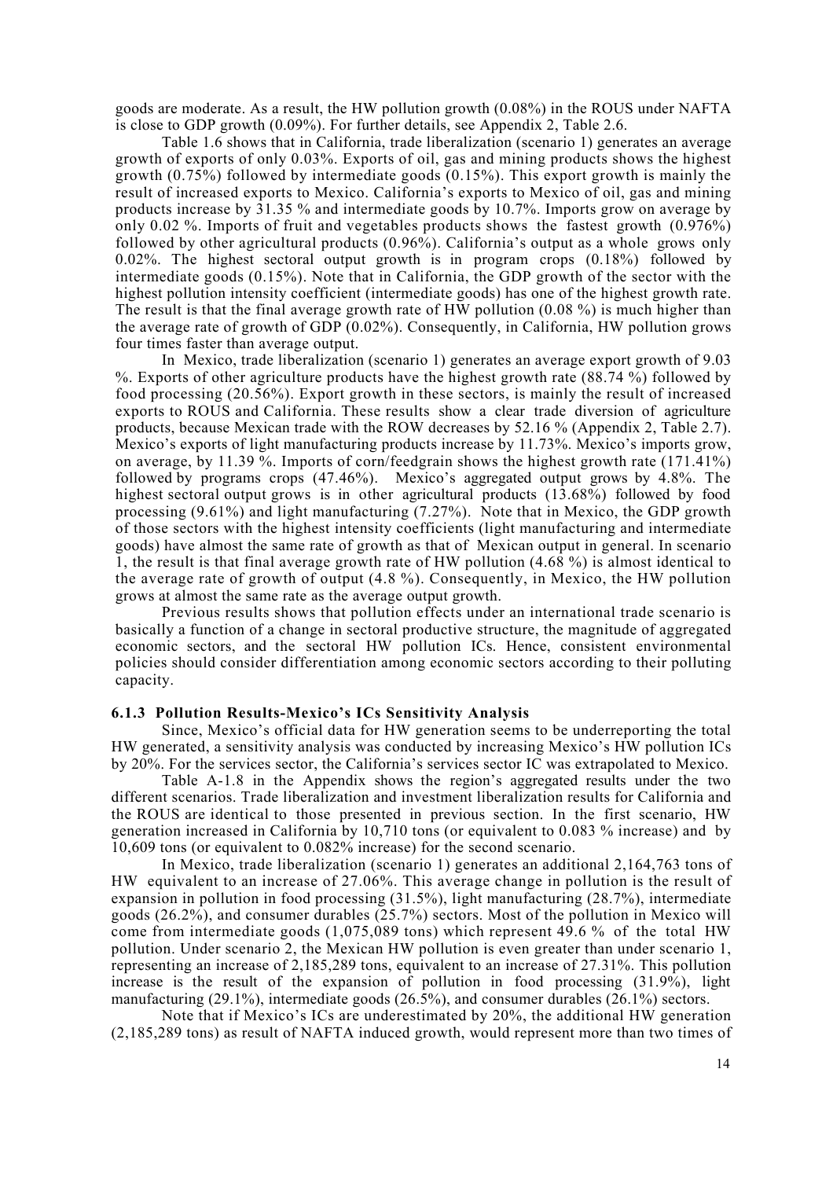goods are moderate. As a result, the HW pollution growth (0.08%) in the ROUS under NAFTA is close to GDP growth (0.09%). For further details, see Appendix 2, Table 2.6.

Table 1.6 shows that in California, trade liberalization (scenario 1) generates an average growth of exports of only 0.03%. Exports of oil, gas and mining products shows the highest growth (0.75%) followed by intermediate goods (0.15%). This export growth is mainly the result of increased exports to Mexico. California's exports to Mexico of oil, gas and mining products increase by 31.35 % and intermediate goods by 10.7%. Imports grow on average by only 0.02 %. Imports of fruit and vegetables products shows the fastest growth (0.976%) followed by other agricultural products (0.96%). California's output as a whole grows only 0.02%. The highest sectoral output growth is in program crops (0.18%) followed by intermediate goods (0.15%). Note that in California, the GDP growth of the sector with the highest pollution intensity coefficient (intermediate goods) has one of the highest growth rate. The result is that the final average growth rate of HW pollution (0.08 %) is much higher than the average rate of growth of GDP (0.02%). Consequently, in California, HW pollution grows four times faster than average output.

In Mexico, trade liberalization (scenario 1) generates an average export growth of 9.03 %. Exports of other agriculture products have the highest growth rate (88.74 %) followed by food processing (20.56%). Export growth in these sectors, is mainly the result of increased exports to ROUS and California. These results show a clear trade diversion of agriculture products, because Mexican trade with the ROW decreases by 52.16 % (Appendix 2, Table 2.7). Mexico's exports of light manufacturing products increase by 11.73%. Mexico's imports grow, on average, by 11.39 %. Imports of corn/feedgrain shows the highest growth rate (171.41%) followed by programs crops (47.46%). Mexico's aggregated output grows by 4.8%. The highest sectoral output grows is in other agricultural products (13.68%) followed by food processing (9.61%) and light manufacturing (7.27%). Note that in Mexico, the GDP growth of those sectors with the highest intensity coefficients (light manufacturing and intermediate goods) have almost the same rate of growth as that of Mexican output in general. In scenario 1, the result is that final average growth rate of HW pollution (4.68 %) is almost identical to the average rate of growth of output (4.8 %). Consequently, in Mexico, the HW pollution grows at almost the same rate as the average output growth.

Previous results shows that pollution effects under an international trade scenario is basically a function of a change in sectoral productive structure, the magnitude of aggregated economic sectors, and the sectoral HW pollution ICs. Hence, consistent environmental policies should consider differentiation among economic sectors according to their polluting capacity.

### 6.1.3 Pollution Results-Mexico's ICs Sensitivity Analysis

Since, Mexico's official data for HW generation seems to be underreporting the total HW generated, a sensitivity analysis was conducted by increasing Mexico's HW pollution ICs by 20%. For the services sector, the California's services sector IC was extrapolated to Mexico.

Table A-1.8 in the Appendix shows the region's aggregated results under the two different scenarios. Trade liberalization and investment liberalization results for California and the ROUS are identical to those presented in previous section. In the first scenario, HW generation increased in California by 10,710 tons (or equivalent to 0.083 % increase) and by 10,609 tons (or equivalent to 0.082% increase) for the second scenario.

In Mexico, trade liberalization (scenario 1) generates an additional 2,164,763 tons of HW equivalent to an increase of 27.06%. This average change in pollution is the result of expansion in pollution in food processing (31.5%), light manufacturing (28.7%), intermediate goods (26.2%), and consumer durables (25.7%) sectors. Most of the pollution in Mexico will come from intermediate goods (1,075,089 tons) which represent 49.6 % of the total HW pollution. Under scenario 2, the Mexican HW pollution is even greater than under scenario 1, representing an increase of 2,185,289 tons, equivalent to an increase of 27.31%. This pollution increase is the result of the expansion of pollution in food processing (31.9%), light manufacturing (29.1%), intermediate goods (26.5%), and consumer durables (26.1%) sectors.

Note that if Mexico's ICs are underestimated by 20%, the additional HW generation (2,185,289 tons) as result of NAFTA induced growth, would represent more than two times of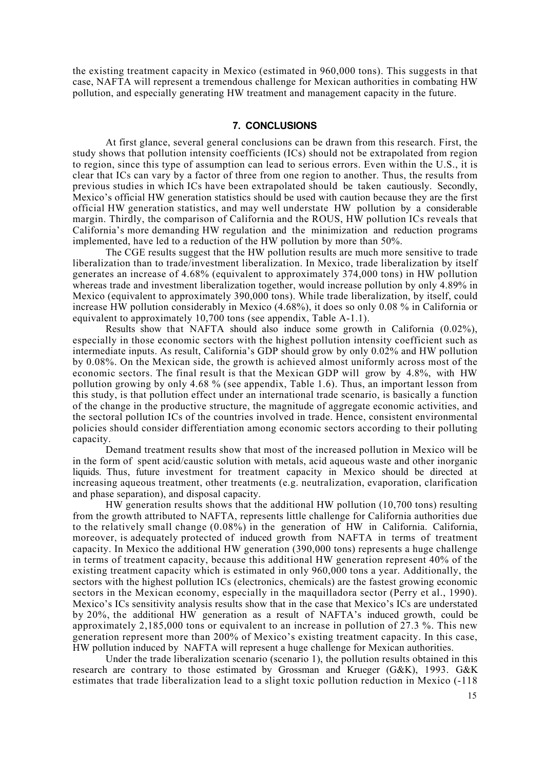the existing treatment capacity in Mexico (estimated in 960,000 tons). This suggests in that case, NAFTA will represent a tremendous challenge for Mexican authorities in combating HW pollution, and especially generating HW treatment and management capacity in the future.

## 7. CONCLUSIONS

At first glance, several general conclusions can be drawn from this research. First, the study shows that pollution intensity coefficients (ICs) should not be extrapolated from region to region, since this type of assumption can lead to serious errors. Even within the U.S., it is clear that ICs can vary by a factor of three from one region to another. Thus, the results from previous studies in which ICs have been extrapolated should be taken cautiously. Secondly, Mexico's official HW generation statistics should be used with caution because they are the first official HW generation statistics, and may well understate HW pollution by a considerable margin. Thirdly, the comparison of California and the ROUS, HW pollution ICs reveals that California's more demanding HW regulation and the minimization and reduction programs implemented, have led to a reduction of the HW pollution by more than 50%.

The CGE results suggest that the HW pollution results are much more sensitive to trade liberalization than to trade/investment liberalization. In Mexico, trade liberalization by itself generates an increase of 4.68% (equivalent to approximately 374,000 tons) in HW pollution whereas trade and investment liberalization together, would increase pollution by only 4.89% in Mexico (equivalent to approximately 390,000 tons). While trade liberalization, by itself, could increase HW pollution considerably in Mexico (4.68%), it does so only 0.08 % in California or equivalent to approximately 10,700 tons (see appendix, Table A-1.1).

Results show that NAFTA should also induce some growth in California (0.02%), especially in those economic sectors with the highest pollution intensity coefficient such as intermediate inputs. As result, California's GDP should grow by only 0.02% and HW pollution by 0.08%. On the Mexican side, the growth is achieved almost uniformly across most of the economic sectors. The final result is that the Mexican GDP will grow by 4.8%, with HW pollution growing by only 4.68 % (see appendix, Table 1.6). Thus, an important lesson from this study, is that pollution effect under an international trade scenario, is basically a function of the change in the productive structure, the magnitude of aggregate economic activities, and the sectoral pollution ICs of the countries involved in trade. Hence, consistent environmental policies should consider differentiation among economic sectors according to their polluting capacity.

Demand treatment results show that most of the increased pollution in Mexico will be in the form of spent acid/caustic solution with metals, acid aqueous waste and other inorganic liquids. Thus, future investment for treatment capacity in Mexico should be directed at increasing aqueous treatment, other treatments (e.g. neutralization, evaporation, clarification and phase separation), and disposal capacity.

HW generation results shows that the additional HW pollution (10,700 tons) resulting from the growth attributed to NAFTA, represents little challenge for California authorities due to the relatively small change (0.08%) in the generation of HW in California. California, moreover, is adequately protected of induced growth from NAFTA in terms of treatment capacity. In Mexico the additional HW generation (390,000 tons) represents a huge challenge in terms of treatment capacity, because this additional HW generation represent 40% of the existing treatment capacity which is estimated in only 960,000 tons a year. Additionally, the sectors with the highest pollution ICs (electronics, chemicals) are the fastest growing economic sectors in the Mexican economy, especially in the maquilladora sector (Perry et al., 1990). Mexico's ICs sensitivity analysis results show that in the case that Mexico's ICs are understated by 20%, the additional HW generation as a result of NAFTA's induced growth, could be approximately 2,185,000 tons or equivalent to an increase in pollution of 27.3 %. This new generation represent more than 200% of Mexico's existing treatment capacity. In this case, HW pollution induced by NAFTA will represent a huge challenge for Mexican authorities.

Under the trade liberalization scenario (scenario 1), the pollution results obtained in this research are contrary to those estimated by Grossman and Krueger (G&K), 1993. G&K estimates that trade liberalization lead to a slight toxic pollution reduction in Mexico (-118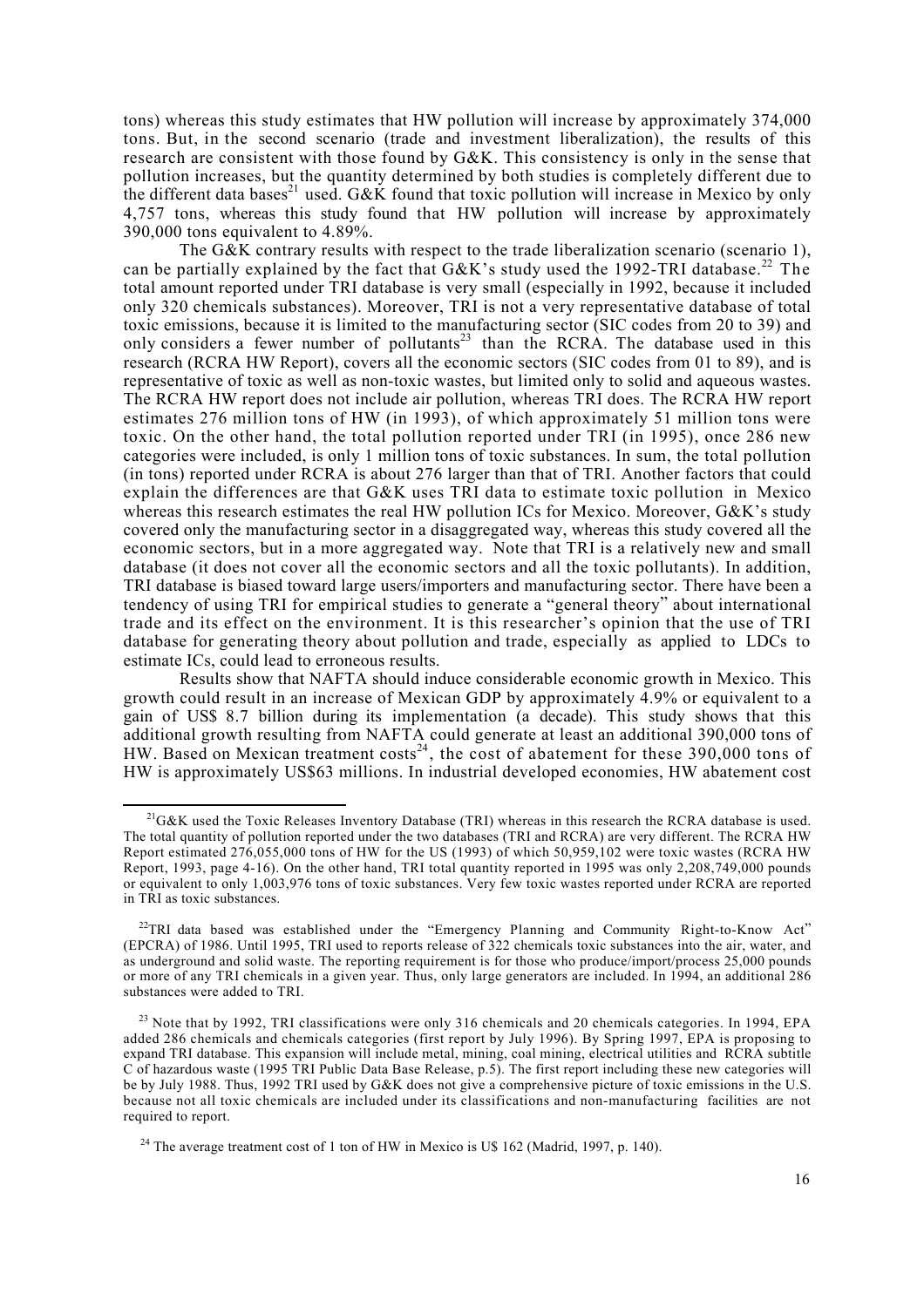tons) whereas this study estimates that HW pollution will increase by approximately 374,000 tons. But, in the second scenario (trade and investment liberalization), the results of this research are consistent with those found by G&K. This consistency is only in the sense that pollution increases, but the quantity determined by both studies is completely different due to the different data bases[21] used. G&K found that toxic pollution will increase in Mexico by only 4,757 tons, whereas this study found that HW pollution will increase by approximately 390,000 tons equivalent to 4.89%.

The G&K contrary results with respect to the trade liberalization scenario (scenario 1), can be partially explained by the fact that G&K's study used the 1992-TRI database.[22] The total amount reported under TRI database is very small (especially in 1992, because it included only 320 chemicals substances). Moreover, TRI is not a very representative database of total toxic emissions, because it is limited to the manufacturing sector (SIC codes from 20 to 39) and only considers a fewer number of pollutants[23] than the RCRA. The database used in this research (RCRA HW Report), covers all the economic sectors (SIC codes from 01 to 89), and is representative of toxic as well as non-toxic wastes, but limited only to solid and aqueous wastes. The RCRA HW report does not include air pollution, whereas TRI does. The RCRA HW report estimates 276 million tons of HW (in 1993), of which approximately 51 million tons were toxic. On the other hand, the total pollution reported under TRI (in 1995), once 286 new categories were included, is only 1 million tons of toxic substances. In sum, the total pollution (in tons) reported under RCRA is about 276 larger than that of TRI. Another factors that could explain the differences are that G&K uses TRI data to estimate toxic pollution in Mexico whereas this research estimates the real HW pollution ICs for Mexico. Moreover, G&K's study covered only the manufacturing sector in a disaggregated way, whereas this study covered all the economic sectors, but in a more aggregated way. Note that TRI is a relatively new and small database (it does not cover all the economic sectors and all the toxic pollutants). In addition, TRI database is biased toward large users/importers and manufacturing sector. There have been a tendency of using TRI for empirical studies to generate a "general theory" about international trade and its effect on the environment. It is this researcher's opinion that the use of TRI database for generating theory about pollution and trade, especially as applied to LDCs to estimate ICs, could lead to erroneous results.

Results show that NAFTA should induce considerable economic growth in Mexico. This growth could result in an increase of Mexican GDP by approximately 4.9% or equivalent to a gain of US$ 8.7 billion during its implementation (a decade). This study shows that this additional growth resulting from NAFTA could generate at least an additional 390,000 tons of HW. Based on Mexican treatment costs[24], the cost of abatement for these 390,000 tons of HW is approximately US$63 millions. In industrial developed economies, HW abatement cost

---

[21] G&K used the Toxic Releases Inventory Database (TRI) whereas in this research the RCRA database is used. The total quantity of pollution reported under the two databases (TRI and RCRA) are very different. The RCRA HW Report estimated 276,055,000 tons of HW for the US (1993) of which 50,959,102 were toxic wastes (RCRA HW Report, 1993, page 4-16). On the other hand, TRI total quantity reported in 1995 was only 2,208,749,000 pounds or equivalent to only 1,003,976 tons of toxic substances. Very few toxic wastes reported under RCRA are reported in TRI as toxic substances.

[22] TRI data based was established under the "Emergency Planning and Community Right-to-Know Act" (EPCRA) of 1986. Until 1995, TRI used to reports release of 322 chemicals toxic substances into the air, water, and as underground and solid waste. The reporting requirement is for those who produce/import/process 25,000 pounds or more of any TRI chemicals in a given year. Thus, only large generators are included. In 1994, an additional 286 substances were added to TRI.

[23] Note that by 1992, TRI classifications were only 316 chemicals and 20 chemicals categories. In 1994, EPA added 286 chemicals and chemicals categories (first report by July 1996). By Spring 1997, EPA is proposing to expand TRI database. This expansion will include metal, mining, coal mining, electrical utilities and RCRA subtitle C of hazardous waste (1995 TRI Public Data Base Release, p.5). The first report including these new categories will be by July 1988. Thus, 1992 TRI used by G&K does not give a comprehensive picture of toxic emissions in the U.S. because not all toxic chemicals are included under its classifications and non-manufacturing facilities are not required to report.

[24] The average treatment cost of 1 ton of HW in Mexico is U$ 162 (Madrid, 1997, p. 140).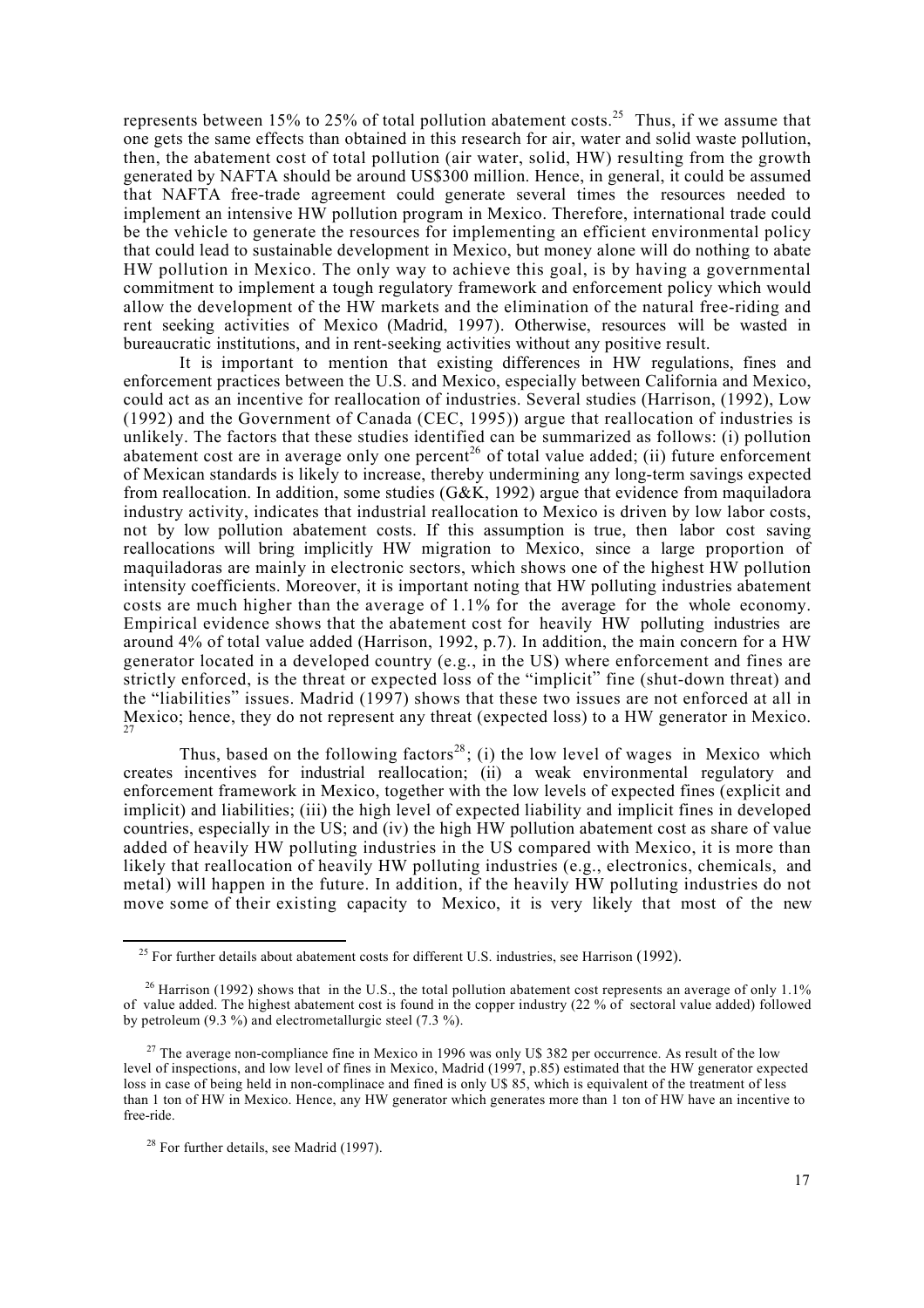represents between 15% to 25% of total pollution abatement costs.[25] Thus, if we assume that one gets the same effects than obtained in this research for air, water and solid waste pollution, then, the abatement cost of total pollution (air water, solid, HW) resulting from the growth generated by NAFTA should be around US$300 million. Hence, in general, it could be assumed that NAFTA free-trade agreement could generate several times the resources needed to implement an intensive HW pollution program in Mexico. Therefore, international trade could be the vehicle to generate the resources for implementing an efficient environmental policy that could lead to sustainable development in Mexico, but money alone will do nothing to abate HW pollution in Mexico. The only way to achieve this goal, is by having a governmental commitment to implement a tough regulatory framework and enforcement policy which would allow the development of the HW markets and the elimination of the natural free-riding and rent seeking activities of Mexico (Madrid, 1997). Otherwise, resources will be wasted in bureaucratic institutions, and in rent-seeking activities without any positive result.

It is important to mention that existing differences in HW regulations, fines and enforcement practices between the U.S. and Mexico, especially between California and Mexico, could act as an incentive for reallocation of industries. Several studies (Harrison, (1992), Low (1992) and the Government of Canada (CEC, 1995)) argue that reallocation of industries is unlikely. The factors that these studies identified can be summarized as follows: (i) pollution abatement cost are in average only one percent[26] of total value added; (ii) future enforcement of Mexican standards is likely to increase, thereby undermining any long-term savings expected from reallocation. In addition, some studies (G&K, 1992) argue that evidence from maquiladora industry activity, indicates that industrial reallocation to Mexico is driven by low labor costs, not by low pollution abatement costs. If this assumption is true, then labor cost saving reallocations will bring implicitly HW migration to Mexico, since a large proportion of maquiladoras are mainly in electronic sectors, which shows one of the highest HW pollution intensity coefficients. Moreover, it is important noting that HW polluting industries abatement costs are much higher than the average of 1.1% for the average for the whole economy. Empirical evidence shows that the abatement cost for heavily HW polluting industries are around 4% of total value added (Harrison, 1992, p.7). In addition, the main concern for a HW generator located in a developed country (e.g., in the US) where enforcement and fines are strictly enforced, is the threat or expected loss of the "implicit" fine (shut-down threat) and the "liabilities" issues. Madrid (1997) shows that these two issues are not enforced at all in Mexico; hence, they do not represent any threat (expected loss) to a HW generator in Mexico.[27]

Thus, based on the following factors[28]; (i) the low level of wages in Mexico which creates incentives for industrial reallocation; (ii) a weak environmental regulatory and enforcement framework in Mexico, together with the low levels of expected fines (explicit and implicit) and liabilities; (iii) the high level of expected liability and implicit fines in developed countries, especially in the US; and (iv) the high HW pollution abatement cost as share of value added of heavily HW polluting industries in the US compared with Mexico, it is more than likely that reallocation of heavily HW polluting industries (e.g., electronics, chemicals, and metal) will happen in the future. In addition, if the heavily HW polluting industries do not move some of their existing capacity to Mexico, it is very likely that most of the new

---

[25] For further details about abatement costs for different U.S. industries, see Harrison (1992).

[26] Harrison (1992) shows that in the U.S., the total pollution abatement cost represents an average of only 1.1% of value added. The highest abatement cost is found in the copper industry (22 % of sectoral value added) followed by petroleum (9.3 %) and electrometallurgic steel (7.3 %).

[27] The average non-compliance fine in Mexico in 1996 was only U$ 382 per occurrence. As result of the low level of inspections, and low level of fines in Mexico, Madrid (1997, p.85) estimated that the HW generator expected loss in case of being held in non-complinace and fined is only U$ 85, which is equivalent of the treatment of less than 1 ton of HW in Mexico. Hence, any HW generator which generates more than 1 ton of HW have an incentive to free-ride.

[28] For further details, see Madrid (1997).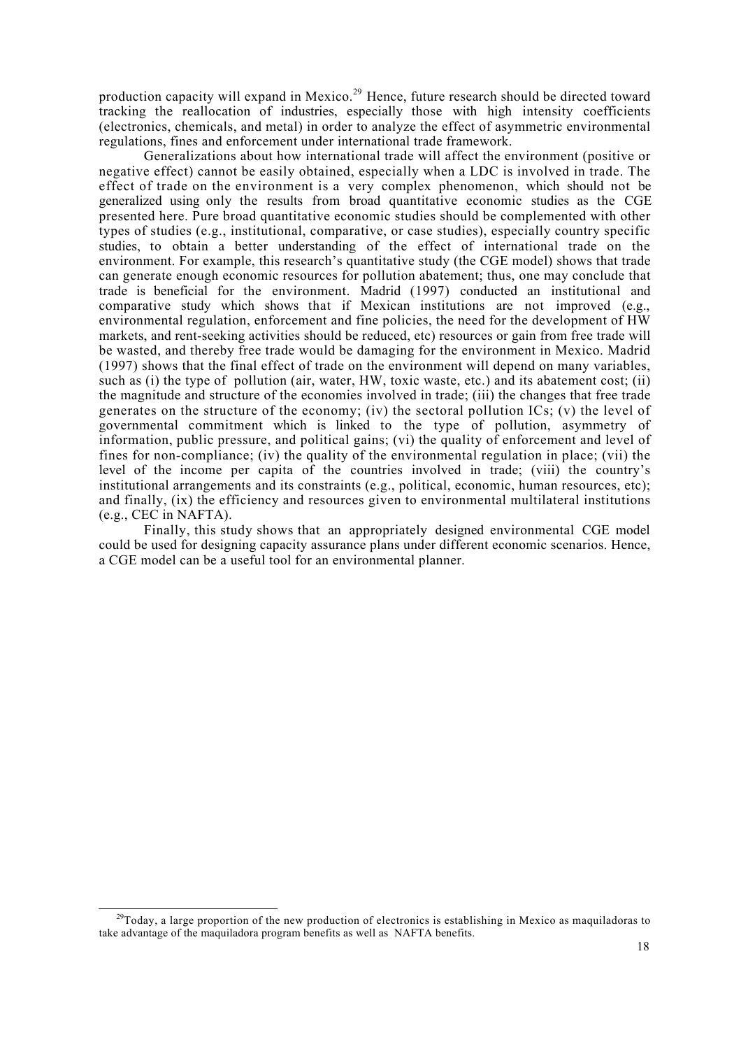production capacity will expand in Mexico.[29] Hence, future research should be directed toward tracking the reallocation of industries, especially those with high intensity coefficients (electronics, chemicals, and metal) in order to analyze the effect of asymmetric environmental regulations, fines and enforcement under international trade framework.

Generalizations about how international trade will affect the environment (positive or negative effect) cannot be easily obtained, especially when a LDC is involved in trade. The effect of trade on the environment is a very complex phenomenon, which should not be generalized using only the results from broad quantitative economic studies as the CGE presented here. Pure broad quantitative economic studies should be complemented with other types of studies (e.g., institutional, comparative, or case studies), especially country specific studies, to obtain a better understanding of the effect of international trade on the environment. For example, this research's quantitative study (the CGE model) shows that trade can generate enough economic resources for pollution abatement; thus, one may conclude that trade is beneficial for the environment. Madrid (1997) conducted an institutional and comparative study which shows that if Mexican institutions are not improved (e.g., environmental regulation, enforcement and fine policies, the need for the development of HW markets, and rent-seeking activities should be reduced, etc) resources or gain from free trade will be wasted, and thereby free trade would be damaging for the environment in Mexico. Madrid (1997) shows that the final effect of trade on the environment will depend on many variables, such as (i) the type of pollution (air, water, HW, toxic waste, etc.) and its abatement cost; (ii) the magnitude and structure of the economies involved in trade; (iii) the changes that free trade generates on the structure of the economy; (iv) the sectoral pollution ICs; (v) the level of governmental commitment which is linked to the type of pollution, asymmetry of information, public pressure, and political gains; (vi) the quality of enforcement and level of fines for non-compliance; (iv) the quality of the environmental regulation in place; (vii) the level of the income per capita of the countries involved in trade; (viii) the country's institutional arrangements and its constraints (e.g., political, economic, human resources, etc); and finally, (ix) the efficiency and resources given to environmental multilateral institutions (e.g., CEC in NAFTA).

Finally, this study shows that an appropriately designed environmental CGE model could be used for designing capacity assurance plans under different economic scenarios. Hence, a CGE model can be a useful tool for an environmental planner.

---

[29] Today, a large proportion of the new production of electronics is establishing in Mexico as maquiladoras to take advantage of the maquiladora program benefits as well as NAFTA benefits.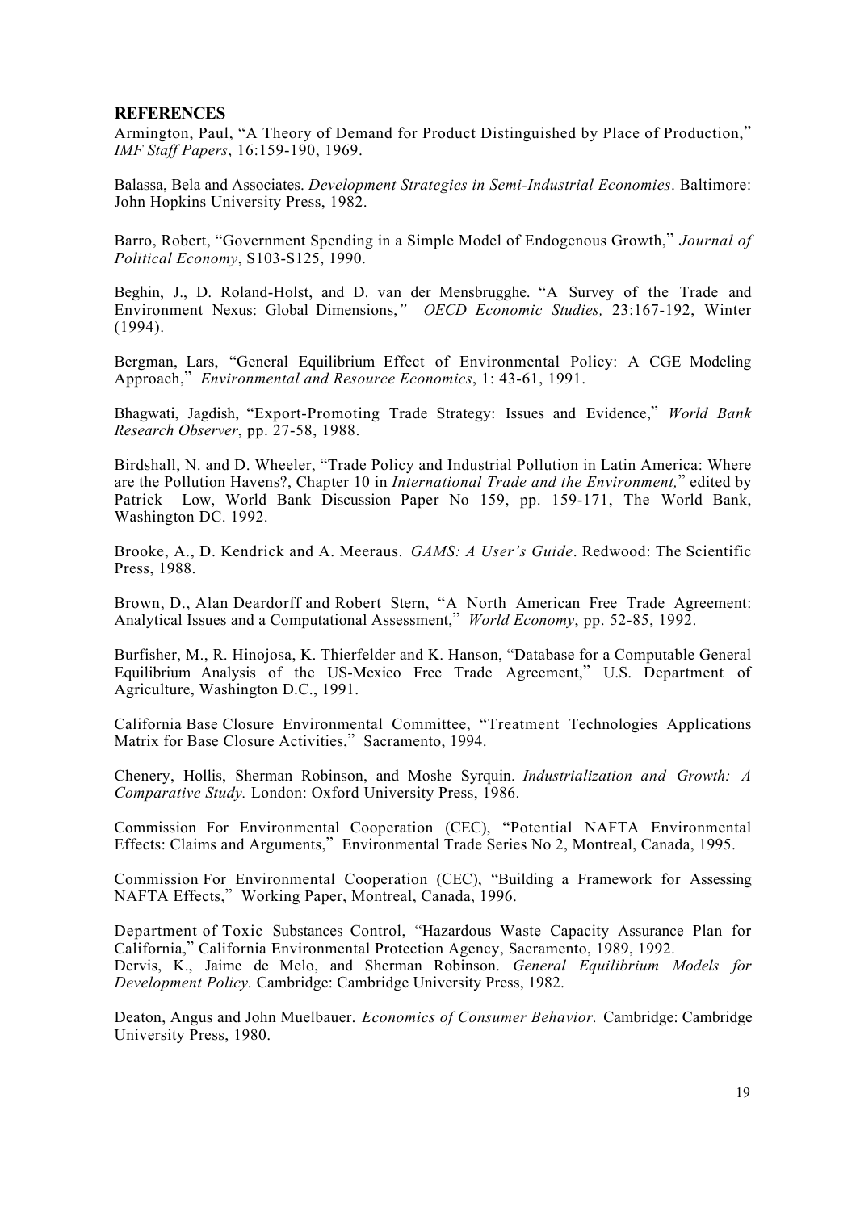**REFERENCES**

Armington, Paul, "A Theory of Demand for Product Distinguished by Place of Production," *IMF Staff Papers*, 16:159-190, 1969.

Balassa, Bela and Associates. *Development Strategies in Semi-Industrial Economies*. Baltimore: John Hopkins University Press, 1982.

Barro, Robert, "Government Spending in a Simple Model of Endogenous Growth," *Journal of Political Economy*, S103-S125, 1990.

Beghin, J., D. Roland-Holst, and D. van der Mensbrugghe. "A Survey of the Trade and Environment Nexus: Global Dimensions," *OECD Economic Studies,* 23:167-192, Winter (1994).

Bergman, Lars, "General Equilibrium Effect of Environmental Policy: A CGE Modeling Approach," *Environmental and Resource Economics*, 1: 43-61, 1991.

Bhagwati, Jagdish, "Export-Promoting Trade Strategy: Issues and Evidence," *World Bank Research Observer*, pp. 27-58, 1988.

Birdshall, N. and D. Wheeler, "Trade Policy and Industrial Pollution in Latin America: Where are the Pollution Havens?, Chapter 10 in *International Trade and the Environment,*" edited by Patrick Low, World Bank Discussion Paper No 159, pp. 159-171, The World Bank, Washington DC. 1992.

Brooke, A., D. Kendrick and A. Meeraus. *GAMS: A User's Guide*. Redwood: The Scientific Press, 1988.

Brown, D., Alan Deardorff and Robert Stern, "A North American Free Trade Agreement: Analytical Issues and a Computational Assessment," *World Economy*, pp. 52-85, 1992.

Burfisher, M., R. Hinojosa, K. Thierfelder and K. Hanson, "Database for a Computable General Equilibrium Analysis of the US-Mexico Free Trade Agreement," U.S. Department of Agriculture, Washington D.C., 1991.

California Base Closure Environmental Committee, "Treatment Technologies Applications Matrix for Base Closure Activities," Sacramento, 1994.

Chenery, Hollis, Sherman Robinson, and Moshe Syrquin. *Industrialization and Growth: A Comparative Study.* London: Oxford University Press, 1986.

Commission For Environmental Cooperation (CEC), "Potential NAFTA Environmental Effects: Claims and Arguments," Environmental Trade Series No 2, Montreal, Canada, 1995.

Commission For Environmental Cooperation (CEC), "Building a Framework for Assessing NAFTA Effects," Working Paper, Montreal, Canada, 1996.

Department of Toxic Substances Control, "Hazardous Waste Capacity Assurance Plan for California," California Environmental Protection Agency, Sacramento, 1989, 1992.

Dervis, K., Jaime de Melo, and Sherman Robinson. *General Equilibrium Models for Development Policy.* Cambridge: Cambridge University Press, 1982.

Deaton, Angus and John Muelbauer. *Economics of Consumer Behavior.* Cambridge: Cambridge University Press, 1980.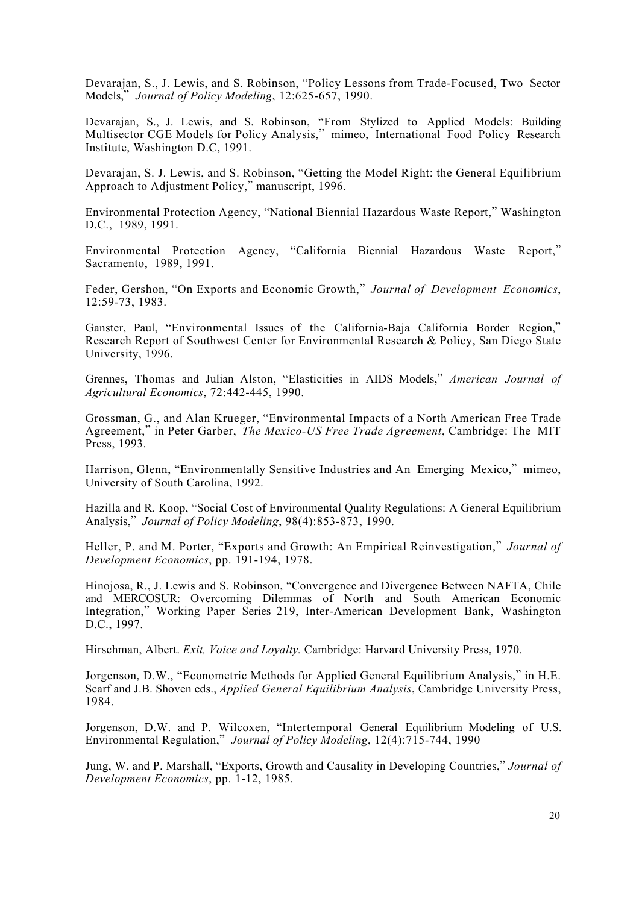Devarajan, S., J. Lewis, and S. Robinson, "Policy Lessons from Trade-Focused, Two Sector Models," *Journal of Policy Modeling*, 12:625-657, 1990.

Devarajan, S., J. Lewis, and S. Robinson, "From Stylized to Applied Models: Building Multisector CGE Models for Policy Analysis," mimeo, International Food Policy Research Institute, Washington D.C, 1991.

Devarajan, S. J. Lewis, and S. Robinson, "Getting the Model Right: the General Equilibrium Approach to Adjustment Policy," manuscript, 1996.

Environmental Protection Agency, "National Biennial Hazardous Waste Report," Washington D.C., 1989, 1991.

Environmental Protection Agency, "California Biennial Hazardous Waste Report," Sacramento, 1989, 1991.

Feder, Gershon, "On Exports and Economic Growth," *Journal of Development Economics*, 12:59-73, 1983.

Ganster, Paul, "Environmental Issues of the California-Baja California Border Region," Research Report of Southwest Center for Environmental Research & Policy, San Diego State University, 1996.

Grennes, Thomas and Julian Alston, "Elasticities in AIDS Models," *American Journal of Agricultural Economics*, 72:442-445, 1990.

Grossman, G., and Alan Krueger, "Environmental Impacts of a North American Free Trade Agreement," in Peter Garber, *The Mexico-US Free Trade Agreement*, Cambridge: The MIT Press, 1993.

Harrison, Glenn, "Environmentally Sensitive Industries and An Emerging Mexico," mimeo, University of South Carolina, 1992.

Hazilla and R. Koop, "Social Cost of Environmental Quality Regulations: A General Equilibrium Analysis," *Journal of Policy Modeling*, 98(4):853-873, 1990.

Heller, P. and M. Porter, "Exports and Growth: An Empirical Reinvestigation," *Journal of Development Economics*, pp. 191-194, 1978.

Hinojosa, R., J. Lewis and S. Robinson, "Convergence and Divergence Between NAFTA, Chile and MERCOSUR: Overcoming Dilemmas of North and South American Economic Integration," Working Paper Series 219, Inter-American Development Bank, Washington D.C., 1997.

Hirschman, Albert. *Exit, Voice and Loyalty.* Cambridge: Harvard University Press, 1970.

Jorgenson, D.W., "Econometric Methods for Applied General Equilibrium Analysis," in H.E. Scarf and J.B. Shoven eds., *Applied General Equilibrium Analysis*, Cambridge University Press, 1984.

Jorgenson, D.W. and P. Wilcoxen, "Intertemporal General Equilibrium Modeling of U.S. Environmental Regulation," *Journal of Policy Modeling*, 12(4):715-744, 1990

Jung, W. and P. Marshall, "Exports, Growth and Causality in Developing Countries," *Journal of Development Economics*, pp. 1-12, 1985.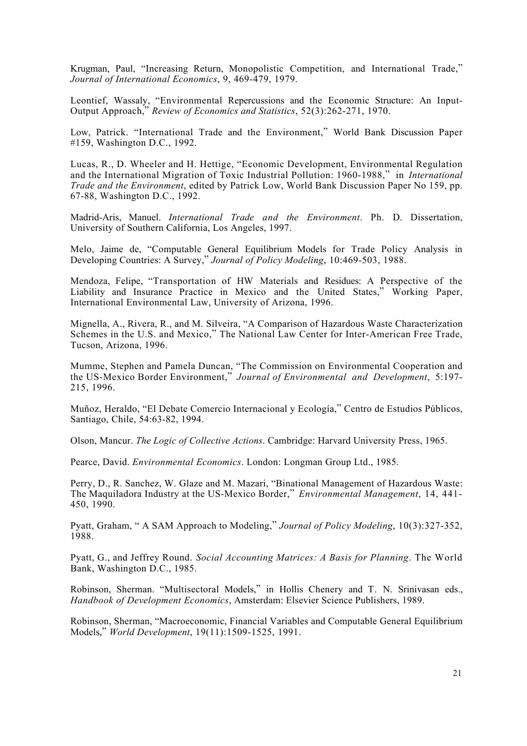Krugman, Paul, "Increasing Return, Monopolistic Competition, and International Trade," *Journal of International Economics*, 9, 469-479, 1979.

Leontief, Wassaly, "Environmental Repercussions and the Economic Structure: An Input-Output Approach," *Review of Economics and Statistics*, 52(3):262-271, 1970.

Low, Patrick. "International Trade and the Environment," World Bank Discussion Paper #159, Washington D.C., 1992.

Lucas, R., D. Wheeler and H. Hettige, "Economic Development, Environmental Regulation and the International Migration of Toxic Industrial Pollution: 1960-1988," in *International Trade and the Environment*, edited by Patrick Low, World Bank Discussion Paper No 159, pp. 67-88, Washington D.C., 1992.

Madrid-Aris, Manuel. *International Trade and the Environment*. Ph. D. Dissertation, University of Southern California, Los Angeles, 1997.

Melo, Jaime de, "Computable General Equilibrium Models for Trade Policy Analysis in Developing Countries: A Survey," *Journal of Policy Modeling*, 10:469-503, 1988.

Mendoza, Felipe, "Transportation of HW Materials and Residues: A Perspective of the Liability and Insurance Practice in Mexico and the United States," Working Paper, International Environmental Law, University of Arizona, 1996.

Mignella, A., Rivera, R., and M. Silveira, "A Comparison of Hazardous Waste Characterization Schemes in the U.S. and Mexico," The National Law Center for Inter-American Free Trade, Tucson, Arizona, 1996.

Mumme, Stephen and Pamela Duncan, "The Commission on Environmental Cooperation and the US-Mexico Border Environment," *Journal of Environmental and Development*, 5:197-215, 1996.

Muñoz, Heraldo, "El Debate Comercio Internacional y Ecología," Centro de Estudios Públicos, Santiago, Chile, 54:63-82, 1994.

Olson, Mancur. *The Logic of Collective Actions*. Cambridge: Harvard University Press, 1965.

Pearce, David. *Environmental Economics*. London: Longman Group Ltd., 1985.

Perry, D., R. Sanchez, W. Glaze and M. Mazari, "Binational Management of Hazardous Waste: The Maquiladora Industry at the US-Mexico Border," *Environmental Management*, 14, 441-450, 1990.

Pyatt, Graham, " A SAM Approach to Modeling," *Journal of Policy Modeling*, 10(3):327-352, 1988.

Pyatt, G., and Jeffrey Round. *Social Accounting Matrices: A Basis for Planning*. The World Bank, Washington D.C., 1985.

Robinson, Sherman. "Multisectoral Models," in Hollis Chenery and T. N. Srinivasan eds., *Handbook of Development Economics*, Amsterdam: Elsevier Science Publishers, 1989.

Robinson, Sherman, "Macroeconomic, Financial Variables and Computable General Equilibrium Models," *World Development*, 19(11):1509-1525, 1991.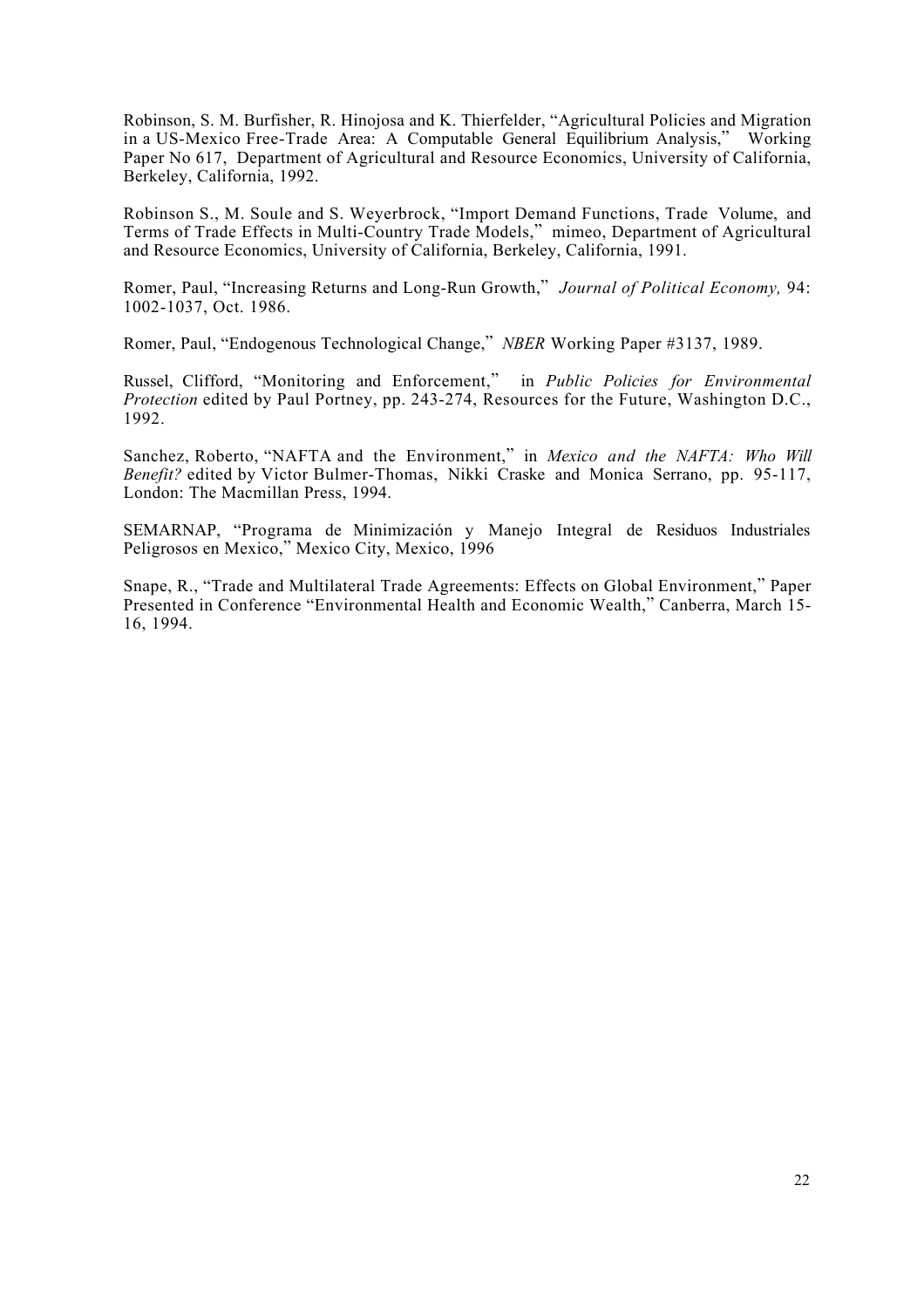Robinson, S. M. Burfisher, R. Hinojosa and K. Thierfelder, “Agricultural Policies and Migration in a US-Mexico Free-Trade Area: A Computable General Equilibrium Analysis,” Working Paper No 617, Department of Agricultural and Resource Economics, University of California, Berkeley, California, 1992.

Robinson S., M. Soule and S. Weyerbrock, “Import Demand Functions, Trade Volume, and Terms of Trade Effects in Multi-Country Trade Models,” mimeo, Department of Agricultural and Resource Economics, University of California, Berkeley, California, 1991.

Romer, Paul, “Increasing Returns and Long-Run Growth,” *Journal of Political Economy,* 94: 1002-1037, Oct. 1986.

Romer, Paul, “Endogenous Technological Change,” *NBER* Working Paper #3137, 1989.

Russel, Clifford, “Monitoring and Enforcement,” in *Public Policies for Environmental Protection* edited by Paul Portney, pp. 243-274, Resources for the Future, Washington D.C., 1992.

Sanchez, Roberto, “NAFTA and the Environment,” in *Mexico and the NAFTA: Who Will Benefit?* edited by Victor Bulmer-Thomas, Nikki Craske and Monica Serrano, pp. 95-117, London: The Macmillan Press, 1994.

SEMARNAP, “Programa de Minimización y Manejo Integral de Residuos Industriales Peligrosos en Mexico,” Mexico City, Mexico, 1996

Snape, R., “Trade and Multilateral Trade Agreements: Effects on Global Environment,” Paper Presented in Conference “Environmental Health and Economic Wealth,” Canberra, March 15-16, 1994.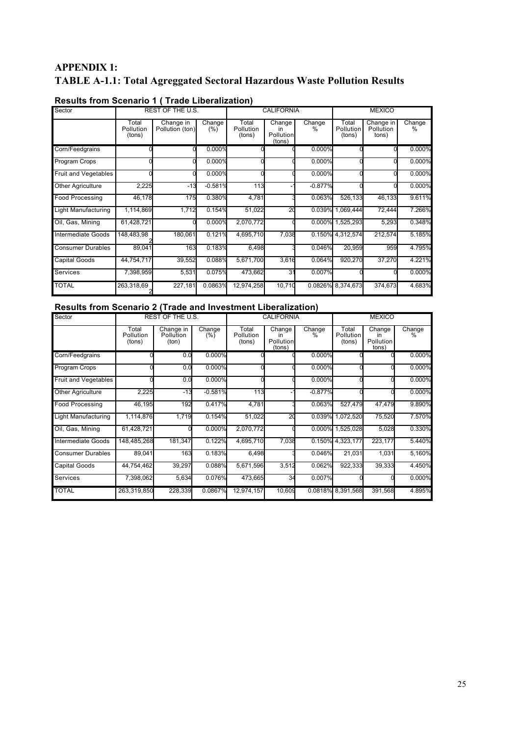## APPENDIX 1:
## TABLE A-1.1: Total Agreggated Sectoral Hazardous Waste Pollution Results

### Results from Scenario 1 ( Trade Liberalization)

| Sector | REST OF THE U.S. | | | CALIFORNIA | | | MEXICO | | |
|---|---|---|---|---|---|---|---|---|---|
| | Total Pollution (tons) | Change in Pollution (ton) | Change (%) | Total Pollution (tons) | Change in Pollution (tons) | Change % | Total Pollution (tons) | Change in Pollution tons) | Change % |
| Corn/Feedgrains | 0 | 0 | 0.000% | 0 | 0 | 0.000% | 0 | 0 | 0.000% |
| Program Crops | 0 | 0 | 0.000% | 0 | 0 | 0.000% | 0 | 0 | 0.000% |
| Fruit and Vegetables | 0 | 0 | 0.000% | 0 | 0 | 0.000% | 0 | 0 | 0.000% |
| Other Agriculture | 2,225 | -13 | -0.581% | 113 | -1 | -0.877% | 0 | 0 | 0.000% |
| Food Processing | 46,178 | 175 | 0.380% | 4,781 | 3 | 0.063% | 526,133 | 46,133 | 9.611% |
| Light Manufacturing | 1,114,869 | 1,712 | 0.154% | 51,022 | 20 | 0.039% | 1,069,444 | 72,444 | 7.266% |
| Oil, Gas, Mining | 61,428,721 | 0 | 0.000% | 2,070,772 | 0 | 0.000% | 1,525,293 | 5,293 | 0.348% |
| Intermediate Goods | 148,483,98 2 | 180,061 | 0.121% | 4,695,710 | 7,038 | 0.150% | 4,312,574 | 212,574 | 5.185% |
| Consumer Durables | 89,041 | 163 | 0.183% | 6,498 | 3 | 0.046% | 20,959 | 959 | 4.795% |
| Capital Goods | 44,754,717 | 39,552 | 0.088% | 5,671,700 | 3,616 | 0.064% | 920,270 | 37,270 | 4.221% |
| Services | 7,398,959 | 5,531 | 0.075% | 473,662 | 31 | 0.007% | 0 | 0 | 0.000% |
| TOTAL | 263,318,69 2 | 227,181 | 0.0863% | 12,974,258 | 10,710 | 0.0826% | 8,374,673 | 374,673 | 4.683% |

### Results from Scenario 2 (Trade and Investment Liberalization)

| Sector | REST OF THE U.S. | | | CALIFORNIA | | | MEXICO | | |
|---|---|---|---|---|---|---|---|---|---|
| | Total Pollution (tons) | Change in Pollution (ton) | Change (%) | Total Pollution (tons) | Change in Pollution (tons) | Change % | Total Pollution (tons) | Change in Pollution tons) | Change % |
| Corn/Feedgrains | 0 | 0.0 | 0.000% | 0 | 0 | 0.000% | 0 | 0 | 0.000% |
| Program Crops | 0 | 0.0 | 0.000% | 0 | 0 | 0.000% | 0 | 0 | 0.000% |
| Fruit and Vegetables | 0 | 0.0 | 0.000% | 0 | 0 | 0.000% | 0 | 0 | 0.000% |
| Other Agriculture | 2,225 | -13 | -0.581% | 113 | -1 | -0.877% | 0 | 0 | 0.000% |
| Food Processing | 46,195 | 192 | 0.417% | 4,781 | 3 | 0.063% | 527,479 | 47,479 | 9.890% |
| Light Manufacturing | 1,114,876 | 1,719 | 0.154% | 51,022 | 20 | 0.039% | 1,072,520 | 75,520 | 7.570% |
| Oil, Gas, Mining | 61,428,721 | 0 | 0.000% | 2,070,772 | 0 | 0.000% | 1,525,028 | 5,028 | 0.330% |
| Intermediate Goods | 148,485,268 | 181,347 | 0.122% | 4,695,710 | 7,038 | 0.150% | 4,323,177 | 223,177 | 5.440% |
| Consumer Durables | 89,041 | 163 | 0.183% | 6,498 | 3 | 0.046% | 21,031 | 1,031 | 5.160% |
| Capital Goods | 44,754,462 | 39,297 | 0.088% | 5,671,596 | 3,512 | 0.062% | 922,333 | 39,333 | 4.450% |
| Services | 7,398,062 | 5,634 | 0.076% | 473,665 | 34 | 0.007% | 0 | 0 | 0.000% |
| TOTAL | 263,319,850 | 228,339 | 0.0867% | 12,974,157 | 10,609 | 0.0818% | 8,391,568 | 391,568 | 4.895% |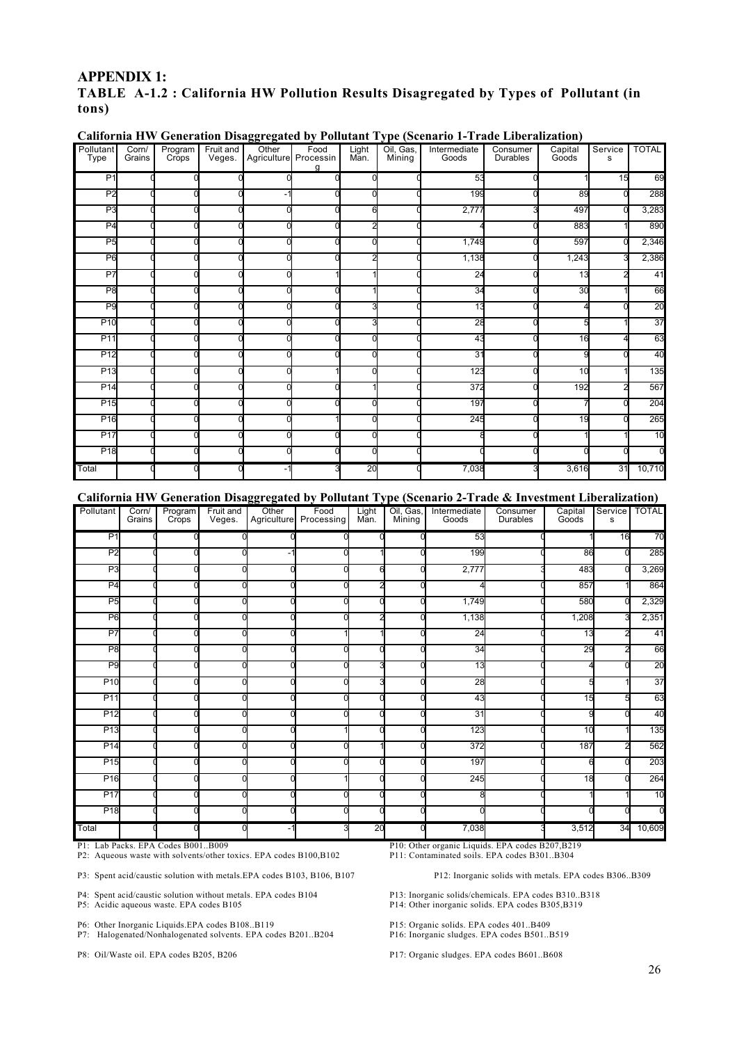## APPENDIX 1:

### TABLE A-1.2 : California HW Pollution Results Disagregated by Types of Pollutant (in tons)

**California HW Generation Disaggregated by Pollutant Type (Scenario 1-Trade Liberalization)**

| Pollutant Type | Corn/ Grains | Program Crops | Fruit and Veges. | Other Agriculture | Food Processing | Light Man. | Oil, Gas, Mining | Intermediate Goods | Consumer Durables | Capital Goods | Services | TOTAL |
|---|---|---|---|---|---|---|---|---|---|---|---|---|
| P1 | 0 | 0 | 0 | 0 | 0 | 0 | 0 | 53 | 0 | 1 | 15 | 69 |
| P2 | 0 | 0 | 0 | -1 | 0 | 0 | 0 | 199 | 0 | 89 | 0 | 288 |
| P3 | 0 | 0 | 0 | 0 | 0 | 6 | 0 | 2,777 | 3 | 497 | 0 | 3,283 |
| P4 | 0 | 0 | 0 | 0 | 0 | 2 | 0 | 4 | 0 | 883 | 1 | 890 |
| P5 | 0 | 0 | 0 | 0 | 0 | 0 | 0 | 1,749 | 0 | 597 | 0 | 2,346 |
| P6 | 0 | 0 | 0 | 0 | 0 | 2 | 0 | 1,138 | 0 | 1,243 | 3 | 2,386 |
| P7 | 0 | 0 | 0 | 0 | 1 | 1 | 0 | 24 | 0 | 13 | 2 | 41 |
| P8 | 0 | 0 | 0 | 0 | 0 | 1 | 0 | 34 | 0 | 30 | 1 | 66 |
| P9 | 0 | 0 | 0 | 0 | 0 | 3 | 0 | 13 | 0 | 4 | 0 | 20 |
| P10 | 0 | 0 | 0 | 0 | 0 | 3 | 0 | 28 | 0 | 5 | 1 | 37 |
| P11 | 0 | 0 | 0 | 0 | 0 | 0 | 0 | 43 | 0 | 16 | 4 | 63 |
| P12 | 0 | 0 | 0 | 0 | 0 | 0 | 0 | 31 | 0 | 9 | 0 | 40 |
| P13 | 0 | 0 | 0 | 0 | 1 | 0 | 0 | 123 | 0 | 10 | 1 | 135 |
| P14 | 0 | 0 | 0 | 0 | 0 | 1 | 0 | 372 | 0 | 192 | 2 | 567 |
| P15 | 0 | 0 | 0 | 0 | 0 | 0 | 0 | 197 | 0 | 7 | 0 | 204 |
| P16 | 0 | 0 | 0 | 0 | 1 | 0 | 0 | 245 | 0 | 19 | 0 | 265 |
| P17 | 0 | 0 | 0 | 0 | 0 | 0 | 0 | 8 | 0 | 1 | 1 | 10 |
| P18 | 0 | 0 | 0 | 0 | 0 | 0 | 0 | 0 | 0 | 0 | 0 | 0 |
| Total | 0 | 0 | 0 | -1 | 3 | 20 | 0 | 7,038 | 3 | 3,616 | 31 | 10,710 |

**California HW Generation Disaggregated by Pollutant Type (Scenario 2-Trade & Investment Liberalization)**

| Pollutant | Corn/ Grains | Program Crops | Fruit and Veges. | Other Agriculture | Food Processing | Light Man. | Oil, Gas, Mining | Intermediate Goods | Consumer Durables | Capital Goods | Services | TOTAL |
|---|---|---|---|---|---|---|---|---|---|---|---|---|
| P1 | 0 | 0 | 0 | 0 | 0 | 0 | 0 | 53 | 0 | 1 | 16 | 70 |
| P2 | 0 | 0 | 0 | -1 | 0 | 1 | 0 | 199 | 0 | 86 | 0 | 285 |
| P3 | 0 | 0 | 0 | 0 | 0 | 6 | 0 | 2,777 | 3 | 483 | 0 | 3,269 |
| P4 | 0 | 0 | 0 | 0 | 0 | 2 | 0 | 4 | 0 | 857 | 1 | 864 |
| P5 | 0 | 0 | 0 | 0 | 0 | 0 | 0 | 1,749 | 0 | 580 | 0 | 2,329 |
| P6 | 0 | 0 | 0 | 0 | 0 | 2 | 0 | 1,138 | 0 | 1,208 | 3 | 2,351 |
| P7 | 0 | 0 | 0 | 0 | 1 | 1 | 0 | 24 | 0 | 13 | 2 | 41 |
| P8 | 0 | 0 | 0 | 0 | 0 | 0 | 0 | 34 | 0 | 29 | 2 | 66 |
| P9 | 0 | 0 | 0 | 0 | 0 | 3 | 0 | 13 | 0 | 4 | 0 | 20 |
| P10 | 0 | 0 | 0 | 0 | 0 | 3 | 0 | 28 | 0 | 5 | 1 | 37 |
| P11 | 0 | 0 | 0 | 0 | 0 | 0 | 0 | 43 | 0 | 15 | 5 | 63 |
| P12 | 0 | 0 | 0 | 0 | 0 | 0 | 0 | 31 | 0 | 9 | 0 | 40 |
| P13 | 0 | 0 | 0 | 0 | 1 | 0 | 0 | 123 | 0 | 10 | 1 | 135 |
| P14 | 0 | 0 | 0 | 0 | 0 | 1 | 0 | 372 | 0 | 187 | 2 | 562 |
| P15 | 0 | 0 | 0 | 0 | 0 | 0 | 0 | 197 | 0 | 6 | 0 | 203 |
| P16 | 0 | 0 | 0 | 0 | 1 | 0 | 0 | 245 | 0 | 18 | 0 | 264 |
| P17 | 0 | 0 | 0 | 0 | 0 | 0 | 0 | 8 | 0 | 1 | 1 | 10 |
| P18 | 0 | 0 | 0 | 0 | 0 | 0 | 0 | 0 | 0 | 0 | 0 | 0 |
| Total | 0 | 0 | 0 | -1 | 3 | 20 | 0 | 7,038 | 3 | 3,512 | 34 | 10,609 |

P1: Lab Packs. EPA Codes B001..B009
P2: Aqueous waste with solvents/other toxics. EPA codes B100,B102
P3: Spent acid/caustic solution with metals.EPA codes B103, B106, B107
P4: Spent acid/caustic solution without metals. EPA codes B104
P5: Acidic aqueous waste. EPA codes B105
P6: Other Inorganic Liquids.EPA codes B108..B119
P7: Halogenated/Nonhalogenated solvents. EPA codes B201..B204
P8: Oil/Waste oil. EPA codes B205, B206
P10: Other organic Liquids. EPA codes B207,B219
P11: Contaminated soils. EPA codes B301..B304
P12: Inorganic solids with metals. EPA codes B306..B309
P13: Inorganic solids/chemicals. EPA codes B310..B318
P14: Other inorganic solids. EPA codes B305,B319
P15: Organic solids. EPA codes 401..B409
P16: Inorganic sludges. EPA codes B501..B519
P17: Organic sludges. EPA codes B601..B608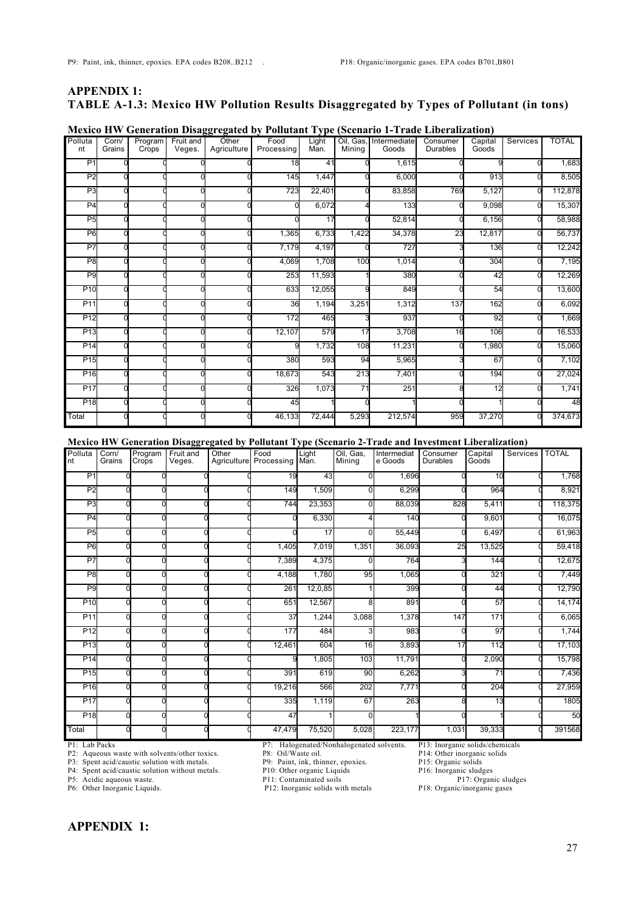P9: Paint, ink, thinner, epoxies. EPA codes B208..B212 .  P18: Organic/inorganic gases. EPA codes B701,B801

## APPENDIX 1:
## TABLE A-1.3: Mexico HW Pollution Results Disaggregated by Types of Pollutant (in tons)

**Mexico HW Generation Disaggregated by Pollutant Type (Scenario 1-Trade Liberalization)**

| Pollutant | Corn/ Grains | Program Crops | Fruit and Veges. | Other Agriculture | Food Processing | Light Man. | Oil, Gas, Mining | Intermediate Goods | Consumer Durables | Capital Goods | Services | TOTAL |
|---|---|---|---|---|---|---|---|---|---|---|---|---|
| P1 | 0 | 0 | 0 | 0 | 18 | 41 | 0 | 1,615 | 0 | 9 | 0 | 1,683 |
| P2 | 0 | 0 | 0 | 0 | 145 | 1,447 | 0 | 6,000 | 0 | 913 | 0 | 8,505 |
| P3 | 0 | 0 | 0 | 0 | 723 | 22,401 | 0 | 83,858 | 769 | 5,127 | 0 | 112,878 |
| P4 | 0 | 0 | 0 | 0 | 0 | 6,072 | 4 | 133 | 0 | 9,098 | 0 | 15,307 |
| P5 | 0 | 0 | 0 | 0 | 0 | 17 | 0 | 52,814 | 0 | 6,156 | 0 | 58,988 |
| P6 | 0 | 0 | 0 | 0 | 1,365 | 6,733 | 1,422 | 34,378 | 23 | 12,817 | 0 | 56,737 |
| P7 | 0 | 0 | 0 | 0 | 7,179 | 4,197 | 0 | 727 | 3 | 136 | 0 | 12,242 |
| P8 | 0 | 0 | 0 | 0 | 4,069 | 1,708 | 100 | 1,014 | 0 | 304 | 0 | 7,195 |
| P9 | 0 | 0 | 0 | 0 | 253 | 11,593 | 1 | 380 | 0 | 42 | 0 | 12,269 |
| P10 | 0 | 0 | 0 | 0 | 633 | 12,055 | 9 | 849 | 0 | 54 | 0 | 13,600 |
| P11 | 0 | 0 | 0 | 0 | 36 | 1,194 | 3,251 | 1,312 | 137 | 162 | 0 | 6,092 |
| P12 | 0 | 0 | 0 | 0 | 172 | 465 | 3 | 937 | 0 | 92 | 0 | 1,669 |
| P13 | 0 | 0 | 0 | 0 | 12,107 | 579 | 17 | 3,708 | 16 | 106 | 0 | 16,533 |
| P14 | 0 | 0 | 0 | 0 | 9 | 1,732 | 108 | 11,231 | 0 | 1,980 | 0 | 15,060 |
| P15 | 0 | 0 | 0 | 0 | 380 | 593 | 94 | 5,965 | 3 | 67 | 0 | 7,102 |
| P16 | 0 | 0 | 0 | 0 | 18,673 | 543 | 213 | 7,401 | 0 | 194 | 0 | 27,024 |
| P17 | 0 | 0 | 0 | 0 | 326 | 1,073 | 71 | 251 | 8 | 12 | 0 | 1,741 |
| P18 | 0 | 0 | 0 | 0 | 45 | 1 | 0 | 1 | 0 | 1 | 0 | 48 |
| Total | 0 | 0 | 0 | 0 | 46,133 | 72,444 | 5,293 | 212,574 | 959 | 37,270 | 0 | 374,673 |

**Mexico HW Generation Disaggregated by Pollutant Type (Scenario 2-Trade and Investment Liberalization)**

| Pollutant | Corn/ Grains | Program Crops | Fruit and Veges. | Other Agriculture | Food Processing | Light Man. | Oil, Gas, Mining | Intermediate Goods | Consumer Durables | Capital Goods | Services | TOTAL |
|---|---|---|---|---|---|---|---|---|---|---|---|---|
| P1 | 0 | 0 | 0 | 0 | 19 | 43 | 0 | 1,696 | 0 | 10 | 0 | 1,768 |
| P2 | 0 | 0 | 0 | 0 | 149 | 1,509 | 0 | 6,299 | 0 | 964 | 0 | 8,921 |
| P3 | 0 | 0 | 0 | 0 | 744 | 23,353 | 0 | 88,039 | 828 | 5,411 | 0 | 118,375 |
| P4 | 0 | 0 | 0 | 0 | 0 | 6,330 | 4 | 140 | 0 | 9,601 | 0 | 16,075 |
| P5 | 0 | 0 | 0 | 0 | 0 | 17 | 0 | 55,449 | 0 | 6,497 | 0 | 61,963 |
| P6 | 0 | 0 | 0 | 0 | 1,405 | 7,019 | 1,351 | 36,093 | 25 | 13,525 | 0 | 59,418 |
| P7 | 0 | 0 | 0 | 0 | 7,389 | 4,375 | 0 | 764 | 3 | 144 | 0 | 12,675 |
| P8 | 0 | 0 | 0 | 0 | 4,188 | 1,780 | 95 | 1,065 | 0 | 321 | 0 | 7,449 |
| P9 | 0 | 0 | 0 | 0 | 261 | 12,0,85 | 1 | 399 | 0 | 44 | 0 | 12,790 |
| P10 | 0 | 0 | 0 | 0 | 651 | 12,567 | 8 | 891 | 0 | 57 | 0 | 14,174 |
| P11 | 0 | 0 | 0 | 0 | 37 | 1,244 | 3,088 | 1,378 | 147 | 171 | 0 | 6,065 |
| P12 | 0 | 0 | 0 | 0 | 177 | 484 | 3 | 983 | 0 | 97 | 0 | 1,744 |
| P13 | 0 | 0 | 0 | 0 | 12,461 | 604 | 16 | 3,893 | 17 | 112 | 0 | 17,103 |
| P14 | 0 | 0 | 0 | 0 | 9 | 1,805 | 103 | 11,791 | 0 | 2,090 | 0 | 15,798 |
| P15 | 0 | 0 | 0 | 0 | 391 | 619 | 90 | 6,262 | 3 | 71 | 0 | 7,436 |
| P16 | 0 | 0 | 0 | 0 | 19,216 | 566 | 202 | 7,771 | 0 | 204 | 0 | 27,959 |
| P17 | 0 | 0 | 0 | 0 | 335 | 1,119 | 67 | 263 | 8 | 13 | 0 | 1805 |
| P18 | 0 | 0 | 0 | 0 | 47 | 1 | 0 | 1 | 0 | 1 | 0 | 50 |
| Total | 0 | 0 | 0 | 0 | 47,479 | 75,520 | 5,028 | 223,177 | 1,031 | 39,333 | 0 | 391568 |

P1: Lab Packs
P2: Aqueous waste with solvents/other toxics.
P3: Spent acid/caustic solution with metals.
P4: Spent acid/caustic solution without metals.
P5: Acidic aqueous waste.
P6: Other Inorganic Liquids.
P7: Halogenated/Nonhalogenated solvents.
P8: Oil/Waste oil.
P9: Paint, ink, thinner, epoxies.
P10: Other organic Liquids
P11: Contaminated soils
P12: Inorganic solids with metals
P13: Inorganic solids/chemicals
P14: Other inorganic solids
P15: Organic solids
P16: Inorganic sludges
P17: Organic sludges
P18: Organic/inorganic gases

## APPENDIX 1: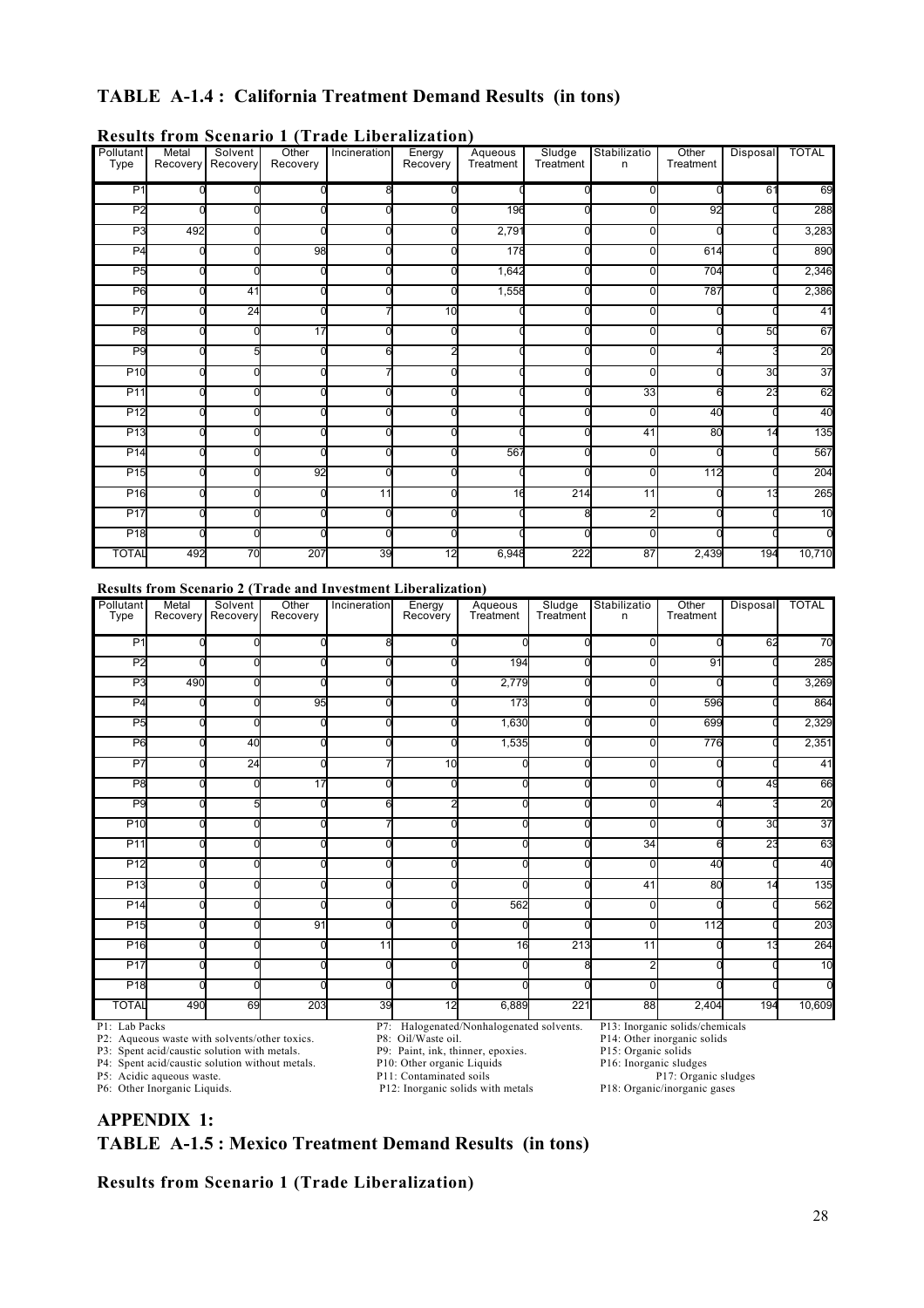## TABLE A-1.4 : California Treatment Demand Results (in tons)

**Results from Scenario 1 (Trade Liberalization)**

| Pollutant Type | Metal Recovery | Solvent Recovery | Other Recovery | Incineration | Energy Recovery | Aqueous Treatment | Sludge Treatment | Stabilization | Other Treatment | Disposal | TOTAL |
|---|---|---|---|---|---|---|---|---|---|---|---|
| P1 | 0 | 0 | 0 | 8 | 0 | 0 | 0 | 0 | 0 | 61 | 69 |
| P2 | 0 | 0 | 0 | 0 | 0 | 196 | 0 | 0 | 92 | 0 | 288 |
| P3 | 492 | 0 | 0 | 0 | 0 | 2,791 | 0 | 0 | 0 | 0 | 3,283 |
| P4 | 0 | 0 | 98 | 0 | 0 | 178 | 0 | 0 | 614 | 0 | 890 |
| P5 | 0 | 0 | 0 | 0 | 0 | 1,642 | 0 | 0 | 704 | 0 | 2,346 |
| P6 | 0 | 41 | 0 | 0 | 0 | 1,558 | 0 | 0 | 787 | 0 | 2,386 |
| P7 | 0 | 24 | 0 | 7 | 10 | 0 | 0 | 0 | 0 | 0 | 41 |
| P8 | 0 | 0 | 17 | 0 | 0 | 0 | 0 | 0 | 0 | 50 | 67 |
| P9 | 0 | 5 | 0 | 6 | 2 | 0 | 0 | 0 | 4 | 3 | 20 |
| P10 | 0 | 0 | 0 | 7 | 0 | 0 | 0 | 0 | 0 | 30 | 37 |
| P11 | 0 | 0 | 0 | 0 | 0 | 0 | 0 | 33 | 6 | 23 | 62 |
| P12 | 0 | 0 | 0 | 0 | 0 | 0 | 0 | 0 | 40 | 0 | 40 |
| P13 | 0 | 0 | 0 | 0 | 0 | 0 | 0 | 41 | 80 | 14 | 135 |
| P14 | 0 | 0 | 0 | 0 | 0 | 567 | 0 | 0 | 0 | 0 | 567 |
| P15 | 0 | 0 | 92 | 0 | 0 | 0 | 0 | 0 | 112 | 0 | 204 |
| P16 | 0 | 0 | 0 | 11 | 0 | 16 | 214 | 11 | 0 | 13 | 265 |
| P17 | 0 | 0 | 0 | 0 | 0 | 0 | 8 | 2 | 0 | 0 | 10 |
| P18 | 0 | 0 | 0 | 0 | 0 | 0 | 0 | 0 | 0 | 0 | 0 |
| TOTAL | 492 | 70 | 207 | 39 | 12 | 6,948 | 222 | 87 | 2,439 | 194 | 10,710 |

**Results from Scenario 2 (Trade and Investment Liberalization)**

| Pollutant Type | Metal Recovery | Solvent Recovery | Other Recovery | Incineration | Energy Recovery | Aqueous Treatment | Sludge Treatment | Stabilization | Other Treatment | Disposal | TOTAL |
|---|---|---|---|---|---|---|---|---|---|---|---|
| P1 | 0 | 0 | 0 | 8 | 0 | 0 | 0 | 0 | 0 | 62 | 70 |
| P2 | 0 | 0 | 0 | 0 | 0 | 194 | 0 | 0 | 91 | 0 | 285 |
| P3 | 490 | 0 | 0 | 0 | 0 | 2,779 | 0 | 0 | 0 | 0 | 3,269 |
| P4 | 0 | 0 | 95 | 0 | 0 | 173 | 0 | 0 | 596 | 0 | 864 |
| P5 | 0 | 0 | 0 | 0 | 0 | 1,630 | 0 | 0 | 699 | 0 | 2,329 |
| P6 | 0 | 40 | 0 | 0 | 0 | 1,535 | 0 | 0 | 776 | 0 | 2,351 |
| P7 | 0 | 24 | 0 | 7 | 10 | 0 | 0 | 0 | 0 | 0 | 41 |
| P8 | 0 | 0 | 17 | 0 | 0 | 0 | 0 | 0 | 0 | 49 | 66 |
| P9 | 0 | 5 | 0 | 6 | 2 | 0 | 0 | 0 | 4 | 3 | 20 |
| P10 | 0 | 0 | 0 | 7 | 0 | 0 | 0 | 0 | 0 | 30 | 37 |
| P11 | 0 | 0 | 0 | 0 | 0 | 0 | 0 | 34 | 6 | 23 | 63 |
| P12 | 0 | 0 | 0 | 0 | 0 | 0 | 0 | 0 | 40 | 0 | 40 |
| P13 | 0 | 0 | 0 | 0 | 0 | 0 | 0 | 41 | 80 | 14 | 135 |
| P14 | 0 | 0 | 0 | 0 | 0 | 562 | 0 | 0 | 0 | 0 | 562 |
| P15 | 0 | 0 | 91 | 0 | 0 | 0 | 0 | 0 | 112 | 0 | 203 |
| P16 | 0 | 0 | 0 | 11 | 0 | 16 | 213 | 11 | 0 | 13 | 264 |
| P17 | 0 | 0 | 0 | 0 | 0 | 0 | 8 | 2 | 0 | 0 | 10 |
| P18 | 0 | 0 | 0 | 0 | 0 | 0 | 0 | 0 | 0 | 0 | 0 |
| TOTAL | 490 | 69 | 203 | 39 | 12 | 6,889 | 221 | 88 | 2,404 | 194 | 10,609 |

P1: Lab Packs
P2: Aqueous waste with solvents/other toxics.
P3: Spent acid/caustic solution with metals.
P4: Spent acid/caustic solution without metals.
P5: Acidic aqueous waste.
P6: Other Inorganic Liquids.
P7: Halogenated/Nonhalogenated solvents.
P8: Oil/Waste oil.
P9: Paint, ink, thinner, epoxies.
P10: Other organic Liquids
P11: Contaminated soils
P12: Inorganic solids with metals
P13: Inorganic solids/chemicals
P14: Other inorganic solids
P15: Organic solids
P16: Inorganic sludges
P17: Organic sludges
P18: Organic/inorganic gases

## APPENDIX 1:

## TABLE A-1.5 : Mexico Treatment Demand Results (in tons)

**Results from Scenario 1 (Trade Liberalization)**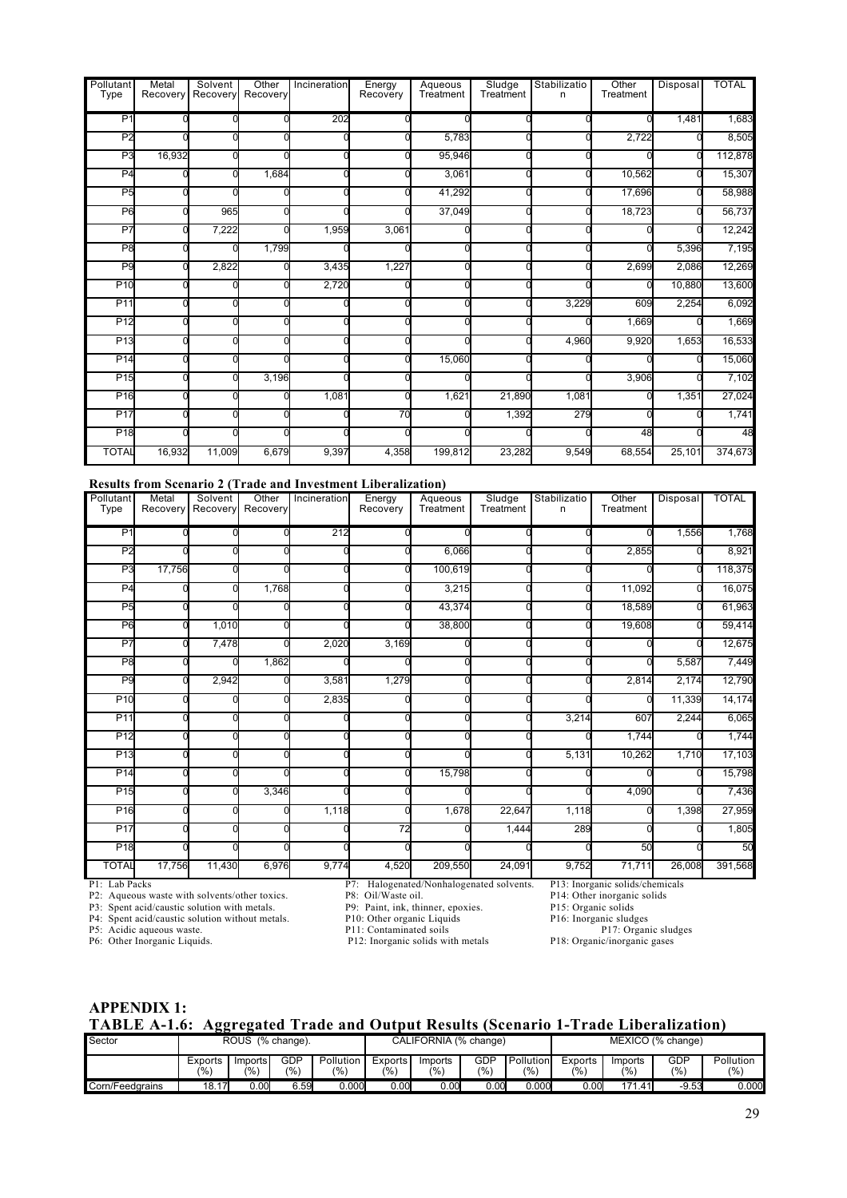| Pollutant Type | Metal Recovery | Solvent Recovery | Other Recovery | Incineration | Energy Recovery | Aqueous Treatment | Sludge Treatment | Stabilization | Other Treatment | Disposal | TOTAL |
|---|---|---|---|---|---|---|---|---|---|---|---|
| P1 | 0 | 0 | 0 | 202 | 0 | 0 | 0 | 0 | 0 | 1,481 | 1,683 |
| P2 | 0 | 0 | 0 | 0 | 0 | 5,783 | 0 | 0 | 2,722 | 0 | 8,505 |
| P3 | 16,932 | 0 | 0 | 0 | 0 | 95,946 | 0 | 0 | 0 | 0 | 112,878 |
| P4 | 0 | 0 | 1,684 | 0 | 0 | 3,061 | 0 | 0 | 10,562 | 0 | 15,307 |
| P5 | 0 | 0 | 0 | 0 | 0 | 41,292 | 0 | 0 | 17,696 | 0 | 58,988 |
| P6 | 0 | 965 | 0 | 0 | 0 | 37,049 | 0 | 0 | 18,723 | 0 | 56,737 |
| P7 | 0 | 7,222 | 0 | 1,959 | 3,061 | 0 | 0 | 0 | 0 | 0 | 12,242 |
| P8 | 0 | 0 | 1,799 | 0 | 0 | 0 | 0 | 0 | 0 | 5,396 | 7,195 |
| P9 | 0 | 2,822 | 0 | 3,435 | 1,227 | 0 | 0 | 0 | 2,699 | 2,086 | 12,269 |
| P10 | 0 | 0 | 0 | 2,720 | 0 | 0 | 0 | 0 | 0 | 10,880 | 13,600 |
| P11 | 0 | 0 | 0 | 0 | 0 | 0 | 0 | 3,229 | 609 | 2,254 | 6,092 |
| P12 | 0 | 0 | 0 | 0 | 0 | 0 | 0 | 0 | 1,669 | 0 | 1,669 |
| P13 | 0 | 0 | 0 | 0 | 0 | 0 | 0 | 4,960 | 9,920 | 1,653 | 16,533 |
| P14 | 0 | 0 | 0 | 0 | 0 | 15,060 | 0 | 0 | 0 | 0 | 15,060 |
| P15 | 0 | 0 | 3,196 | 0 | 0 | 0 | 0 | 0 | 3,906 | 0 | 7,102 |
| P16 | 0 | 0 | 0 | 1,081 | 0 | 1,621 | 21,890 | 1,081 | 0 | 1,351 | 27,024 |
| P17 | 0 | 0 | 0 | 0 | 70 | 0 | 1,392 | 279 | 0 | 0 | 1,741 |
| P18 | 0 | 0 | 0 | 0 | 0 | 0 | 0 | 0 | 48 | 0 | 48 |
| TOTAL | 16,932 | 11,009 | 6,679 | 9,397 | 4,358 | 199,812 | 23,282 | 9,549 | 68,554 | 25,101 | 374,673 |

**Results from Scenario 2 (Trade and Investment Liberalization)**

| Pollutant Type | Metal Recovery | Solvent Recovery | Other Recovery | Incineration | Energy Recovery | Aqueous Treatment | Sludge Treatment | Stabilization | Other Treatment | Disposal | TOTAL |
|---|---|---|---|---|---|---|---|---|---|---|---|
| P1 | 0 | 0 | 0 | 212 | 0 | 0 | 0 | 0 | 0 | 1,556 | 1,768 |
| P2 | 0 | 0 | 0 | 0 | 0 | 6,066 | 0 | 0 | 2,855 | 0 | 8,921 |
| P3 | 17,756 | 0 | 0 | 0 | 0 | 100,619 | 0 | 0 | 0 | 0 | 118,375 |
| P4 | 0 | 0 | 1,768 | 0 | 0 | 3,215 | 0 | 0 | 11,092 | 0 | 16,075 |
| P5 | 0 | 0 | 0 | 0 | 0 | 43,374 | 0 | 0 | 18,589 | 0 | 61,963 |
| P6 | 0 | 1,010 | 0 | 0 | 0 | 38,800 | 0 | 0 | 19,608 | 0 | 59,414 |
| P7 | 0 | 7,478 | 0 | 2,020 | 3,169 | 0 | 0 | 0 | 0 | 0 | 12,675 |
| P8 | 0 | 0 | 1,862 | 0 | 0 | 0 | 0 | 0 | 0 | 5,587 | 7,449 |
| P9 | 0 | 2,942 | 0 | 3,581 | 1,279 | 0 | 0 | 0 | 2,814 | 2,174 | 12,790 |
| P10 | 0 | 0 | 0 | 2,835 | 0 | 0 | 0 | 0 | 0 | 11,339 | 14,174 |
| P11 | 0 | 0 | 0 | 0 | 0 | 0 | 0 | 3,214 | 607 | 2,244 | 6,065 |
| P12 | 0 | 0 | 0 | 0 | 0 | 0 | 0 | 0 | 1,744 | 0 | 1,744 |
| P13 | 0 | 0 | 0 | 0 | 0 | 0 | 0 | 5,131 | 10,262 | 1,710 | 17,103 |
| P14 | 0 | 0 | 0 | 0 | 0 | 15,798 | 0 | 0 | 0 | 0 | 15,798 |
| P15 | 0 | 0 | 3,346 | 0 | 0 | 0 | 0 | 0 | 4,090 | 0 | 7,436 |
| P16 | 0 | 0 | 0 | 1,118 | 0 | 1,678 | 22,647 | 1,118 | 0 | 1,398 | 27,959 |
| P17 | 0 | 0 | 0 | 0 | 72 | 0 | 1,444 | 289 | 0 | 0 | 1,805 |
| P18 | 0 | 0 | 0 | 0 | 0 | 0 | 0 | 0 | 50 | 0 | 50 |
| TOTAL | 17,756 | 11,430 | 6,976 | 9,774 | 4,520 | 209,550 | 24,091 | 9,752 | 71,711 | 26,008 | 391,568 |

P1: Lab Packs
P2: Aqueous waste with solvents/other toxics.
P3: Spent acid/caustic solution with metals.
P4: Spent acid/caustic solution without metals.
P5: Acidic aqueous waste.
P6: Other Inorganic Liquids.
P7: Halogenated/Nonhalogenated solvents.
P8: Oil/Waste oil.
P9: Paint, ink, thinner, epoxies.
P10: Other organic Liquids
P11: Contaminated soils
P12: Inorganic solids with metals
P13: Inorganic solids/chemicals
P14: Other inorganic solids
P15: Organic solids
P16: Inorganic sludges
P17: Organic sludges
P18: Organic/inorganic gases

## APPENDIX 1:

**TABLE A-1.6: Aggregated Trade and Output Results (Scenario 1-Trade Liberalization)**

| Sector | ROUS (% change). | | | | CALIFORNIA (% change) | | | | MEXICO (% change) | | | |
|---|---|---|---|---|---|---|---|---|---|---|---|---|
| | Exports (%) | Imports (%) | GDP (%) | Pollution (%) | Exports (%) | Imports (%) | GDP (%) | Pollution (%) | Exports (%) | Imports (%) | GDP (%) | Pollution (%) |
| Corn/Feedgrains | 18.17 | 0.00 | 6.59 | 0.000 | 0.00 | 0.00 | 0.00 | 0.000 | 0.00 | 171.41 | -9.53 | 0.000 |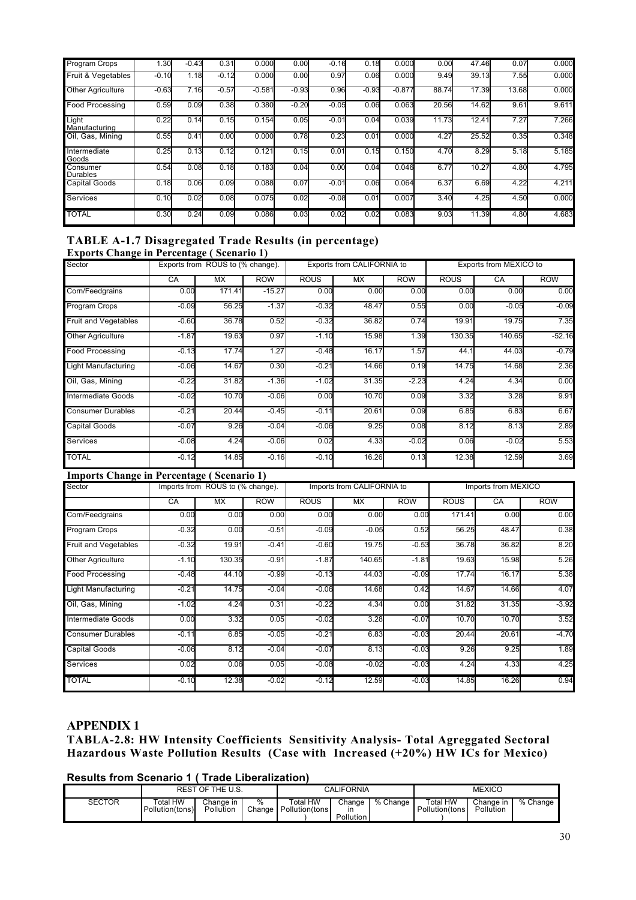| Program Crops | 1.30 | -0.43 | 0.31 | 0.000 | 0.00 | -0.16 | 0.18 | 0.000 | 0.00 | 47.46 | 0.07 | 0.000 |
|---|---|---|---|---|---|---|---|---|---|---|---|---|
| Fruit & Vegetables | -0.10 | 1.18 | -0.12 | 0.000 | 0.00 | 0.97 | 0.06 | 0.000 | 9.49 | 39.13 | 7.55 | 0.000 |
| Other Agriculture | -0.63 | 7.16 | -0.57 | -0.581 | -0.93 | 0.96 | -0.93 | -0.877 | 88.74 | 17.39 | 13.68 | 0.000 |
| Food Processing | 0.59 | 0.09 | 0.38 | 0.380 | -0.20 | -0.05 | 0.06 | 0.063 | 20.56 | 14.62 | 9.61 | 9.611 |
| Light Manufacturing | 0.22 | 0.14 | 0.15 | 0.154 | 0.05 | -0.01 | 0.04 | 0.039 | 11.73 | 12.41 | 7.27 | 7.266 |
| Oil, Gas, Mining | 0.55 | 0.41 | 0.00 | 0.000 | 0.78 | 0.23 | 0.01 | 0.000 | 4.27 | 25.52 | 0.35 | 0.348 |
| Intermediate Goods | 0.25 | 0.13 | 0.12 | 0.121 | 0.15 | 0.01 | 0.15 | 0.150 | 4.70 | 8.29 | 5.18 | 5.185 |
| Consumer Durables | 0.54 | 0.08 | 0.18 | 0.183 | 0.04 | 0.00 | 0.04 | 0.046 | 6.77 | 10.27 | 4.80 | 4.795 |
| Capital Goods | 0.18 | 0.06 | 0.09 | 0.088 | 0.07 | -0.01 | 0.06 | 0.064 | 6.37 | 6.69 | 4.22 | 4.211 |
| Services | 0.10 | 0.02 | 0.08 | 0.075 | 0.02 | -0.08 | 0.01 | 0.007 | 3.40 | 4.25 | 4.50 | 0.000 |
| TOTAL | 0.30 | 0.24 | 0.09 | 0.086 | 0.03 | 0.02 | 0.02 | 0.083 | 9.03 | 11.39 | 4.80 | 4.683 |

## TABLE A-1.7 Disagregated Trade Results (in percentage)

**Exports Change in Percentage ( Scenario 1)**

| Sector | Exports from ROUS to (% change). | | | Exports from CALIFORNIA to | | | Exports from MEXICO to | | |
|---|---|---|---|---|---|---|---|---|---|
| | CA | MX | ROW | ROUS | MX | ROW | ROUS | CA | ROW |
| Corn/Feedgrains | 0.00 | 171.41 | -15.27 | 0.00 | 0.00 | 0.00 | 0.00 | 0.00 | 0.00 |
| Program Crops | -0.09 | 56.25 | -1.37 | -0.32 | 48.47 | 0.55 | 0.00 | -0.05 | -0.09 |
| Fruit and Vegetables | -0.60 | 36.78 | 0.52 | -0.32 | 36.82 | 0.74 | 19.91 | 19.75 | 7.35 |
| Other Agriculture | -1.87 | 19.63 | 0.97 | -1.10 | 15.98 | 1.39 | 130.35 | 140.65 | -52.16 |
| Food Processing | -0.13 | 17.74 | 1.27 | -0.48 | 16.17 | 1.57 | 44.1 | 44.03 | -0.79 |
| Light Manufacturing | -0.06 | 14.67 | 0.30 | -0.21 | 14.66 | 0.19 | 14.75 | 14.68 | 2.36 |
| Oil, Gas, Mining | -0.22 | 31.82 | -1.36 | -1.02 | 31.35 | -2.23 | 4.24 | 4.34 | 0.00 |
| Intermediate Goods | -0.02 | 10.70 | -0.06 | 0.00 | 10.70 | 0.09 | 3.32 | 3.28 | 9.91 |
| Consumer Durables | -0.21 | 20.44 | -0.45 | -0.11 | 20.61 | 0.09 | 6.85 | 6.83 | 6.67 |
| Capital Goods | -0.07 | 9.26 | -0.04 | -0.06 | 9.25 | 0.08 | 8.12 | 8.13 | 2.89 |
| Services | -0.08 | 4.24 | -0.06 | 0.02 | 4.33 | -0.02 | 0.06 | -0.02 | 5.53 |
| TOTAL | -0.12 | 14.85 | -0.16 | -0.10 | 16.26 | 0.13 | 12.38 | 12.59 | 3.69 |

**Imports Change in Percentage ( Scenario 1)**

| Sector | Imports from ROUS to (% change). | | | Imports from CALIFORNIA to | | | Imports from MEXICO | | |
|---|---|---|---|---|---|---|---|---|---|
| | CA | MX | ROW | ROUS | MX | ROW | ROUS | CA | ROW |
| Corn/Feedgrains | 0.00 | 0.00 | 0.00 | 0.00 | 0.00 | 0.00 | 171.41 | 0.00 | 0.00 |
| Program Crops | -0.32 | 0.00 | -0.51 | -0.09 | -0.05 | 0.52 | 56.25 | 48.47 | 0.38 |
| Fruit and Vegetables | -0.32 | 19.91 | -0.41 | -0.60 | 19.75 | -0.53 | 36.78 | 36.82 | 8.20 |
| Other Agriculture | -1.10 | 130.35 | -0.91 | -1.87 | 140.65 | -1.81 | 19.63 | 15.98 | 5.26 |
| Food Processing | -0.48 | 44.10 | -0.99 | -0.13 | 44.03 | -0.09 | 17.74 | 16.17 | 5.38 |
| Light Manufacturing | -0.21 | 14.75 | -0.04 | -0.06 | 14.68 | 0.42 | 14.67 | 14.66 | 4.07 |
| Oil, Gas, Mining | -1.02 | 4.24 | 0.31 | -0.22 | 4.34 | 0.00 | 31.82 | 31.35 | -3.92 |
| Intermediate Goods | 0.00 | 3.32 | 0.05 | -0.02 | 3.28 | -0.07 | 10.70 | 10.70 | 3.52 |
| Consumer Durables | -0.11 | 6.85 | -0.05 | -0.21 | 6.83 | -0.03 | 20.44 | 20.61 | -4.70 |
| Capital Goods | -0.06 | 8.12 | -0.04 | -0.07 | 8.13 | -0.03 | 9.26 | 9.25 | 1.89 |
| Services | 0.02 | 0.06 | 0.05 | -0.08 | -0.02 | -0.03 | 4.24 | 4.33 | 4.25 |
| TOTAL | -0.10 | 12.38 | -0.02 | -0.12 | 12.59 | -0.03 | 14.85 | 16.26 | 0.94 |

## APPENDIX 1

### TABLA-2.8: HW Intensity Coefficients Sensitivity Analysis- Total Agreggated Sectoral Hazardous Waste Pollution Results (Case with Increased (+20%) HW ICs for Mexico)

**Results from Scenario 1 ( Trade Liberalization)**

| | REST OF THE U.S. | | | CALIFORNIA | | | MEXICO | | |
|---|---|---|---|---|---|---|---|---|---|
| SECTOR | Total HW Pollution(tons) | Change in Pollution | % Change | Total HW Pollution(tons) | Change in Pollution | % Change | Total HW Pollution(tons) | Change in Pollution | % Change |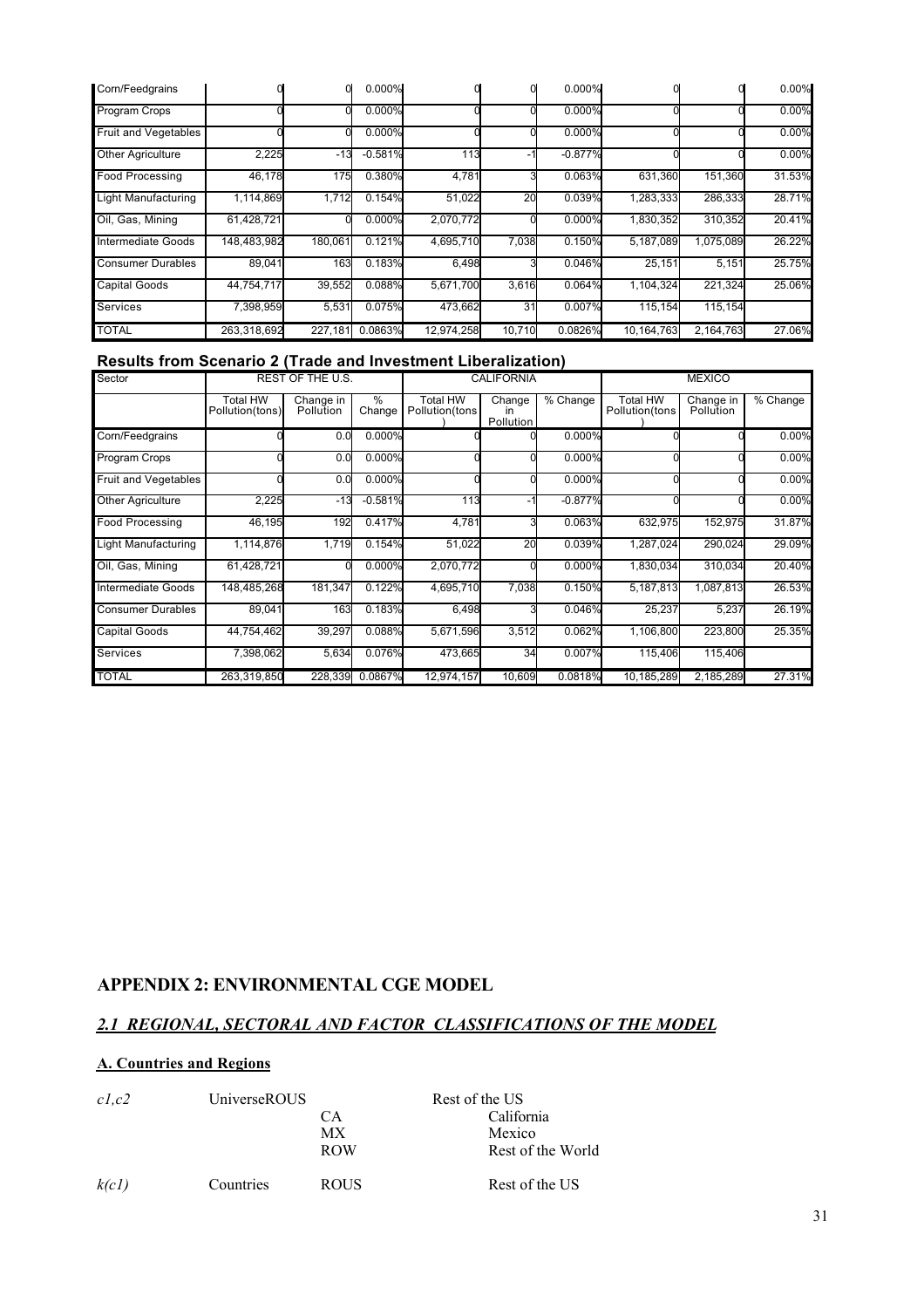| Corn/Feedgrains | 0 | 0 | 0.000% | 0 | 0 | 0.000% | 0 | 0 | 0.00% |
|---|---|---|---|---|---|---|---|---|---|
| Program Crops | 0 | 0 | 0.000% | 0 | 0 | 0.000% | 0 | 0 | 0.00% |
| Fruit and Vegetables | 0 | 0 | 0.000% | 0 | 0 | 0.000% | 0 | 0 | 0.00% |
| Other Agriculture | 2,225 | -13 | -0.581% | 113 | -1 | -0.877% | 0 | 0 | 0.00% |
| Food Processing | 46,178 | 175 | 0.380% | 4,781 | 3 | 0.063% | 631,360 | 151,360 | 31.53% |
| Light Manufacturing | 1,114,869 | 1,712 | 0.154% | 51,022 | 20 | 0.039% | 1,283,333 | 286,333 | 28.71% |
| Oil, Gas, Mining | 61,428,721 | 0 | 0.000% | 2,070,772 | 0 | 0.000% | 1,830,352 | 310,352 | 20.41% |
| Intermediate Goods | 148,483,982 | 180,061 | 0.121% | 4,695,710 | 7,038 | 0.150% | 5,187,089 | 1,075,089 | 26.22% |
| Consumer Durables | 89,041 | 163 | 0.183% | 6,498 | 3 | 0.046% | 25,151 | 5,151 | 25.75% |
| Capital Goods | 44,754,717 | 39,552 | 0.088% | 5,671,700 | 3,616 | 0.064% | 1,104,324 | 221,324 | 25.06% |
| Services | 7,398,959 | 5,531 | 0.075% | 473,662 | 31 | 0.007% | 115,154 | 115,154 | |
| TOTAL | 263,318,692 | 227,181 | 0.0863% | 12,974,258 | 10,710 | 0.0826% | 10,164,763 | 2,164,763 | 27.06% |

### Results from Scenario 2 (Trade and Investment Liberalization)

| Sector | REST OF THE U.S. | | | CALIFORNIA | | | MEXICO | | |
|---|---|---|---|---|---|---|---|---|---|
| | Total HW Pollution(tons) | Change in Pollution | % Change | Total HW Pollution(tons) | Change in Pollution | % Change | Total HW Pollution(tons) | Change in Pollution | % Change |
| Corn/Feedgrains | 0 | 0.0 | 0.000% | 0 | 0 | 0.000% | 0 | 0 | 0.00% |
| Program Crops | 0 | 0.0 | 0.000% | 0 | 0 | 0.000% | 0 | 0 | 0.00% |
| Fruit and Vegetables | 0 | 0.0 | 0.000% | 0 | 0 | 0.000% | 0 | 0 | 0.00% |
| Other Agriculture | 2,225 | -13 | -0.581% | 113 | -1 | -0.877% | 0 | 0 | 0.00% |
| Food Processing | 46,195 | 192 | 0.417% | 4,781 | 3 | 0.063% | 632,975 | 152,975 | 31.87% |
| Light Manufacturing | 1,114,876 | 1,719 | 0.154% | 51,022 | 20 | 0.039% | 1,287,024 | 290,024 | 29.09% |
| Oil, Gas, Mining | 61,428,721 | 0 | 0.000% | 2,070,772 | 0 | 0.000% | 1,830,034 | 310,034 | 20.40% |
| Intermediate Goods | 148,485,268 | 181,347 | 0.122% | 4,695,710 | 7,038 | 0.150% | 5,187,813 | 1,087,813 | 26.53% |
| Consumer Durables | 89,041 | 163 | 0.183% | 6,498 | 3 | 0.046% | 25,237 | 5,237 | 26.19% |
| Capital Goods | 44,754,462 | 39,297 | 0.088% | 5,671,596 | 3,512 | 0.062% | 1,106,800 | 223,800 | 25.35% |
| Services | 7,398,062 | 5,634 | 0.076% | 473,665 | 34 | 0.007% | 115,406 | 115,406 | |
| TOTAL | 263,319,850 | 228,339 | 0.0867% | 12,974,157 | 10,609 | 0.0818% | 10,185,289 | 2,185,289 | 27.31% |

## APPENDIX 2: ENVIRONMENTAL CGE MODEL

### *2.1 REGIONAL, SECTORAL AND FACTOR CLASSIFICATIONS OF THE MODEL*

#### A. Countries and Regions

| | | | |
|---|---|---|---|
| *c1,c2* | UniverseROUS | | Rest of the US |
| | | CA | California |
| | | MX | Mexico |
| | | ROW | Rest of the World |
| *k(c1)* | Countries | ROUS | Rest of the US |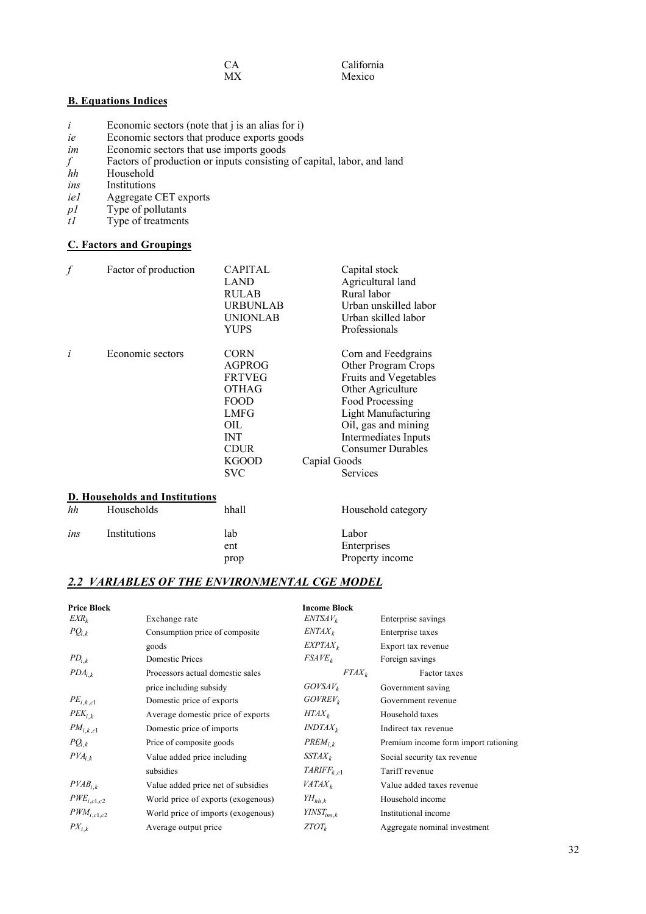| | |
|---|---|
| CA | California |
| MX | Mexico |

**B. Equations Indices**

| | |
|---|---|
| *i* | Economic sectors (note that j is an alias for i) |
| *ie* | Economic sectors that produce exports goods |
| *im* | Economic sectors that use imports goods |
| *f* | Factors of production or inputs consisting of capital, labor, and land |
| *hh* | Household |
| *ins* | Institutions |
| *ie1* | Aggregate CET exports |
| *p1* | Type of pollutants |
| *t1* | Type of treatments |

**C. Factors and Groupings**

| | | | |
|---|---|---|---|
| *f* | Factor of production | CAPITAL | Capital stock |
| | | LAND | Agricultural land |
| | | RULAB | Rural labor |
| | | URBUNLAB | Urban unskilled labor |
| | | UNIONLAB | Urban skilled labor |
| | | YUPS | Professionals |
| *i* | Economic sectors | CORN | Corn and Feedgrains |
| | | AGPROG | Other Program Crops |
| | | FRTVEG | Fruits and Vegetables |
| | | OTHAG | Other Agriculture |
| | | FOOD | Food Processing |
| | | LMFG | Light Manufacturing |
| | | OIL | Oil, gas and mining |
| | | INT | Intermediates Inputs |
| | | CDUR | Consumer Durables |
| | | KGOOD | Capial Goods |
| | | SVC | Services |

**D. Households and Institutions**

| | | | |
|---|---|---|---|
| *hh* | Households | hhall | Household category |
| *ins* | Institutions | lab | Labor |
| | | ent | Enterprises |
| | | prop | Property income |

## *2.2 VARIABLES OF THE ENVIRONMENTAL CGE MODEL*

| **Price Block** | | **Income Block** | |
|---|---|---|---|
| $EXR_k$ | Exchange rate | $ENTSAV_k$ | Enterprise savings |
| $PQ_{i,k}$ | Consumption price of composite goods | $ENTAX_k$ | Enterprise taxes |
| | | $EXPTAX_k$ | Export tax revenue |
| $PD_{i,k}$ | Domestic Prices | $FSAVE_k$ | Foreign savings |
| $PDA_{i,k}$ | Processors actual domestic sales price including subsidy | $FTAX_k$ | Factor taxes |
| | | $GOVSAV_k$ | Government saving |
| $PE_{i,k,c1}$ | Domestic price of exports | $GOVREV_k$ | Government revenue |
| $PEK_{i,k}$ | Average domestic price of exports | $HTAX_k$ | Household taxes |
| $PM_{i,k,c1}$ | Domestic price of imports | $INDTAX_k$ | Indirect tax revenue |
| $PQ_{i,k}$ | Price of composite goods | $PREM_{i,k}$ | Premium income form import rationing |
| $PVA_{i,k}$ | Value added price including subsidies | $SSTAX_k$ | Social security tax revenue |
| | | $TARIFF_{k,c1}$ | Tariff revenue |
| $PVAB_{i,k}$ | Value added price net of subsidies | $VATAX_k$ | Value added taxes revenue |
| $PWE_{i,c1,c2}$ | World price of exports (exogenous) | $YH_{hh,k}$ | Household income |
| $PWM_{i,c1,c2}$ | World price of imports (exogenous) | $YINST_{ins,k}$ | Institutional income |
| $PX_{i,k}$ | Average output price | $ZTOT_k$ | Aggregate nominal investment |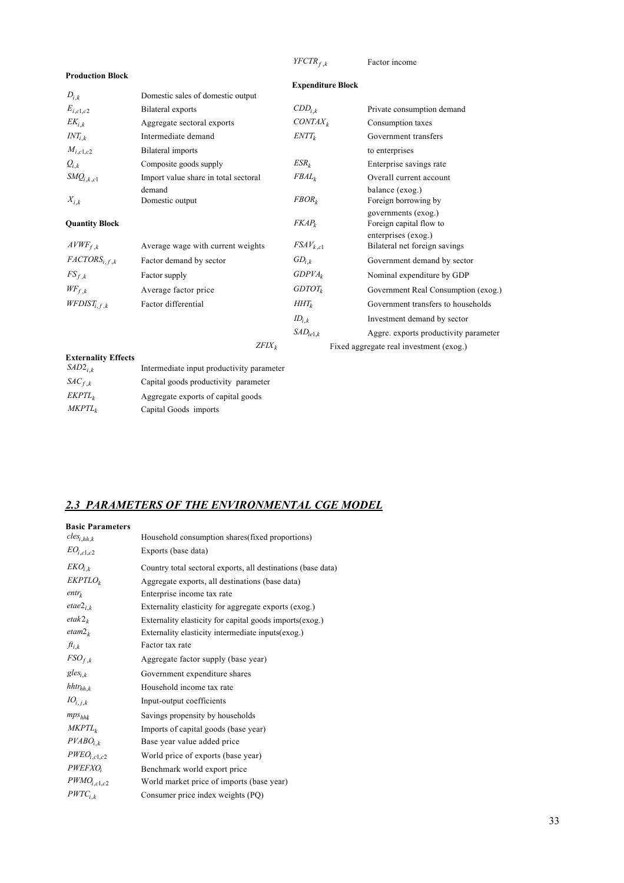**Production Block**

| | |
|---|---|
| $D_{i,k}$ | Domestic sales of domestic output |
| $E_{i,c1,c2}$ | Bilateral exports |
| $EK_{i,k}$ | Aggregate sectoral exports |
| $INT_{i,k}$ | Intermediate demand |
| $M_{i,c1,c2}$ | Bilateral imports |
| $Q_{i,k}$ | Composite goods supply |
| $SMQ_{i,k,c1}$ | Import value share in total sectoral demand |
| $X_{i,k}$ | Domestic output |

**Quantity Block**

| | |
|---|---|
| $AVWF_{f,k}$ | Average wage with current weights |
| $FACTORS_{i,f,k}$ | Factor demand by sector |
| $FS_{f,k}$ | Factor supply |
| $WF_{f,k}$ | Average factor price |
| $WFDIST_{i,f,k}$ | Factor differential |
| $YFCTR_{f,k}$ | Factor income |

**Expenditure Block**

| | |
|---|---|
| $CDD_{i,k}$ | Private consumption demand |
| $CONTAX_k$ | Consumption taxes |
| $ENTT_k$ | Government transfers to enterprises |
| $ESR_k$ | Enterprise savings rate |
| $FBAL_k$ | Overall current account balance (exog.) |
| $FBOR_k$ | Foreign borrowing by governments (exog.) |
| $FKAP_k$ | Foreign capital flow to enterprises (exog.) |
| $FSAV_{k,c1}$ | Bilateral net foreign savings |
| $GD_{i,k}$ | Government demand by sector |
| $GDPVA_k$ | Nominal expenditure by GDP |
| $GDTOT_k$ | Government Real Consumption (exog.) |
| $HHT_k$ | Government transfers to households |
| $ID_{i,k}$ | Investment demand by sector |
| $SAD_{ie1,k}$ | Aggre. exports productivity parameter |
| $ZFIX_k$ | Fixed aggregate real investment (exog.) |

**Externality Effects**

| | |
|---|---|
| $SAD2_{i,k}$ | Intermediate input productivity parameter |
| $SAC_{f,k}$ | Capital goods productivity parameter |
| $EKPTL_k$ | Aggregate exports of capital goods |
| $MKPTL_k$ | Capital Goods imports |

## *2.3 PARAMETERS OF THE ENVIRONMENTAL CGE MODEL*

**Basic Parameters**

| | |
|---|---|
| $cles_{i,hh,k}$ | Household consumption shares(fixed proportions) |
| $EO_{i,c1,c2}$ | Exports (base data) |
| $EKO_{i,k}$ | Country total sectoral exports, all destinations (base data) |
| $EKPTLO_k$ | Aggregate exports, all destinations (base data) |
| $entr_k$ | Enterprise income tax rate |
| $etae2_{i,k}$ | Externality elasticity for aggregate exports (exog.) |
| $etak2_k$ | Externality elasticity for capital goods imports(exog.) |
| $etam2_k$ | Externality elasticity intermediate inputs(exog.) |
| $ft_{i,k}$ | Factor tax rate |
| $FSO_{f,k}$ | Aggregate factor supply (base year) |
| $gles_{i,k}$ | Government expenditure shares |
| $hhtr_{hh,k}$ | Household income tax rate |
| $IO_{i,j,k}$ | Input-output coefficients |
| $mps_{hhk}$ | Savings propensity by households |
| $MKPTL_k$ | Imports of capital goods (base year) |
| $PVABO_{i,k}$ | Base year value added price |
| $PWEO_{i,c1,c2}$ | World price of exports (base year) |
| $PWEFXO_i$ | Benchmark world export price |
| $PWMO_{i,c1,c2}$ | World market price of imports (base year) |
| $PWTC_{i,k}$ | Consumer price index weights (PQ) |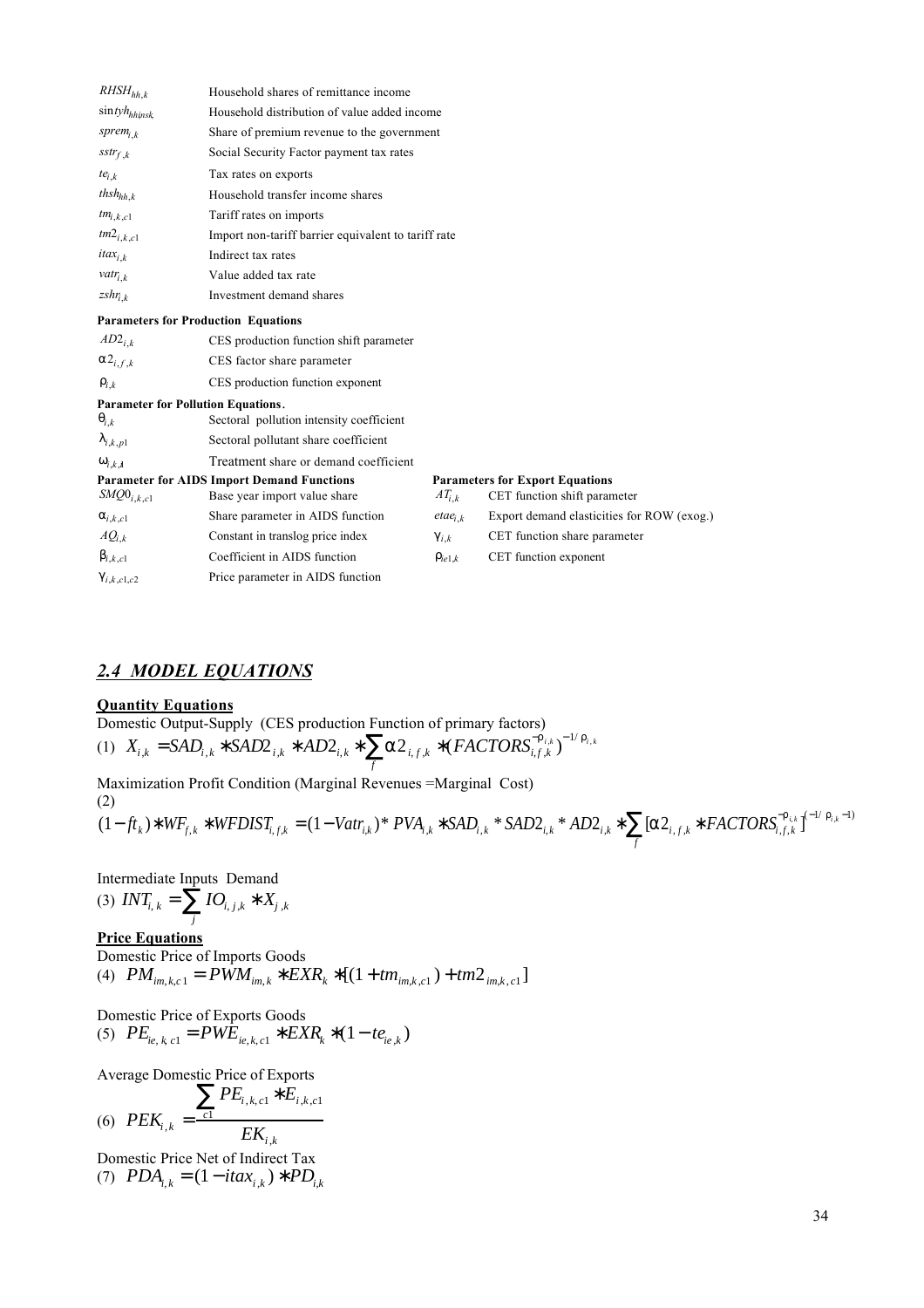| | |
|---|---|
| $RHSH_{hh,k}$ | Household shares of remittance income |
| $\sin tyh_{hh,insk}$ | Household distribution of value added income |
| $sprem_{i,k}$ | Share of premium revenue to the government |
| $sstr_{f,k}$ | Social Security Factor payment tax rates |
| $te_{i,k}$ | Tax rates on exports |
| $thsh_{hh,k}$ | Household transfer income shares |
| $tm_{i,k,c1}$ | Tariff rates on imports |
| $tm2_{i,k,c1}$ | Import non-tariff barrier equivalent to tariff rate |
| $itax_{i,k}$ | Indirect tax rates |
| $vatr_{i,k}$ | Value added tax rate |
| $zshr_{i,k}$ | Investment demand shares |

**Parameters for Production Equations**

| | |
|---|---|
| $AD2_{i,k}$ | CES production function shift parameter |
| $\alpha 2_{i,f,k}$ | CES factor share parameter |
| $\rho_{i,k}$ | CES production function exponent |

**Parameter for Pollution Equations.**

| | |
|---|---|
| $\theta_{i,k}$ | Sectoral pollution intensity coefficient |
| $\lambda_{i,k,p1}$ | Sectoral pollutant share coefficient |
| $\omega_{i,k,t}$ | Treatment share or demand coefficient |

**Parameter for AIDS Import Demand Functions**

| | |
|---|---|
| $SMQ0_{i,k,c1}$ | Base year import value share |
| $\alpha_{i,k,c1}$ | Share parameter in AIDS function |
| $AQ_{i,k}$ | Constant in translog price index |
| $\beta_{i,k,c1}$ | Coefficient in AIDS function |
| $\gamma_{i,k,c1,c2}$ | Price parameter in AIDS function |

**Parameters for Export Equations**

| | |
|---|---|
| $AT_{i,k}$ | CET function shift parameter |
| $etae_{i,k}$ | Export demand elasticities for ROW (exog.) |
| $\gamma_{i,k}$ | CET function share parameter |
| $\rho_{ie1,k}$ | CET function exponent |

## *2.4 MODEL EQUATIONS*

**Quantity Equations**

Domestic Output-Supply (CES production Function of primary factors)

(1) $X_{i,k} = SAD_{i,k} * SAD2_{i,k} * AD2_{i,k} * \sum_f \alpha 2_{i,f,k} * (FACTORS_{i,f,k}^{-\rho_{i,k}})^{-1/\rho_{i,k}}$

Maximization Profit Condition (Marginal Revenues =Marginal Cost)

(2)

$$(1-ft_k) * WF_{f,k} * WFDIST_{i,f,k} = (1-Vatr_{i,k}) * PVA_{i,k} * SAD_{i,k} * SAD2_{i,k} * AD2_{i,k} * \sum_f [\alpha 2_{i,f,k} * FACTORS_{i,f,k}^{-\rho_{i,k}}]^{(-1/\rho_{i,k}-1)}$$

Intermediate Inputs Demand

(3) $INT_{i,k} = \sum_j IO_{i,j,k} * X_{j,k}$

**Price Equations**

Domestic Price of Imports Goods

(4) $PM_{im,k,c1} = PWM_{im,k} * EXR_k * [(1+tm_{im,k,c1}) + tm2_{im,k,c1}]$

Domestic Price of Exports Goods

(5) $PE_{ie,k,c1} = PWE_{ie,k,c1} * EXR_k * (1-te_{ie,k})$

Average Domestic Price of Exports

(6) $PEK_{i,k} = \dfrac{\sum_{c1} PE_{i,k,c1} * E_{i,k,c1}}{EK_{i,k}}$

Domestic Price Net of Indirect Tax

(7) $PDA_{i,k} = (1-itax_{i,k}) * PD_{i,k}$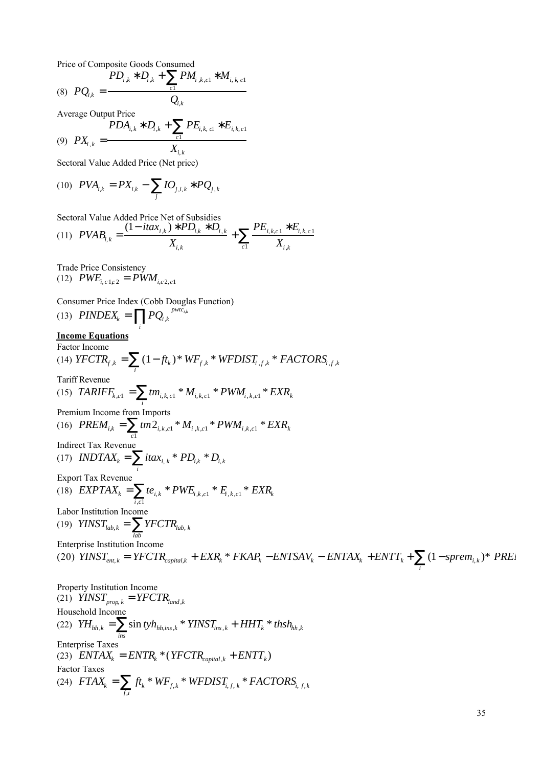Price of Composite Goods Consumed

$$(8)\quad PQ_{i,k} = \frac{PD_{i,k} * D_{i,k} + \sum_{c1} PM_{i,k,c1} * M_{i,k,c1}}{Q_{i,k}}$$

Average Output Price

$$(9)\quad PX_{i,k} = \frac{PDA_{i,k} * D_{i,k} + \sum_{c1} PE_{i,k,c1} * E_{i,k,c1}}{X_{i,k}}$$

Sectoral Value Added Price (Net price)

$$(10)\quad PVA_{i,k} = PX_{i,k} - \sum_{j} IO_{j,i,k} * PQ_{j,k}$$

Sectoral Value Added Price Net of Subsidies

$$(11)\quad PVAB_{i,k} = \frac{(1 - itax_{i,k}) * PD_{i,k} * D_{i,k}}{X_{i,k}} + \sum_{c1} \frac{PE_{i,k,c1} * E_{i,k,c1}}{X_{i,k}}$$

Trade Price Consistency

$$(12)\quad PWE_{i,c1,c2} = PWM_{i,c2,c1}$$

Consumer Price Index (Cobb Douglas Function)

$$(13)\quad PINDEX_{k} = \prod_{i} PQ_{i,k}^{\;pwtc_{i,k}}$$

**Income Equations**

Factor Income

$$(14)\quad YFCTR_{f,k} = \sum_{i} (1 - ft_{k}) * WF_{f,k} * WFDIST_{i,f,k} * FACTORS_{i,f,k}$$

Tariff Revenue

$$(15)\quad TARIFF_{k,c1} = \sum_{i} tm_{i,k,c1} * M_{i,k,c1} * PWM_{i,k,c1} * EXR_{k}$$

Premium Income from Imports

$$(16)\quad PREM_{i,k} = \sum_{c1} tm2_{i,k,c1} * M_{i,k,c1} * PWM_{i,k,c1} * EXR_{k}$$

Indirect Tax Revenue

$$(17)\quad INDTAX_{k} = \sum_{i} itax_{i,k} * PD_{i,k} * D_{i,k}$$

Export Tax Revenue

$$(18)\quad EXPTAX_{k} = \sum_{i,c1} te_{i,k} * PWE_{i,k,c1} * E_{i,k,c1} * EXR_{k}$$

Labor Institution Income

$$(19)\quad YINST_{lab,k} = \sum_{lab} YFCTR_{lab,k}$$

Enterprise Institution Income

$$(20)\quad YINST_{ent,k} = YFCTR_{capital,k} + EXR_{k} * FKAP_{k} - ENTSAV_{k} - ENTAX_{k} + ENTT_{k} + \sum_{i} (1 - sprem_{i,k}) * PREI$$

Property Institution Income

$$(21)\quad YINST_{prop,k} = YFCTR_{land,k}$$

Household Income

$$(22)\quad YH_{hh,k} = \sum_{ins} \sin tyh_{hh,ins,k} * YINST_{ins,k} + HHT_{k} * thsh_{hh,k}$$

Enterprise Taxes

$$(23)\quad ENTAX_{k} = ENTR_{k} * (YFCTR_{capital,k} + ENTT_{k})$$

Factor Taxes

$$(24)\quad FTAX_{k} = \sum_{f,i} ft_{k} * WF_{f,k} * WFDIST_{i,f,k} * FACTORS_{i,f,k}$$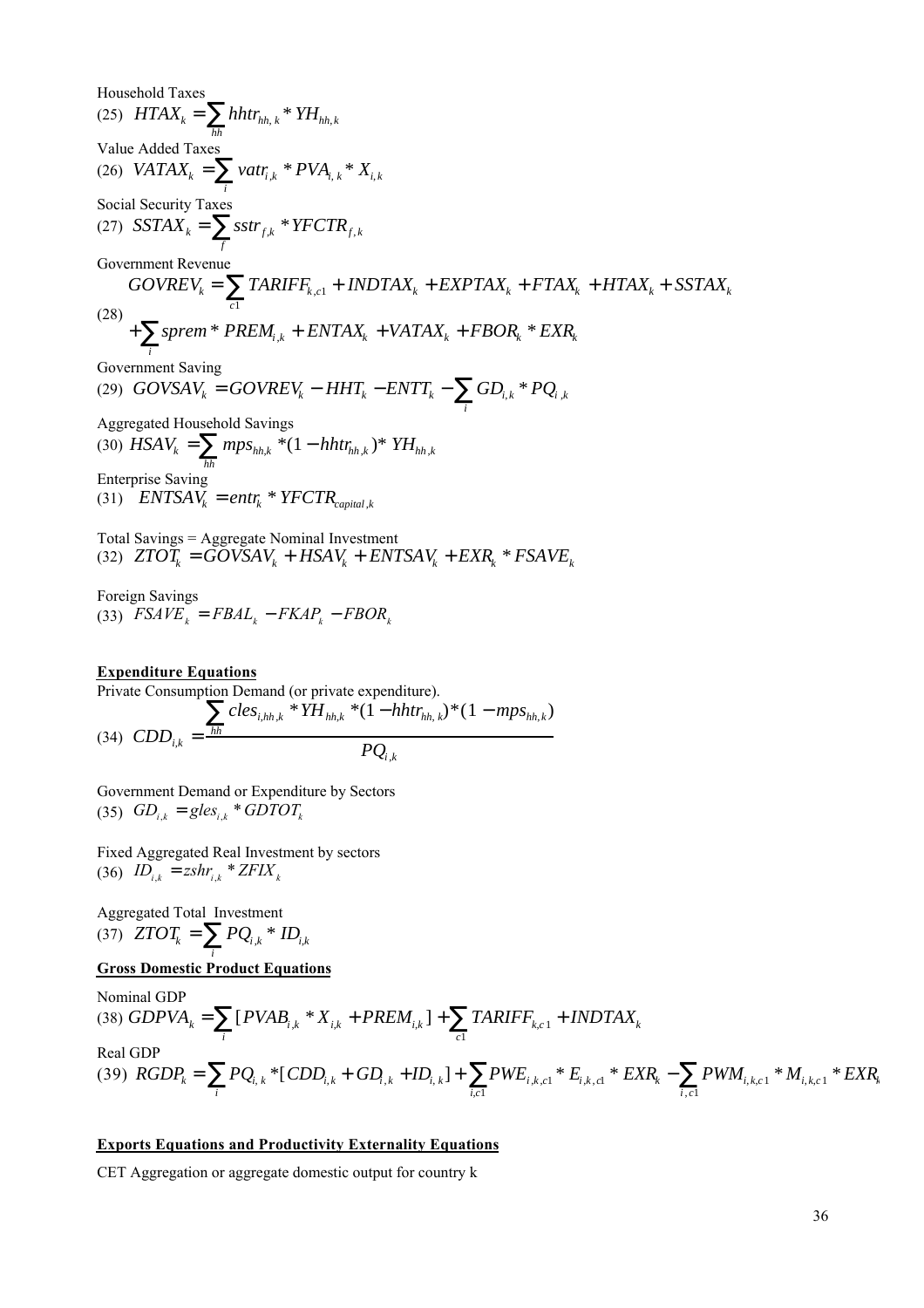Household Taxes

$$(25)\quad HTAX_k = \sum_{hh} hhtr_{hh,k} * YH_{hh,k}$$

Value Added Taxes

$$(26)\quad VATAX_k = \sum_i vatr_{i,k} * PVA_{i,k} * X_{i,k}$$

Social Security Taxes

$$(27)\quad SSTAX_k = \sum_f sstr_{f,k} * YFCTR_{f,k}$$

Government Revenue

$$(28)\quad \begin{aligned} GOVREV_k = & \sum_{c1} TARIFF_{k,c1} + INDTAX_k + EXPTAX_k + FTAX_k + HTAX_k + SSTAX_k \\ & + \sum_i sprem * PREM_{i,k} + ENTAX_k + VATAX_k + FBOR_k * EXR_k \end{aligned}$$

Government Saving

$$(29)\quad GOVSAV_k = GOVREV_k - HHT_k - ENTT_k - \sum_i GD_{i,k} * PQ_{i,k}$$

Aggregated Household Savings

$$(30)\quad HSAV_k = \sum_{hh} mps_{hh,k} * (1 - hhtr_{hh,k}) * YH_{hh,k}$$

Enterprise Saving

$$(31)\quad ENTSAV_k = entr_k * YFCTR_{capital,k}$$

Total Savings = Aggregate Nominal Investment

$$(32)\quad ZTOT_k = GOVSAV_k + HSAV_k + ENTSAV_k + EXR_k * FSAVE_k$$

Foreign Savings

$$(33)\quad FSAVE_k = FBAL_k - FKAP_k - FBOR_k$$

**Expenditure Equations**

Private Consumption Demand (or private expenditure).

$$(34)\quad CDD_{i,k} = \frac{\sum_{hh} cles_{i,hh,k} * YH_{hh,k} * (1 - hhtr_{hh,k}) * (1 - mps_{hh,k})}{PQ_{i,k}}$$

Government Demand or Expenditure by Sectors

$$(35)\quad GD_{i,k} = gles_{i,k} * GDTOT_k$$

Fixed Aggregated Real Investment by sectors

$$(36)\quad ID_{i,k} = zshr_{i,k} * ZFIX_k$$

Aggregated Total Investment

$$(37)\quad ZTOT_k = \sum_i PQ_{i,k} * ID_{i,k}$$

**Gross Domestic Product Equations**

Nominal GDP

$$(38)\quad GDPVA_k = \sum_i [PVAB_{i,k} * X_{i,k} + PREM_{i,k}] + \sum_{c1} TARIFF_{k,c1} + INDTAX_k$$

Real GDP

$$(39)\quad RGDP_k = \sum_i PQ_{i,k} * [CDD_{i,k} + GD_{i,k} + ID_{i,k}] + \sum_{i,c1} PWE_{i,k,c1} * E_{i,k,c1} * EXR_k - \sum_{i,c1} PWM_{i,k,c1} * M_{i,k,c1} * EXR_k$$

**Exports Equations and Productivity Externality Equations**

CET Aggregation or aggregate domestic output for country k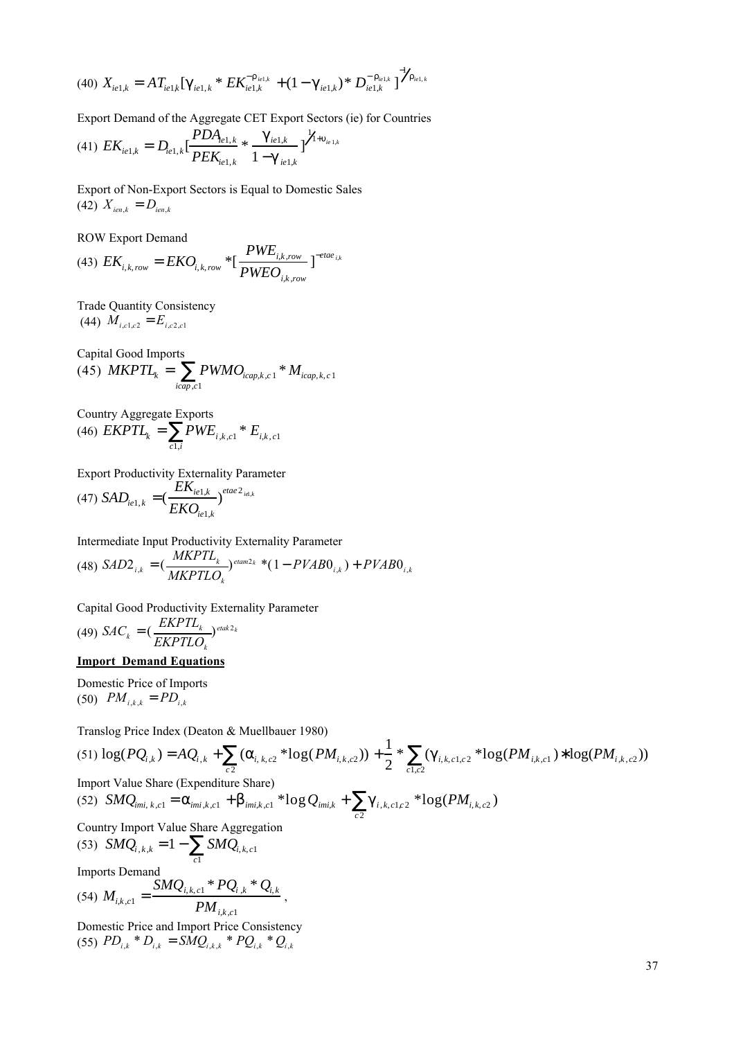(40) $X_{ie1,k} = AT_{ie1k}[\gamma_{ie1,k} * EK_{ie1,k}^{-\rho_{ie1,k}} + (1-\gamma_{ie1,k}) * D_{ie1,k}^{-\rho_{ie1,k}}]^{-1/\rho_{ie1,k}}$

Export Demand of the Aggregate CET Export Sectors (ie) for Countries

(41) $EK_{ie1,k} = D_{ie1,k}[\frac{PDA_{ie1,k}}{PEK_{ie1,k}} * \frac{\gamma_{ie1,k}}{1-\gamma_{ie1,k}}]^{1/1+\upsilon_{ie1,k}}$

Export of Non-Export Sectors is Equal to Domestic Sales

(42) $X_{ien,k} = D_{ien,k}$

ROW Export Demand

(43) $EK_{i,k,row} = EKO_{i,k,row} * [\frac{PWE_{i,k,row}}{PWEO_{i,k,row}}]^{-etae_{i,k}}$

Trade Quantity Consistency

(44) $M_{i,c1,c2} = E_{i,c2,c1}$

Capital Good Imports

(45) $MKPTL_k = \sum_{icap,c1} PWMO_{icap,k,c1} * M_{icap,k,c1}$

Country Aggregate Exports

(46) $EKPTL_k = \sum_{c1,i} PWE_{i,k,c1} * E_{i,k,c1}$

Export Productivity Externality Parameter

(47) $SAD_{ie1,k} = (\frac{EK_{ie1,k}}{EKO_{ie1,k}})^{etae2_{ie1,k}}$

Intermediate Input Productivity Externality Parameter

(48) $SAD2_{i,k} = (\frac{MKPTL_k}{MKPTLO_k})^{etam2_k} * (1 - PVAB0_{i,k}) + PVAB0_{i,k}$

Capital Good Productivity Externality Parameter

(49) $SAC_k = (\frac{EKPTL_k}{EKPTLO_k})^{etak2_k}$

**Import Demand Equations**

Domestic Price of Imports

(50) $PM_{i,k,k} = PD_{i,k}$

Translog Price Index (Deaton & Muellbauer 1980)

(51) $\log(PQ_{i,k}) = AQ_{i,k} + \sum_{c2}(\alpha_{i,k,c2} * \log(PM_{i,k,c2})) + \frac{1}{2} * \sum_{c1,c2}(\gamma_{i,k,c1,c2} * \log(PM_{i,k,c1}) * \log(PM_{i,k,c2}))$

Import Value Share (Expenditure Share)

(52) $SMQ_{imi,k,c1} = \alpha_{imi,k,c1} + \beta_{imi,k,c1} * \log Q_{imi,k} + \sum_{c2} \gamma_{i,k,c1,c2} * \log(PM_{i,k,c2})$

Country Import Value Share Aggregation

(53) $SMQ_{i,k,k} = 1 - \sum_{c1} SMQ_{i,k,c1}$

Imports Demand

(54) $M_{i,k,c1} = \frac{SMQ_{i,k,c1} * PQ_{i,k} * Q_{i,k}}{PM_{i,k,c1}}$,

Domestic Price and Import Price Consistency

(55) $PD_{i,k} * D_{i,k} = SMQ_{i,k,k} * PQ_{i,k} * Q_{i,k}$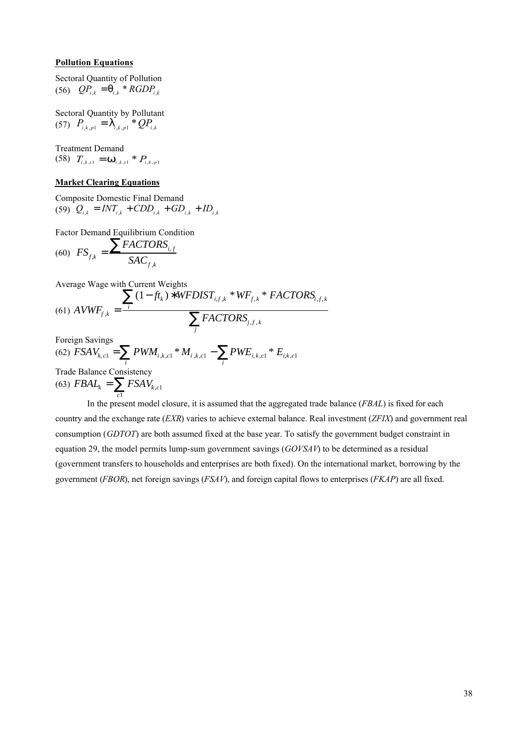**Pollution Equations**

Sectoral Quantity of Pollution

$$(56) \quad QP_{i,k} = \theta_{i,k} * RGDP_{i,k}$$

Sectoral Quantity by Pollutant

$$(57) \quad P_{i,k,p1} = \lambda_{i,k,p1} * QP_{i,k}$$

Treatment Demand

$$(58) \quad T_{i,k,t1} = \omega_{i,k,t1} * P_{i,k,p1}$$

**Market Clearing Equations**

Composite Domestic Final Demand

$$(59) \quad Q_{i,k} = INT_{i,k} + CDD_{i,k} + GD_{i,k} + ID_{i,k}$$

Factor Demand Equilibrium Condition

$$(60) \quad FS_{f,k} = \frac{\sum FACTORS_{i,f}}{SAC_{f,k}}$$

Average Wage with Current Weights

$$(61) \quad AVWF_{f,k} = \frac{\sum_{i} (1 - ft_{k}) * WFDIST_{i,f,k} * WF_{f,k} * FACTORS_{i,f,k}}{\sum_{j} FACTORS_{j,f,k}}$$

Foreign Savings

$$(62) \quad FSAV_{k,c1} = \sum_{i} PWM_{i,k,c1} * M_{i,k,c1} - \sum_{i} PWE_{i,k,c1} * E_{i,k,c1}$$

Trade Balance Consistency

$$(63) \quad FBAL_{k} = \sum_{c1} FSAV_{k,c1}$$

In the present model closure, it is assumed that the aggregated trade balance (*FBAL*) is fixed for each country and the exchange rate (*EXR*) varies to achieve external balance. Real investment (*ZFIX*) and government real consumption (*GDTOT*) are both assumed fixed at the base year. To satisfy the government budget constraint in equation 29, the model permits lump-sum government savings (*GOVSAV*) to be determined as a residual (government transfers to households and enterprises are both fixed). On the international market, borrowing by the government (*FBOR*), net foreign savings (*FSAV*), and foreign capital flows to enterprises (*FKAP*) are all fixed.